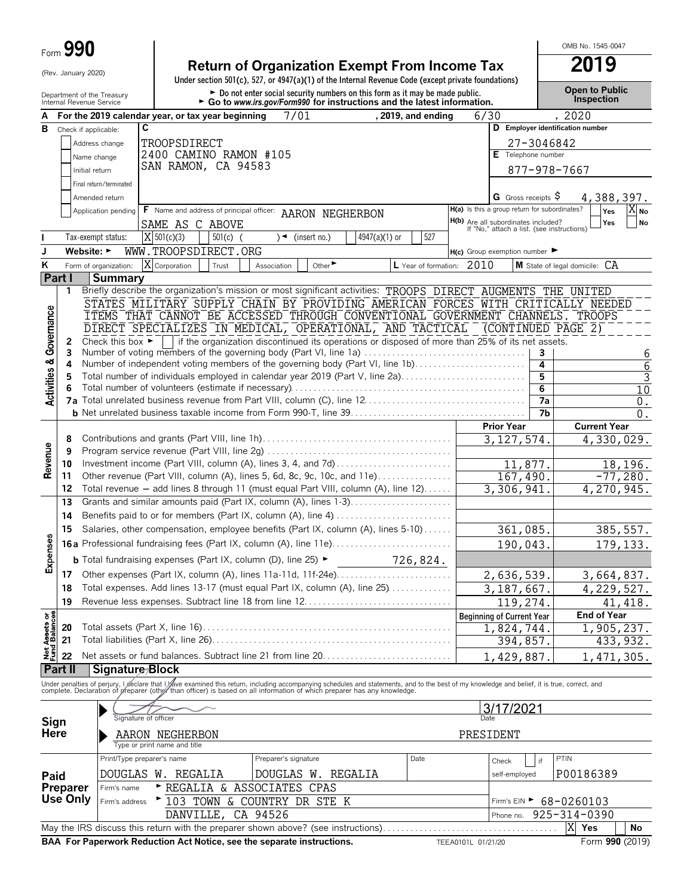Form **990**

(Rev. January 2020)

Department of the Treasury
Internal Revenue Service

# Return of Organization Exempt From Income Tax

**Under section 501(c), 527, or 4947(a)(1) of the Internal Revenue Code (except private foundations)**

► Do not enter social security numbers on this form as it may be made public.
► Go to www.irs.gov/Form990 for instructions and the latest information.

OMB No. 1545-0047

**2019**

**Open to Public Inspection**

**A** For the 2019 calendar year, or tax year beginning 7/01 , 2019, and ending 6/30 , 2020

**B** Check if applicable:
- Address change
- Name change
- Initial return
- Final return/terminated
- Amended return
- Application pending

**C**
TROOPSDIRECT
2400 CAMINO RAMON #105
SAN RAMON, CA 94583

**D Employer identification number** 27-3046842

**E Telephone number** 877-978-7667

**G** Gross receipts $ 4,388,397.

**F** Name and address of principal officer: AARON NEGHERBON
SAME AS C ABOVE

**H(a)** Is this a group return for subordinates? Yes [ ] No [X]
**H(b)** Are all subordinates included? Yes [ ] No [ ]
If "No," attach a list. (see instructions)

**I** Tax-exempt status: [X] 501(c)(3) [ ] 501(c) ( ) ◄ (insert no.) [ ] 4947(a)(1) or [ ] 527

**J** Website: ► WWW.TROOPSDIRECT.ORG

**H(c)** Group exemption number ►

**K** Form of organization: [X] Corporation [ ] Trust [ ] Association [ ] Other ►
**L** Year of formation: 2010
**M** State of legal domicile: CA

## Part I Summary

**Activities & Governance**

1 Briefly describe the organization's mission or most significant activities: TROOPS DIRECT AUGMENTS THE UNITED STATES MILITARY SUPPLY CHAIN BY PROVIDING AMERICAN FORCES WITH CRITICALLY NEEDED ITEMS THAT CANNOT BE ACCESSED THROUGH CONVENTIONAL GOVERNMENT CHANNELS. TROOPS DIRECT SPECIALIZES IN MEDICAL, OPERATIONAL, AND TACTICAL (CONTINUED PAGE 2)

2 Check this box ► [ ] if the organization discontinued its operations or disposed of more than 25% of its net assets.

| | | | |
|---|---|---|---|
| 3 | Number of voting members of the governing body (Part VI, line 1a) | 3 | 6 |
| 4 | Number of independent voting members of the governing body (Part VI, line 1b) | 4 | 6 |
| 5 | Total number of individuals employed in calendar year 2019 (Part V, line 2a) | 5 | 3 |
| 6 | Total number of volunteers (estimate if necessary) | 6 | 10 |
| 7a | Total unrelated business revenue from Part VIII, column (C), line 12 | 7a | 0. |
| b | Net unrelated business taxable income from Form 990-T, line 39 | 7b | 0. |

**Revenue**

| | | Prior Year | Current Year |
|---|---|---|---|
| 8 | Contributions and grants (Part VIII, line 1h) | 3,127,574. | 4,330,029. |
| 9 | Program service revenue (Part VIII, line 2g) | | |
| 10 | Investment income (Part VIII, column (A), lines 3, 4, and 7d) | 11,877. | 18,196. |
| 11 | Other revenue (Part VIII, column (A), lines 5, 6d, 8c, 9c, 10c, and 11e) | 167,490. | -77,280. |
| 12 | Total revenue — add lines 8 through 11 (must equal Part VIII, column (A), line 12) | 3,306,941. | 4,270,945. |

**Expenses**

| | | Prior Year | Current Year |
|---|---|---|---|
| 13 | Grants and similar amounts paid (Part IX, column (A), lines 1-3) | | |
| 14 | Benefits paid to or for members (Part IX, column (A), line 4) | | |
| 15 | Salaries, other compensation, employee benefits (Part IX, column (A), lines 5-10) | 361,085. | 385,557. |
| 16a | Professional fundraising fees (Part IX, column (A), line 11e) | 190,043. | 179,133. |
| b | Total fundraising expenses (Part IX, column (D), line 25) ► 726,824. | | |
| 17 | Other expenses (Part IX, column (A), lines 11a-11d, 11f-24e) | 2,636,539. | 3,664,837. |
| 18 | Total expenses. Add lines 13-17 (must equal Part IX, column (A), line 25) | 3,187,667. | 4,229,527. |
| 19 | Revenue less expenses. Subtract line 18 from line 12 | 119,274. | 41,418. |

**Net Assets or Fund Balances**

| | | Beginning of Current Year | End of Year |
|---|---|---|---|
| 20 | Total assets (Part X, line 16) | 1,824,744. | 1,905,237. |
| 21 | Total liabilities (Part X, line 26) | 394,857. | 433,932. |
| 22 | Net assets or fund balances. Subtract line 21 from line 20 | 1,429,887. | 1,471,305. |

## Part II Signature Block

Under penalties of perjury, I declare that I have examined this return, including accompanying schedules and statements, and to the best of my knowledge and belief, it is true, correct, and complete. Declaration of preparer (other than officer) is based on all information of which preparer has any knowledge.

**Sign Here**

Signature of officer — Date: 3/17/2021

AARON NEGHERBON — PRESIDENT
Type or print name and title

**Paid Preparer Use Only**

| Print/Type preparer's name | Preparer's signature | Date | Check [ ] if self-employed | PTIN |
|---|---|---|---|---|
| DOUGLAS W. REGALIA | DOUGLAS W. REGALIA | | | P00186389 |

Firm's name ► REGALIA & ASSOCIATES CPAS
Firm's address ► 103 TOWN & COUNTRY DR STE K, DANVILLE, CA 94526
Firm's EIN ► 68-0260103
Phone no. 925-314-0390

May the IRS discuss this return with the preparer shown above? (see instructions) [X] Yes [ ] No

**BAA For Paperwork Reduction Act Notice, see the separate instructions.** TEEA0101L 01/21/20 Form **990** (2019)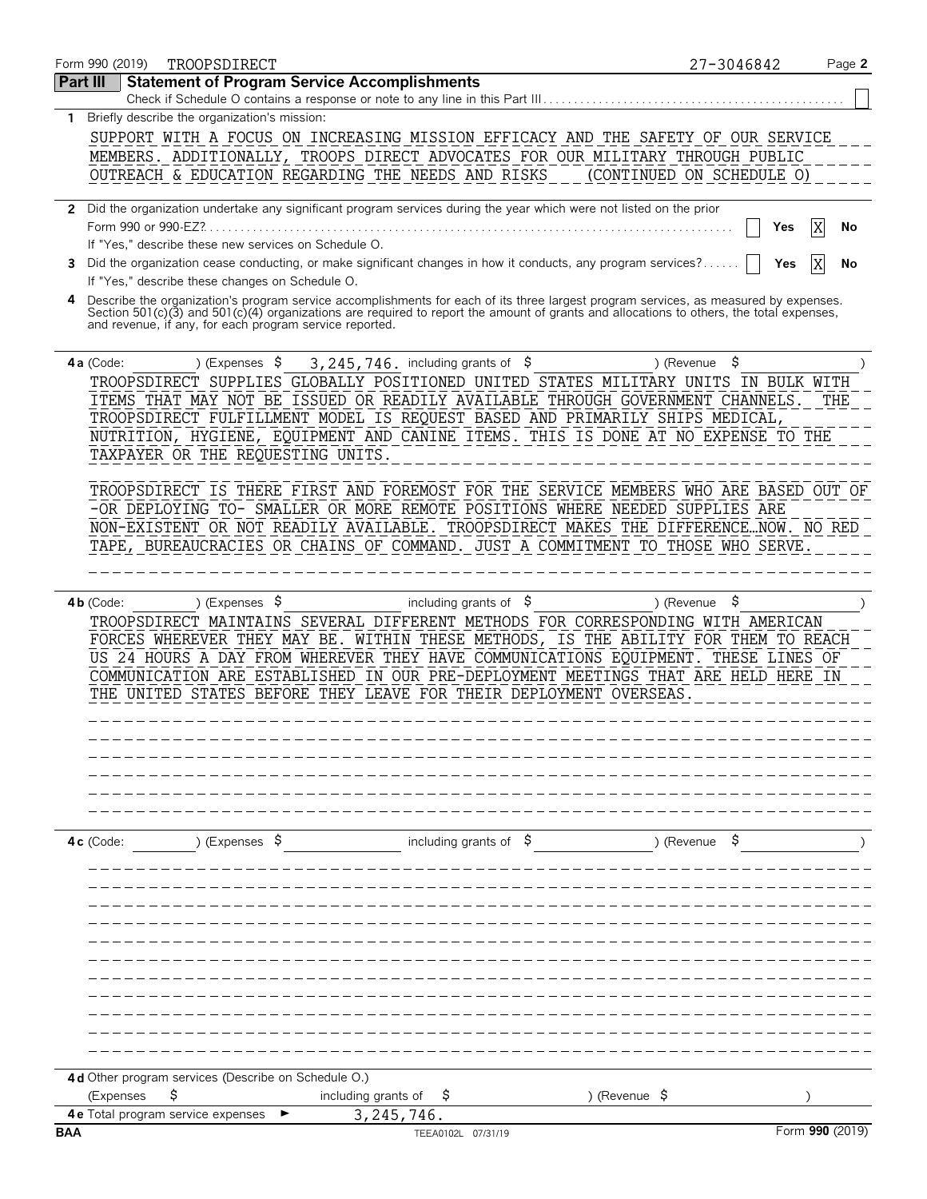Form 990 (2019) TROOPSDIRECT 27-3046842

## Part III Statement of Program Service Accomplishments

Check if Schedule O contains a response or note to any line in this Part III [ ]

**1** Briefly describe the organization's mission:

SUPPORT WITH A FOCUS ON INCREASING MISSION EFFICACY AND THE SAFETY OF OUR SERVICE MEMBERS. ADDITIONALLY, TROOPS DIRECT ADVOCATES FOR OUR MILITARY THROUGH PUBLIC OUTREACH & EDUCATION REGARDING THE NEEDS AND RISKS (CONTINUED ON SCHEDULE O)

**2** Did the organization undertake any significant program services during the year which were not listed on the prior Form 990 or 990-EZ? [ ] Yes [X] No

If "Yes," describe these new services on Schedule O.

**3** Did the organization cease conducting, or make significant changes in how it conducts, any program services? [ ] Yes [X] No

If "Yes," describe these changes on Schedule O.

**4** Describe the organization's program service accomplishments for each of its three largest program services, as measured by expenses. Section 501(c)(3) and 501(c)(4) organizations are required to report the amount of grants and allocations to others, the total expenses, and revenue, if any, for each program service reported.

**4a** (Code: ) (Expenses $ 3,245,746. including grants of $ ) (Revenue $ )

TROOPSDIRECT SUPPLIES GLOBALLY POSITIONED UNITED STATES MILITARY UNITS IN BULK WITH ITEMS THAT MAY NOT BE ISSUED OR READILY AVAILABLE THROUGH GOVERNMENT CHANNELS. THE TROOPSDIRECT FULFILLMENT MODEL IS REQUEST BASED AND PRIMARILY SHIPS MEDICAL, NUTRITION, HYGIENE, EQUIPMENT AND CANINE ITEMS. THIS IS DONE AT NO EXPENSE TO THE TAXPAYER OR THE REQUESTING UNITS.

TROOPSDIRECT IS THERE FIRST AND FOREMOST FOR THE SERVICE MEMBERS WHO ARE BASED OUT OF -OR DEPLOYING TO- SMALLER OR MORE REMOTE POSITIONS WHERE NEEDED SUPPLIES ARE NON-EXISTENT OR NOT READILY AVAILABLE. TROOPSDIRECT MAKES THE DIFFERENCE…NOW. NO RED TAPE, BUREAUCRACIES OR CHAINS OF COMMAND. JUST A COMMITMENT TO THOSE WHO SERVE.

**4b** (Code: ) (Expenses $ including grants of $ ) (Revenue $ )

TROOPSDIRECT MAINTAINS SEVERAL DIFFERENT METHODS FOR CORRESPONDING WITH AMERICAN FORCES WHEREVER THEY MAY BE. WITHIN THESE METHODS, IS THE ABILITY FOR THEM TO REACH US 24 HOURS A DAY FROM WHEREVER THEY HAVE COMMUNICATIONS EQUIPMENT. THESE LINES OF COMMUNICATION ARE ESTABLISHED IN OUR PRE-DEPLOYMENT MEETINGS THAT ARE HELD HERE IN THE UNITED STATES BEFORE THEY LEAVE FOR THEIR DEPLOYMENT OVERSEAS.

**4c** (Code: ) (Expenses $ including grants of $ ) (Revenue $ )

**4d** Other program services (Describe on Schedule O.)

(Expenses $ including grants of $ ) (Revenue $ )

**4e** Total program service expenses ► 3,245,746.

BAA TEEA0102L 07/31/19 Form **990** (2019)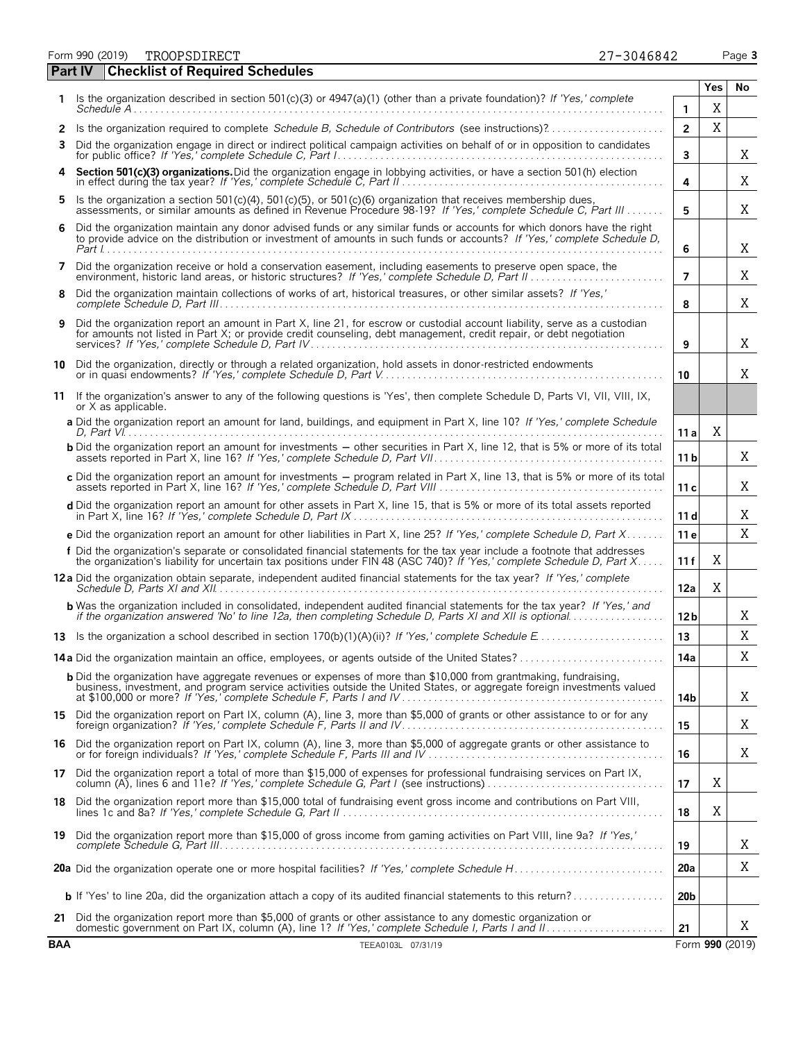Form 990 (2019) TROOPSDIRECT 27-3046842 Page **3**

## Part IV Checklist of Required Schedules

| | | | Yes | No |
|---|---|---|---|---|
| 1 | Is the organization described in section 501(c)(3) or 4947(a)(1) (other than a private foundation)? *If 'Yes,' complete Schedule A* | 1 | X | |
| 2 | Is the organization required to complete *Schedule B, Schedule of Contributors* (see instructions)? | 2 | X | |
| 3 | Did the organization engage in direct or indirect political campaign activities on behalf of or in opposition to candidates for public office? *If 'Yes,' complete Schedule C, Part I* | 3 | | X |
| 4 | **Section 501(c)(3) organizations.** Did the organization engage in lobbying activities, or have a section 501(h) election in effect during the tax year? *If 'Yes,' complete Schedule C, Part II* | 4 | | X |
| 5 | Is the organization a section 501(c)(4), 501(c)(5), or 501(c)(6) organization that receives membership dues, assessments, or similar amounts as defined in Revenue Procedure 98-19? *If 'Yes,' complete Schedule C, Part III* | 5 | | X |
| 6 | Did the organization maintain any donor advised funds or any similar funds or accounts for which donors have the right to provide advice on the distribution or investment of amounts in such funds or accounts? *If 'Yes,' complete Schedule D, Part I* | 6 | | X |
| 7 | Did the organization receive or hold a conservation easement, including easements to preserve open space, the environment, historic land areas, or historic structures? *If 'Yes,' complete Schedule D, Part II* | 7 | | X |
| 8 | Did the organization maintain collections of works of art, historical treasures, or other similar assets? *If 'Yes,' complete Schedule D, Part III* | 8 | | X |
| 9 | Did the organization report an amount in Part X, line 21, for escrow or custodial account liability, serve as a custodian for amounts not listed in Part X; or provide credit counseling, debt management, credit repair, or debt negotiation services? *If 'Yes,' complete Schedule D, Part IV* | 9 | | X |
| 10 | Did the organization, directly or through a related organization, hold assets in donor-restricted endowments or in quasi endowments? *If 'Yes,' complete Schedule D, Part V* | 10 | | X |
| 11 | If the organization's answer to any of the following questions is 'Yes', then complete Schedule D, Parts VI, VII, VIII, IX, or X as applicable. | | | |
| | **a** Did the organization report an amount for land, buildings, and equipment in Part X, line 10? *If 'Yes,' complete Schedule D, Part VI* | 11a | X | |
| | **b** Did the organization report an amount for investments — other securities in Part X, line 12, that is 5% or more of its total assets reported in Part X, line 16? *If 'Yes,' complete Schedule D, Part VII* | 11b | | X |
| | **c** Did the organization report an amount for investments — program related in Part X, line 13, that is 5% or more of its total assets reported in Part X, line 16? *If 'Yes,' complete Schedule D, Part VIII* | 11c | | X |
| | **d** Did the organization report an amount for other assets in Part X, line 15, that is 5% or more of its total assets reported in Part X, line 16? *If 'Yes,' complete Schedule D, Part IX* | 11d | | X |
| | **e** Did the organization report an amount for other liabilities in Part X, line 25? *If 'Yes,' complete Schedule D, Part X* | 11e | | X |
| | **f** Did the organization's separate or consolidated financial statements for the tax year include a footnote that addresses the organization's liability for uncertain tax positions under FIN 48 (ASC 740)? *If 'Yes,' complete Schedule D, Part X* | 11f | X | |
| 12a | Did the organization obtain separate, independent audited financial statements for the tax year? *If 'Yes,' complete Schedule D, Parts XI and XII* | 12a | X | |
| | **b** Was the organization included in consolidated, independent audited financial statements for the tax year? *If 'Yes,' and if the organization answered 'No' to line 12a, then completing Schedule D, Parts XI and XII is optional* | 12b | | X |
| 13 | Is the organization a school described in section 170(b)(1)(A)(ii)? *If 'Yes,' complete Schedule E* | 13 | | X |
| 14a | Did the organization maintain an office, employees, or agents outside of the United States? | 14a | | X |
| | **b** Did the organization have aggregate revenues or expenses of more than $10,000 from grantmaking, fundraising, business, investment, and program service activities outside the United States, or aggregate foreign investments valued at $100,000 or more? *If 'Yes,' complete Schedule F, Parts I and IV* | 14b | | X |
| 15 | Did the organization report on Part IX, column (A), line 3, more than $5,000 of grants or other assistance to or for any foreign organization? *If 'Yes,' complete Schedule F, Parts II and IV* | 15 | | X |
| 16 | Did the organization report on Part IX, column (A), line 3, more than $5,000 of aggregate grants or other assistance to or for foreign individuals? *If 'Yes,' complete Schedule F, Parts III and IV* | 16 | | X |
| 17 | Did the organization report a total of more than $15,000 of expenses for professional fundraising services on Part IX, column (A), lines 6 and 11e? *If 'Yes,' complete Schedule G, Part I* (see instructions) | 17 | X | |
| 18 | Did the organization report more than $15,000 total of fundraising event gross income and contributions on Part VIII, lines 1c and 8a? *If 'Yes,' complete Schedule G, Part II* | 18 | X | |
| 19 | Did the organization report more than $15,000 of gross income from gaming activities on Part VIII, line 9a? *If 'Yes,' complete Schedule G, Part III* | 19 | | X |
| 20a | Did the organization operate one or more hospital facilities? *If 'Yes,' complete Schedule H* | 20a | | X |
| | **b** If 'Yes' to line 20a, did the organization attach a copy of its audited financial statements to this return? | 20b | | |
| 21 | Did the organization report more than $5,000 of grants or other assistance to any domestic organization or domestic government on Part IX, column (A), line 1? *If 'Yes,' complete Schedule I, Parts I and II* | 21 | | X |

**BAA** TEEA0103L 07/31/19 Form **990** (2019)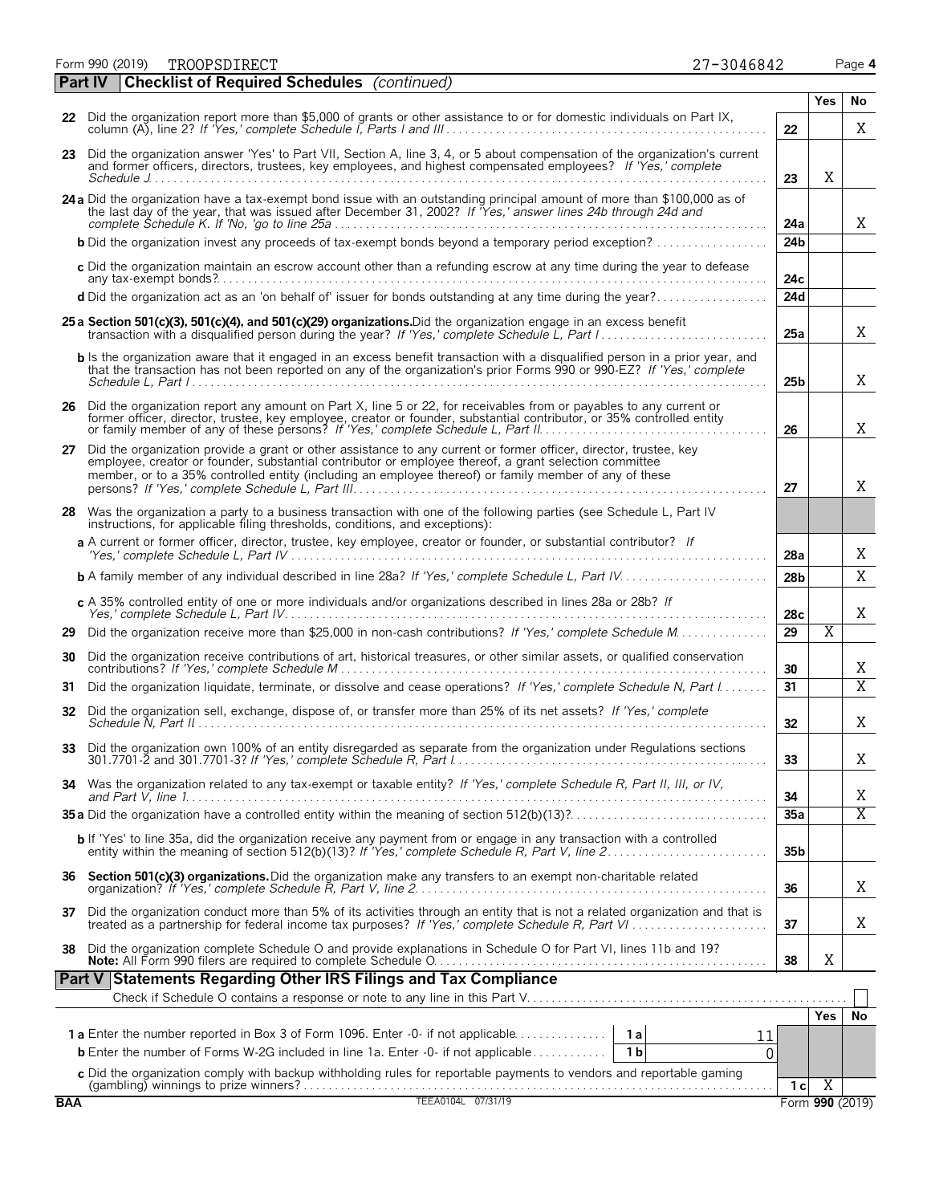Form 990 (2019) TROOPSDIRECT 27-3046842 Page 4

## Part IV Checklist of Required Schedules *(continued)*

| | | | Yes | No |
|---|---|---|---|---|
| **22** | Did the organization report more than $5,000 of grants or other assistance to or for domestic individuals on Part IX, column (A), line 2? *If 'Yes,' complete Schedule I, Parts I and III* | 22 | | X |
| **23** | Did the organization answer 'Yes' to Part VII, Section A, line 3, 4, or 5 about compensation of the organization's current and former officers, directors, trustees, key employees, and highest compensated employees? *If 'Yes,' complete Schedule J* | 23 | X | |
| **24a** | Did the organization have a tax-exempt bond issue with an outstanding principal amount of more than $100,000 as of the last day of the year, that was issued after December 31, 2002? *If 'Yes,' answer lines 24b through 24d and complete Schedule K. If 'No,' go to line 25a* | 24a | | X |
| **b** | Did the organization invest any proceeds of tax-exempt bonds beyond a temporary period exception? | 24b | | |
| **c** | Did the organization maintain an escrow account other than a refunding escrow at any time during the year to defease any tax-exempt bonds? | 24c | | |
| **d** | Did the organization act as an 'on behalf of' issuer for bonds outstanding at any time during the year? | 24d | | |
| **25a** | **Section 501(c)(3), 501(c)(4), and 501(c)(29) organizations.** Did the organization engage in an excess benefit transaction with a disqualified person during the year? *If 'Yes,' complete Schedule L, Part I* | 25a | | X |
| **b** | Is the organization aware that it engaged in an excess benefit transaction with a disqualified person in a prior year, and that the transaction has not been reported on any of the organization's prior Forms 990 or 990-EZ? *If 'Yes,' complete Schedule L, Part I* | 25b | | X |
| **26** | Did the organization report any amount on Part X, line 5 or 22, for receivables from or payables to any current or former officer, director, trustee, key employee, creator or founder, substantial contributor, or 35% controlled entity or family member of any of these persons? *If 'Yes,' complete Schedule L, Part II* | 26 | | X |
| **27** | Did the organization provide a grant or other assistance to any current or former officer, director, trustee, key employee, creator or founder, substantial contributor or employee thereof, a grant selection committee member, or to a 35% controlled entity (including an employee thereof) or family member of any of these persons? *If 'Yes,' complete Schedule L, Part III* | 27 | | X |
| **28** | Was the organization a party to a business transaction with one of the following parties (see Schedule L, Part IV instructions, for applicable filing thresholds, conditions, and exceptions): | | | |
| **a** | A current or former officer, director, trustee, key employee, creator or founder, or substantial contributor? *If 'Yes,' complete Schedule L, Part IV* | 28a | | X |
| **b** | A family member of any individual described in line 28a? *If 'Yes,' complete Schedule L, Part IV* | 28b | | X |
| **c** | A 35% controlled entity of one or more individuals and/or organizations described in lines 28a or 28b? *If Yes,' complete Schedule L, Part IV* | 28c | | X |
| **29** | Did the organization receive more than $25,000 in non-cash contributions? *If 'Yes,' complete Schedule M* | 29 | X | |
| **30** | Did the organization receive contributions of art, historical treasures, or other similar assets, or qualified conservation contributions? *If 'Yes,' complete Schedule M* | 30 | | X |
| **31** | Did the organization liquidate, terminate, or dissolve and cease operations? *If 'Yes,' complete Schedule N, Part I* | 31 | | X |
| **32** | Did the organization sell, exchange, dispose of, or transfer more than 25% of its net assets? *If 'Yes,' complete Schedule N, Part II* | 32 | | X |
| **33** | Did the organization own 100% of an entity disregarded as separate from the organization under Regulations sections 301.7701-2 and 301.7701-3? *If 'Yes,' complete Schedule R, Part I* | 33 | | X |
| **34** | Was the organization related to any tax-exempt or taxable entity? *If 'Yes,' complete Schedule R, Part II, III, or IV, and Part V, line 1* | 34 | | X |
| **35a** | Did the organization have a controlled entity within the meaning of section 512(b)(13)? | 35a | | X |
| **b** | If 'Yes' to line 35a, did the organization receive any payment from or engage in any transaction with a controlled entity within the meaning of section 512(b)(13)? *If 'Yes,' complete Schedule R, Part V, line 2* | 35b | | |
| **36** | **Section 501(c)(3) organizations.** Did the organization make any transfers to an exempt non-charitable related organization? *If 'Yes,' complete Schedule R, Part V, line 2* | 36 | | X |
| **37** | Did the organization conduct more than 5% of its activities through an entity that is not a related organization and that is treated as a partnership for federal income tax purposes? *If 'Yes,' complete Schedule R, Part VI* | 37 | | X |
| **38** | Did the organization complete Schedule O and provide explanations in Schedule O for Part VI, lines 11b and 19? **Note:** All Form 990 filers are required to complete Schedule O. | 38 | X | |

## Part V Statements Regarding Other IRS Filings and Tax Compliance

Check if Schedule O contains a response or note to any line in this Part V ☐

| | | | | | Yes | No |
|---|---|---|---|---|---|---|
| **1a** | Enter the number reported in Box 3 of Form 1096. Enter -0- if not applicable | 1a | 11 | | | |
| **b** | Enter the number of Forms W-2G included in line 1a. Enter -0- if not applicable | 1b | 0 | | | |
| **c** | Did the organization comply with backup withholding rules for reportable payments to vendors and reportable gaming (gambling) winnings to prize winners? | | | 1c | X | |

BAA TEEA0104L 07/31/19 Form **990** (2019)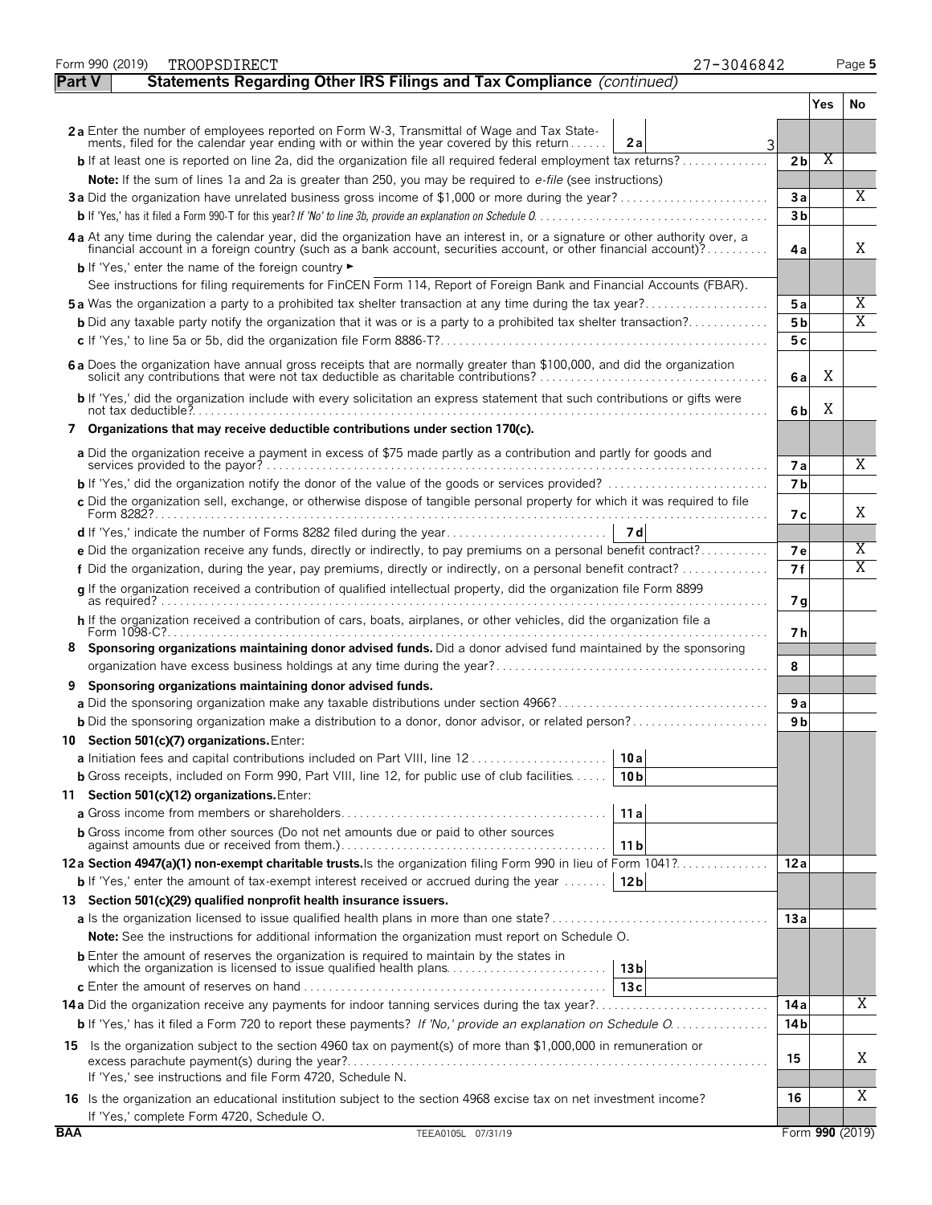Form 990 (2019) TROOPSDIRECT 27-3046842

## Part V Statements Regarding Other IRS Filings and Tax Compliance *(continued)*

| | | | Yes | No |
|---|---|---|---|---|
| **2a** Enter the number of employees reported on Form W-3, Transmittal of Wage and Tax Statements, filed for the calendar year ending with or within the year covered by this return | **2a** 3 | | | |
| **b** If at least one is reported on line 2a, did the organization file all required federal employment tax returns? | | **2b** | X | |
| **Note:** If the sum of lines 1a and 2a is greater than 250, you may be required to *e-file* (see instructions) | | | | |
| **3a** Did the organization have unrelated business gross income of $1,000 or more during the year? | | **3a** | | X |
| **b** If 'Yes,' has it filed a Form 990-T for this year? *If 'No' to line 3b, provide an explanation on Schedule O* | | **3b** | | |
| **4a** At any time during the calendar year, did the organization have an interest in, or a signature or other authority over, a financial account in a foreign country (such as a bank account, securities account, or other financial account)? | | **4a** | | X |
| **b** If 'Yes,' enter the name of the foreign country ► | | | | |
| See instructions for filing requirements for FinCEN Form 114, Report of Foreign Bank and Financial Accounts (FBAR). | | | | |
| **5a** Was the organization a party to a prohibited tax shelter transaction at any time during the tax year? | | **5a** | | X |
| **b** Did any taxable party notify the organization that it was or is a party to a prohibited tax shelter transaction? | | **5b** | | X |
| **c** If 'Yes,' to line 5a or 5b, did the organization file Form 8886-T? | | **5c** | | |
| **6a** Does the organization have annual gross receipts that are normally greater than $100,000, and did the organization solicit any contributions that were not tax deductible as charitable contributions? | | **6a** | X | |
| **b** If 'Yes,' did the organization include with every solicitation an express statement that such contributions or gifts were not tax deductible? | | **6b** | X | |
| **7 Organizations that may receive deductible contributions under section 170(c).** | | | | |
| **a** Did the organization receive a payment in excess of $75 made partly as a contribution and partly for goods and services provided to the payor? | | **7a** | | X |
| **b** If 'Yes,' did the organization notify the donor of the value of the goods or services provided? | | **7b** | | |
| **c** Did the organization sell, exchange, or otherwise dispose of tangible personal property for which it was required to file Form 8282? | | **7c** | | X |
| **d** If 'Yes,' indicate the number of Forms 8282 filed during the year | **7d** | | | |
| **e** Did the organization receive any funds, directly or indirectly, to pay premiums on a personal benefit contract? | | **7e** | | X |
| **f** Did the organization, during the year, pay premiums, directly or indirectly, on a personal benefit contract? | | **7f** | | X |
| **g** If the organization received a contribution of qualified intellectual property, did the organization file Form 8899 as required? | | **7g** | | |
| **h** If the organization received a contribution of cars, boats, airplanes, or other vehicles, did the organization file a Form 1098-C? | | **7h** | | |
| **8 Sponsoring organizations maintaining donor advised funds.** Did a donor advised fund maintained by the sponsoring organization have excess business holdings at any time during the year? | | **8** | | |
| **9 Sponsoring organizations maintaining donor advised funds.** | | | | |
| **a** Did the sponsoring organization make any taxable distributions under section 4966? | | **9a** | | |
| **b** Did the sponsoring organization make a distribution to a donor, donor advisor, or related person? | | **9b** | | |
| **10 Section 501(c)(7) organizations.** Enter: | | | | |
| **a** Initiation fees and capital contributions included on Part VIII, line 12 | **10a** | | | |
| **b** Gross receipts, included on Form 990, Part VIII, line 12, for public use of club facilities | **10b** | | | |
| **11 Section 501(c)(12) organizations.** Enter: | | | | |
| **a** Gross income from members or shareholders | **11a** | | | |
| **b** Gross income from other sources (Do not net amounts due or paid to other sources against amounts due or received from them.) | **11b** | | | |
| **12a Section 4947(a)(1) non-exempt charitable trusts.** Is the organization filing Form 990 in lieu of Form 1041? | | **12a** | | |
| **b** If 'Yes,' enter the amount of tax-exempt interest received or accrued during the year | **12b** | | | |
| **13 Section 501(c)(29) qualified nonprofit health insurance issuers.** | | | | |
| **a** Is the organization licensed to issue qualified health plans in more than one state? | | **13a** | | |
| **Note:** See the instructions for additional information the organization must report on Schedule O. | | | | |
| **b** Enter the amount of reserves the organization is required to maintain by the states in which the organization is licensed to issue qualified health plans | **13b** | | | |
| **c** Enter the amount of reserves on hand | **13c** | | | |
| **14a** Did the organization receive any payments for indoor tanning services during the tax year? | | **14a** | | X |
| **b** If 'Yes,' has it filed a Form 720 to report these payments? *If 'No,' provide an explanation on Schedule O* | | **14b** | | |
| **15** Is the organization subject to the section 4960 tax on payment(s) of more than $1,000,000 in remuneration or excess parachute payment(s) during the year? If 'Yes,' see instructions and file Form 4720, Schedule N. | | **15** | | X |
| **16** Is the organization an educational institution subject to the section 4968 excise tax on net investment income? If 'Yes,' complete Form 4720, Schedule O. | | **16** | | X |

BAA TEEA0105L 07/31/19 Form **990** (2019)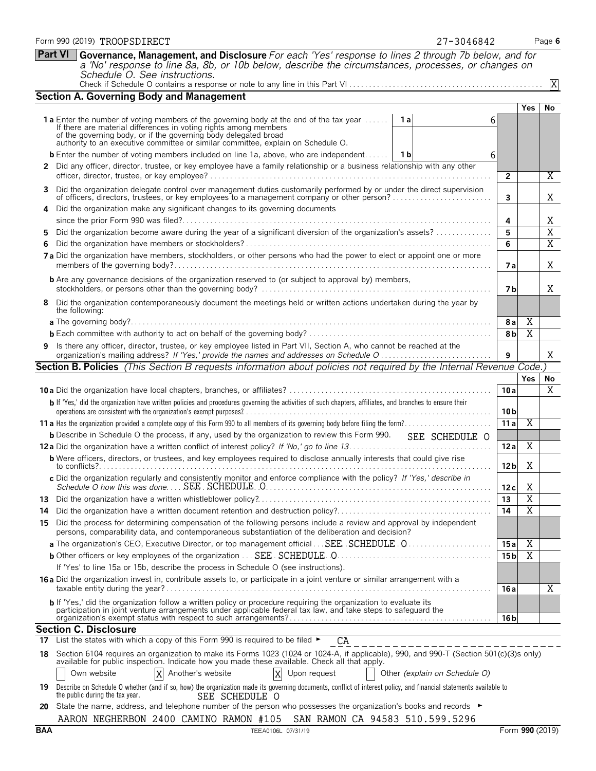Form 990 (2019) TROOPSDIRECT 27-3046842

## Part VI Governance, Management, and Disclosure

*For each 'Yes' response to lines 2 through 7b below, and for a 'No' response to line 8a, 8b, or 10b below, describe the circumstances, processes, or changes on Schedule O. See instructions.*

Check if Schedule O contains a response or note to any line in this Part VI . . . . . [X]

### Section A. Governing Body and Management

| | | | Yes | No |
|---|---|---|---|---|
| **1a** Enter the number of voting members of the governing body at the end of the tax year . . . . . . If there are material differences in voting rights among members of the governing body, or if the governing body delegated broad authority to an executive committee or similar committee, explain on Schedule O. | 1a: 6 | | | |
| **b** Enter the number of voting members included on line 1a, above, who are independent . . . . . . | 1b: 6 | | | |
| **2** Did any officer, director, trustee, or key employee have a family relationship or a business relationship with any other officer, director, trustee, or key employee? | | 2 | | X |
| **3** Did the organization delegate control over management duties customarily performed by or under the direct supervision of officers, directors, trustees, or key employees to a management company or other person? | | 3 | | X |
| **4** Did the organization make any significant changes to its governing documents since the prior Form 990 was filed? | | 4 | | X |
| **5** Did the organization become aware during the year of a significant diversion of the organization's assets? | | 5 | | X |
| **6** Did the organization have members or stockholders? | | 6 | | X |
| **7a** Did the organization have members, stockholders, or other persons who had the power to elect or appoint one or more members of the governing body? | | 7a | | X |
| **b** Are any governance decisions of the organization reserved to (or subject to approval by) members, stockholders, or persons other than the governing body? | | 7b | | X |
| **8** Did the organization contemporaneously document the meetings held or written actions undertaken during the year by the following: | | | | |
| **a** The governing body? | | 8a | X | |
| **b** Each committee with authority to act on behalf of the governing body? | | 8b | X | |
| **9** Is there any officer, director, trustee, or key employee listed in Part VII, Section A, who cannot be reached at the organization's mailing address? *If 'Yes,' provide the names and addresses on Schedule O* | | 9 | | X |

### Section B. Policies *(This Section B requests information about policies not required by the Internal Revenue Code.)*

| | | Yes | No |
|---|---|---|---|
| **10a** Did the organization have local chapters, branches, or affiliates? | 10a | | X |
| **b** If 'Yes,' did the organization have written policies and procedures governing the activities of such chapters, affiliates, and branches to ensure their operations are consistent with the organization's exempt purposes? | 10b | | |
| **11a** Has the organization provided a complete copy of this Form 990 to all members of its governing body before filing the form? | 11a | X | |
| **b** Describe in Schedule O the process, if any, used by the organization to review this Form 990. SEE SCHEDULE O | | | |
| **12a** Did the organization have a written conflict of interest policy? *If 'No,' go to line 13* | 12a | X | |
| **b** Were officers, directors, or trustees, and key employees required to disclose annually interests that could give rise to conflicts? | 12b | X | |
| **c** Did the organization regularly and consistently monitor and enforce compliance with the policy? *If 'Yes,' describe in Schedule O how this was done* SEE SCHEDULE O | 12c | X | |
| **13** Did the organization have a written whistleblower policy? | 13 | X | |
| **14** Did the organization have a written document retention and destruction policy? | 14 | X | |
| **15** Did the process for determining compensation of the following persons include a review and approval by independent persons, comparability data, and contemporaneous substantiation of the deliberation and decision? | | | |
| **a** The organization's CEO, Executive Director, or top management official SEE SCHEDULE O | 15a | X | |
| **b** Other officers or key employees of the organization SEE SCHEDULE O | 15b | X | |
| If 'Yes' to line 15a or 15b, describe the process in Schedule O (see instructions). | | | |
| **16a** Did the organization invest in, contribute assets to, or participate in a joint venture or similar arrangement with a taxable entity during the year? | 16a | | X |
| **b** If 'Yes,' did the organization follow a written policy or procedure requiring the organization to evaluate its participation in joint venture arrangements under applicable federal tax law, and take steps to safeguard the organization's exempt status with respect to such arrangements? | 16b | | |

### Section C. Disclosure

**17** List the states with which a copy of this Form 990 is required to be filed ► CA

**18** Section 6104 requires an organization to make its Forms 1023 (1024 or 1024-A, if applicable), 990, and 990-T (Section 501(c)(3)s only) available for public inspection. Indicate how you made these available. Check all that apply.

[ ] Own website [X] Another's website [X] Upon request [ ] Other *(explain on Schedule O)*

**19** Describe on Schedule O whether (and if so, how) the organization made its governing documents, conflict of interest policy, and financial statements available to the public during the tax year. SEE SCHEDULE O

**20** State the name, address, and telephone number of the person who possesses the organization's books and records ►

AARON NEGHERBON 2400 CAMINO RAMON #105 SAN RAMON CA 94583 510.599.5296

BAA TEEA0106L 07/31/19 Form **990** (2019)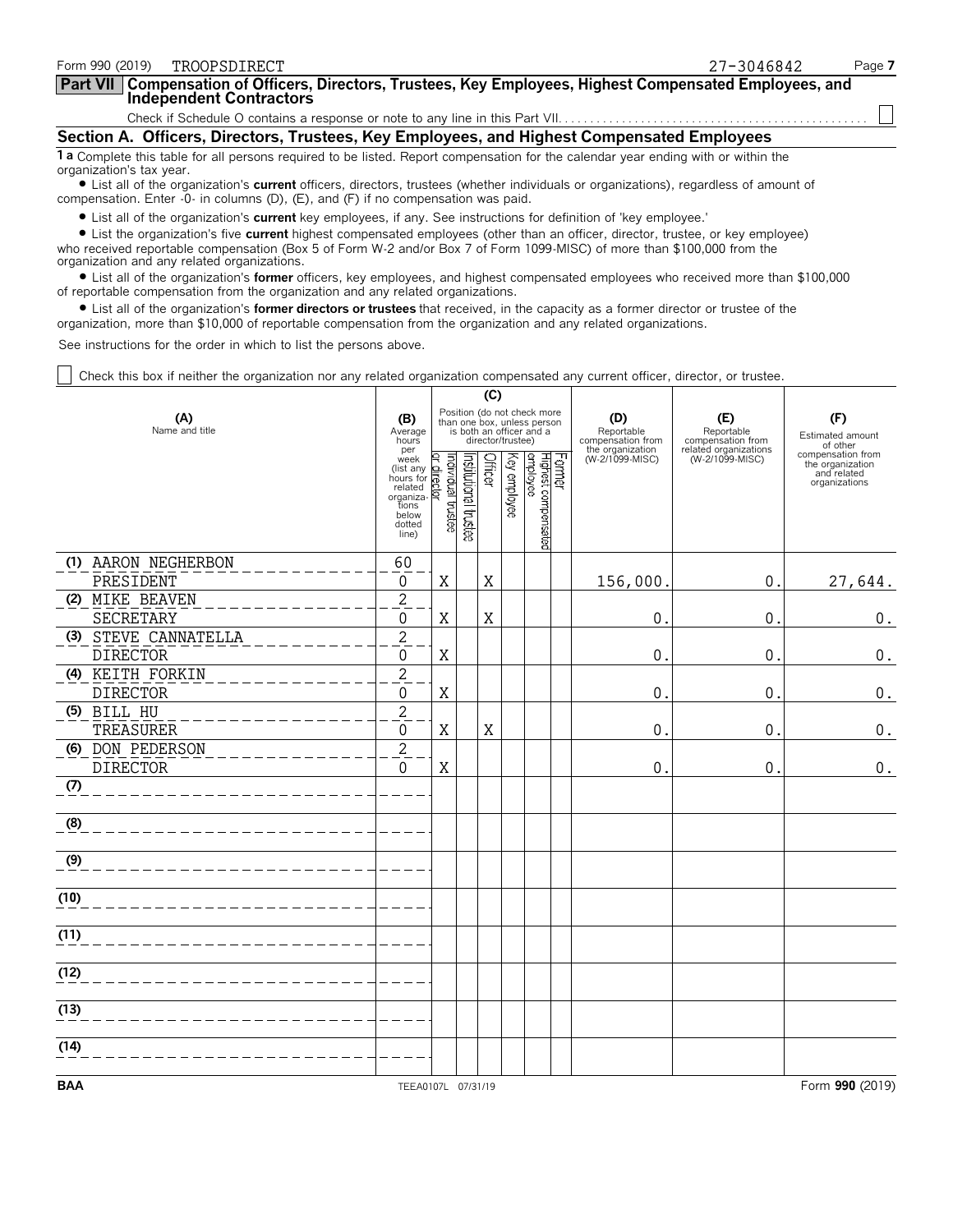Form 990 (2019) TROOPSDIRECT 27-3046842

## Part VII Compensation of Officers, Directors, Trustees, Key Employees, Highest Compensated Employees, and Independent Contractors

Check if Schedule O contains a response or note to any line in this Part VII. ☐

### Section A. Officers, Directors, Trustees, Key Employees, and Highest Compensated Employees

**1 a** Complete this table for all persons required to be listed. Report compensation for the calendar year ending with or within the organization's tax year.

- List all of the organization's **current** officers, directors, trustees (whether individuals or organizations), regardless of amount of compensation. Enter -0- in columns (D), (E), and (F) if no compensation was paid.
- List all of the organization's **current** key employees, if any. See instructions for definition of 'key employee.'
- List the organization's five **current** highest compensated employees (other than an officer, director, trustee, or key employee) who received reportable compensation (Box 5 of Form W-2 and/or Box 7 of Form 1099-MISC) of more than $100,000 from the organization and any related organizations.
- List all of the organization's **former** officers, key employees, and highest compensated employees who received more than $100,000 of reportable compensation from the organization and any related organizations.
- List all of the organization's **former directors or trustees** that received, in the capacity as a former director or trustee of the organization, more than $10,000 of reportable compensation from the organization and any related organizations.

See instructions for the order in which to list the persons above.

☐ Check this box if neither the organization nor any related organization compensated any current officer, director, or trustee.

| (A) Name and title | (B) Average hours per week (list any hours for related organizations below dotted line) | (C) Individual trustee or director | Institutional trustee | Officer | Key employee | Highest compensated employee | Former | (D) Reportable compensation from the organization (W-2/1099-MISC) | (E) Reportable compensation from related organizations (W-2/1099-MISC) | (F) Estimated amount of other compensation from the organization and related organizations |
|---|---|---|---|---|---|---|---|---|---|---|
| (1) AARON NEGHERBON<br>PRESIDENT | 60<br>0 | X | | X | | | | 156,000. | 0. | 27,644. |
| (2) MIKE BEAVEN<br>SECRETARY | 2<br>0 | X | | X | | | | 0. | 0. | 0. |
| (3) STEVE CANNATELLA<br>DIRECTOR | 2<br>0 | X | | | | | | 0. | 0. | 0. |
| (4) KEITH FORKIN<br>DIRECTOR | 2<br>0 | X | | | | | | 0. | 0. | 0. |
| (5) BILL HU<br>TREASURER | 2<br>0 | X | | X | | | | 0. | 0. | 0. |
| (6) DON PEDERSON<br>DIRECTOR | 2<br>0 | X | | | | | | 0. | 0. | 0. |
| (7) | | | | | | | | | | |
| (8) | | | | | | | | | | |
| (9) | | | | | | | | | | |
| (10) | | | | | | | | | | |
| (11) | | | | | | | | | | |
| (12) | | | | | | | | | | |
| (13) | | | | | | | | | | |
| (14) | | | | | | | | | | |

BAA TEEA0107L 07/31/19 Form 990 (2019)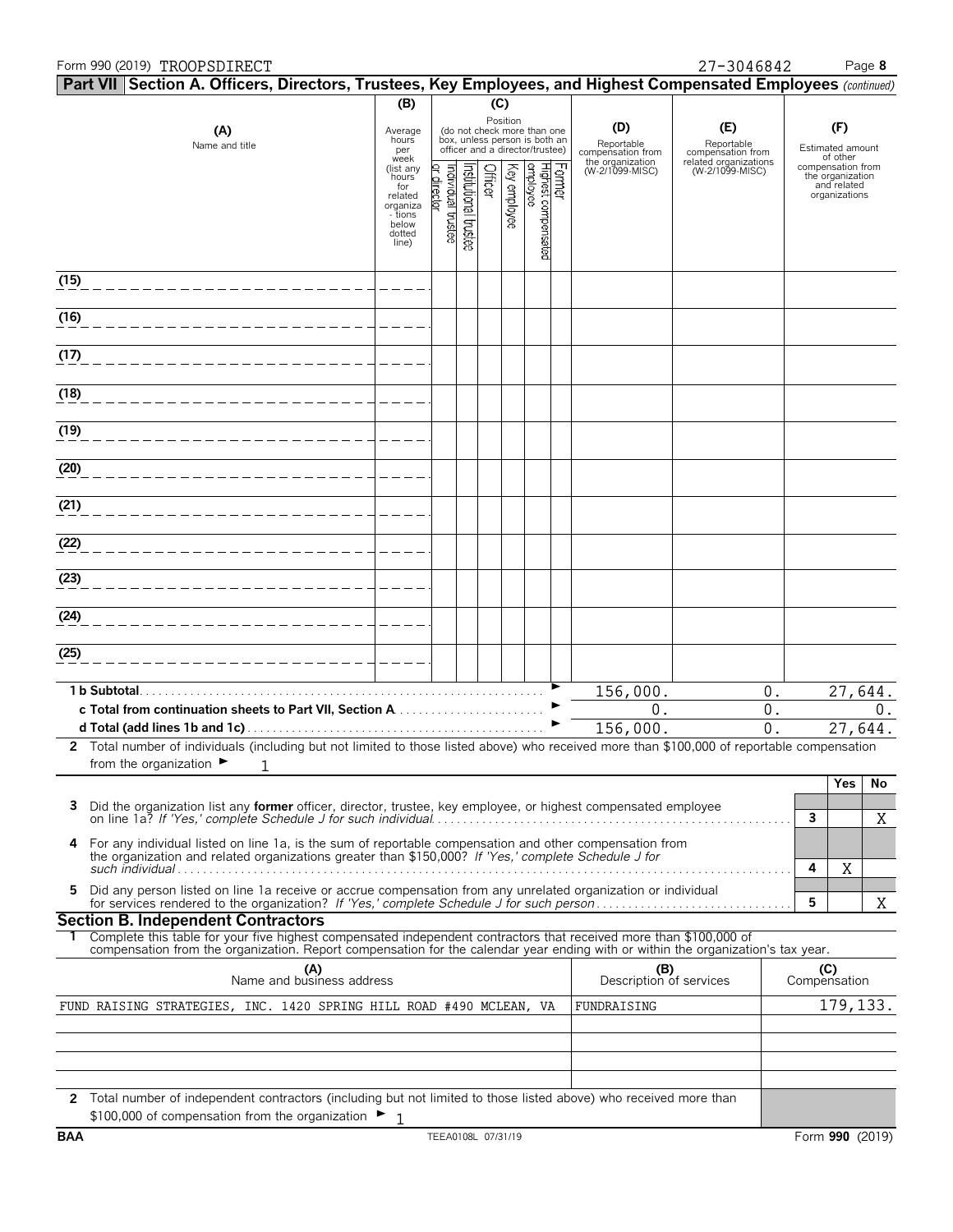Form 990 (2019) TROOPSDIRECT 27-3046842

## Part VII Section A. Officers, Directors, Trustees, Key Employees, and Highest Compensated Employees *(continued)*

| (A) Name and title | (B) Average hours per week (list any hours for related organizations below dotted line) | (C) Position: Individual trustee or director | Institutional trustee | Officer | Key employee | Highest compensated employee | Former | (D) Reportable compensation from the organization (W-2/1099-MISC) | (E) Reportable compensation from related organizations (W-2/1099-MISC) | (F) Estimated amount of other compensation from the organization and related organizations |
|---|---|---|---|---|---|---|---|---|---|---|
| (15) | | | | | | | | | | |
| (16) | | | | | | | | | | |
| (17) | | | | | | | | | | |
| (18) | | | | | | | | | | |
| (19) | | | | | | | | | | |
| (20) | | | | | | | | | | |
| (21) | | | | | | | | | | |
| (22) | | | | | | | | | | |
| (23) | | | | | | | | | | |
| (24) | | | | | | | | | | |
| (25) | | | | | | | | | | |
| **1 b Subtotal** | | | | | | | | 156,000. | 0. | 27,644. |
| **c Total from continuation sheets to Part VII, Section A** | | | | | | | | 0. | 0. | 0. |
| **d Total (add lines 1b and 1c)** | | | | | | | | 156,000. | 0. | 27,644. |

**2** Total number of individuals (including but not limited to those listed above) who received more than $100,000 of reportable compensation from the organization ► 1

| | | | Yes | No |
|---|---|---|---|---|
| **3** | Did the organization list any **former** officer, director, trustee, key employee, or highest compensated employee on line 1a? *If 'Yes,' complete Schedule J for such individual* | 3 | | X |
| **4** | For any individual listed on line 1a, is the sum of reportable compensation and other compensation from the organization and related organizations greater than $150,000? *If 'Yes,' complete Schedule J for such individual* | 4 | X | |
| **5** | Did any person listed on line 1a receive or accrue compensation from any unrelated organization or individual for services rendered to the organization? *If 'Yes,' complete Schedule J for such person* | 5 | | X |

### Section B. Independent Contractors

**1** Complete this table for your five highest compensated independent contractors that received more than $100,000 of compensation from the organization. Report compensation for the calendar year ending with or within the organization's tax year.

| (A) Name and business address | (B) Description of services | (C) Compensation |
|---|---|---|
| FUND RAISING STRATEGIES, INC. 1420 SPRING HILL ROAD #490 MCLEAN, VA | FUNDRAISING | 179,133. |
| | | |
| | | |
| | | |
| | | |

**2** Total number of independent contractors (including but not limited to those listed above) who received more than $100,000 of compensation from the organization ► 1

BAA TEEA0108L 07/31/19 Form **990** (2019)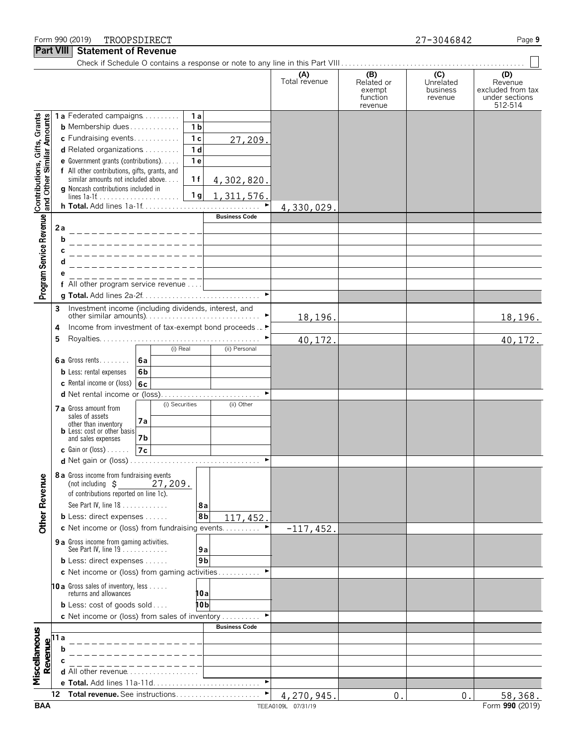Form 990 (2019) TROOPSDIRECT 27-3046842

## Part VIII Statement of Revenue

Check if Schedule O contains a response or note to any line in this Part VIII

| | | | (A) Total revenue | (B) Related or exempt function revenue | (C) Unrelated business revenue | (D) Revenue excluded from tax under sections 512-514 |
|---|---|---|---|---|---|---|
| **Contributions, Gifts, Grants and Other Similar Amounts** | 1a Federated campaigns | 1a | | | | |
| | b Membership dues | 1b | | | | |
| | c Fundraising events | 1c 27,209. | | | | |
| | d Related organizations | 1d | | | | |
| | e Government grants (contributions) | 1e | | | | |
| | f All other contributions, gifts, grants, and similar amounts not included above | 1f 4,302,820. | | | | |
| | g Noncash contributions included in lines 1a-1f | 1g 1,311,576. | | | | |
| | h Total. Add lines 1a-1f | | 4,330,029. | | | |
| **Program Service Revenue** | | Business Code | | | | |
| | 2a | | | | | |
| | b | | | | | |
| | c | | | | | |
| | d | | | | | |
| | e | | | | | |
| | f All other program service revenue | | | | | |
| | g Total. Add lines 2a-2f | | | | | |
| **Other Revenue** | 3 Investment income (including dividends, interest, and other similar amounts) | | 18,196. | | | 18,196. |
| | 4 Income from investment of tax-exempt bond proceeds | | | | | |
| | 5 Royalties | | 40,172. | | | 40,172. |
| | | (i) Real / (ii) Personal | | | | |
| | 6a Gross rents | 6a | | | | |
| | b Less: rental expenses | 6b | | | | |
| | c Rental income or (loss) | 6c | | | | |
| | d Net rental income or (loss) | | | | | |
| | | (i) Securities / (ii) Other | | | | |
| | 7a Gross amount from sales of assets other than inventory | 7a | | | | |
| | b Less: cost or other basis and sales expenses | 7b | | | | |
| | c Gain or (loss) | 7c | | | | |
| | d Net gain or (loss) | | | | | |
| | 8a Gross income from fundraising events (not including $ 27,209. of contributions reported on line 1c). See Part IV, line 18 | 8a | | | | |
| | b Less: direct expenses | 8b 117,452. | | | | |
| | c Net income or (loss) from fundraising events | | -117,452. | | | |
| | 9a Gross income from gaming activities. See Part IV, line 19 | 9a | | | | |
| | b Less: direct expenses | 9b | | | | |
| | c Net income or (loss) from gaming activities | | | | | |
| | 10a Gross sales of inventory, less returns and allowances | 10a | | | | |
| | b Less: cost of goods sold | 10b | | | | |
| | c Net income or (loss) from sales of inventory | | | | | |
| **Miscellaneous Revenue** | | Business Code | | | | |
| | 11a | | | | | |
| | b | | | | | |
| | c | | | | | |
| | d All other revenue | | | | | |
| | e Total. Add lines 11a-11d | | | | | |
| | 12 Total revenue. See instructions | | 4,270,945. | 0. | 0. | 58,368. |

BAA TEEA0109L 07/31/19 Form **990** (2019)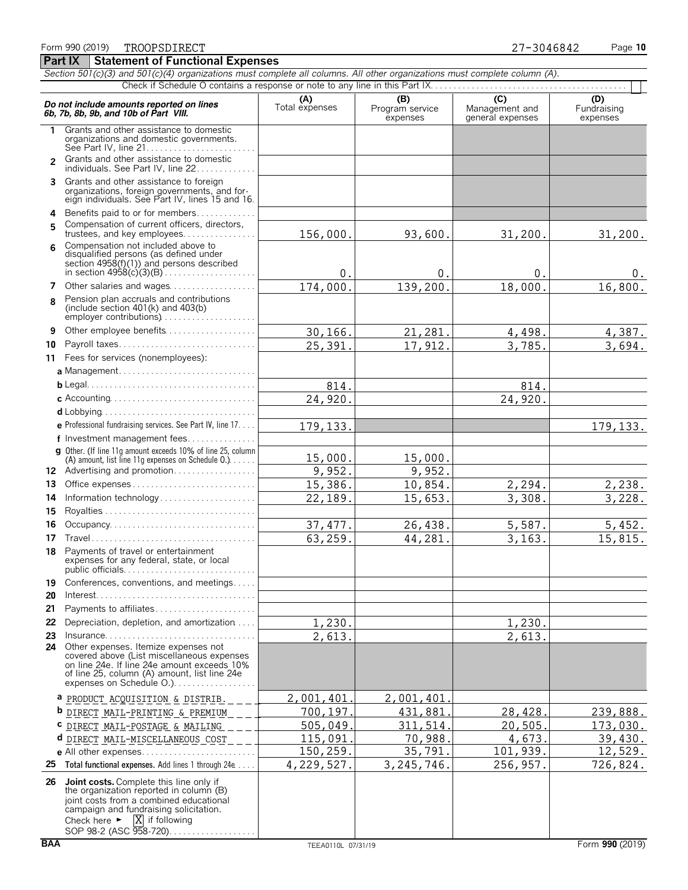Form 990 (2019) TROOPSDIRECT 27-3046842

## Part IX Statement of Functional Expenses

*Section 501(c)(3) and 501(c)(4) organizations must complete all columns. All other organizations must complete column (A).*

Check if Schedule O contains a response or note to any line in this Part IX

| *Do not include amounts reported on lines 6b, 7b, 8b, 9b, and 10b of Part VIII.* | (A) Total expenses | (B) Program service expenses | (C) Management and general expenses | (D) Fundraising expenses |
|---|---|---|---|---|
| 1 Grants and other assistance to domestic organizations and domestic governments. See Part IV, line 21 | | | | |
| 2 Grants and other assistance to domestic individuals. See Part IV, line 22 | | | | |
| 3 Grants and other assistance to foreign organizations, foreign governments, and foreign individuals. See Part IV, lines 15 and 16 | | | | |
| 4 Benefits paid to or for members | | | | |
| 5 Compensation of current officers, directors, trustees, and key employees | 156,000. | 93,600. | 31,200. | 31,200. |
| 6 Compensation not included above to disqualified persons (as defined under section 4958(f)(1)) and persons described in section 4958(c)(3)(B) | 0. | 0. | 0. | 0. |
| 7 Other salaries and wages | 174,000. | 139,200. | 18,000. | 16,800. |
| 8 Pension plan accruals and contributions (include section 401(k) and 403(b) employer contributions) | | | | |
| 9 Other employee benefits | 30,166. | 21,281. | 4,498. | 4,387. |
| 10 Payroll taxes | 25,391. | 17,912. | 3,785. | 3,694. |
| 11 Fees for services (nonemployees): | | | | |
| a Management | | | | |
| b Legal | 814. | | 814. | |
| c Accounting | 24,920. | | 24,920. | |
| d Lobbying | | | | |
| e Professional fundraising services. See Part IV, line 17 | 179,133. | | | 179,133. |
| f Investment management fees | | | | |
| g Other. (If line 11g amount exceeds 10% of line 25, column (A) amount, list line 11g expenses on Schedule O.) | 15,000. | 15,000. | | |
| 12 Advertising and promotion | 9,952. | 9,952. | | |
| 13 Office expenses | 15,386. | 10,854. | 2,294. | 2,238. |
| 14 Information technology | 22,189. | 15,653. | 3,308. | 3,228. |
| 15 Royalties | | | | |
| 16 Occupancy | 37,477. | 26,438. | 5,587. | 5,452. |
| 17 Travel | 63,259. | 44,281. | 3,163. | 15,815. |
| 18 Payments of travel or entertainment expenses for any federal, state, or local public officials | | | | |
| 19 Conferences, conventions, and meetings | | | | |
| 20 Interest | | | | |
| 21 Payments to affiliates | | | | |
| 22 Depreciation, depletion, and amortization | 1,230. | | 1,230. | |
| 23 Insurance | 2,613. | | 2,613. | |
| 24 Other expenses. Itemize expenses not covered above (List miscellaneous expenses on line 24e. If line 24e amount exceeds 10% of line 25, column (A) amount, list line 24e expenses on Schedule O.) | | | | |
| a PRODUCT ACQUISITION & DISTRIB. | 2,001,401. | 2,001,401. | | |
| b DIRECT MAIL-PRINTING & PREMIUM | 700,197. | 431,881. | 28,428. | 239,888. |
| c DIRECT MAIL-POSTAGE & MAILING | 505,049. | 311,514. | 20,505. | 173,030. |
| d DIRECT MAIL-MISCELLANEOUS COST | 115,091. | 70,988. | 4,673. | 39,430. |
| e All other expenses | 150,259. | 35,791. | 101,939. | 12,529. |
| 25 **Total functional expenses.** Add lines 1 through 24e | 4,229,527. | 3,245,746. | 256,957. | 726,824. |
| 26 **Joint costs.** Complete this line only if the organization reported in column (B) joint costs from a combined educational campaign and fundraising solicitation. Check here ► [X] if following SOP 98-2 (ASC 958-720) | | | | |

BAA TEEA0110L 07/31/19 Form **990** (2019)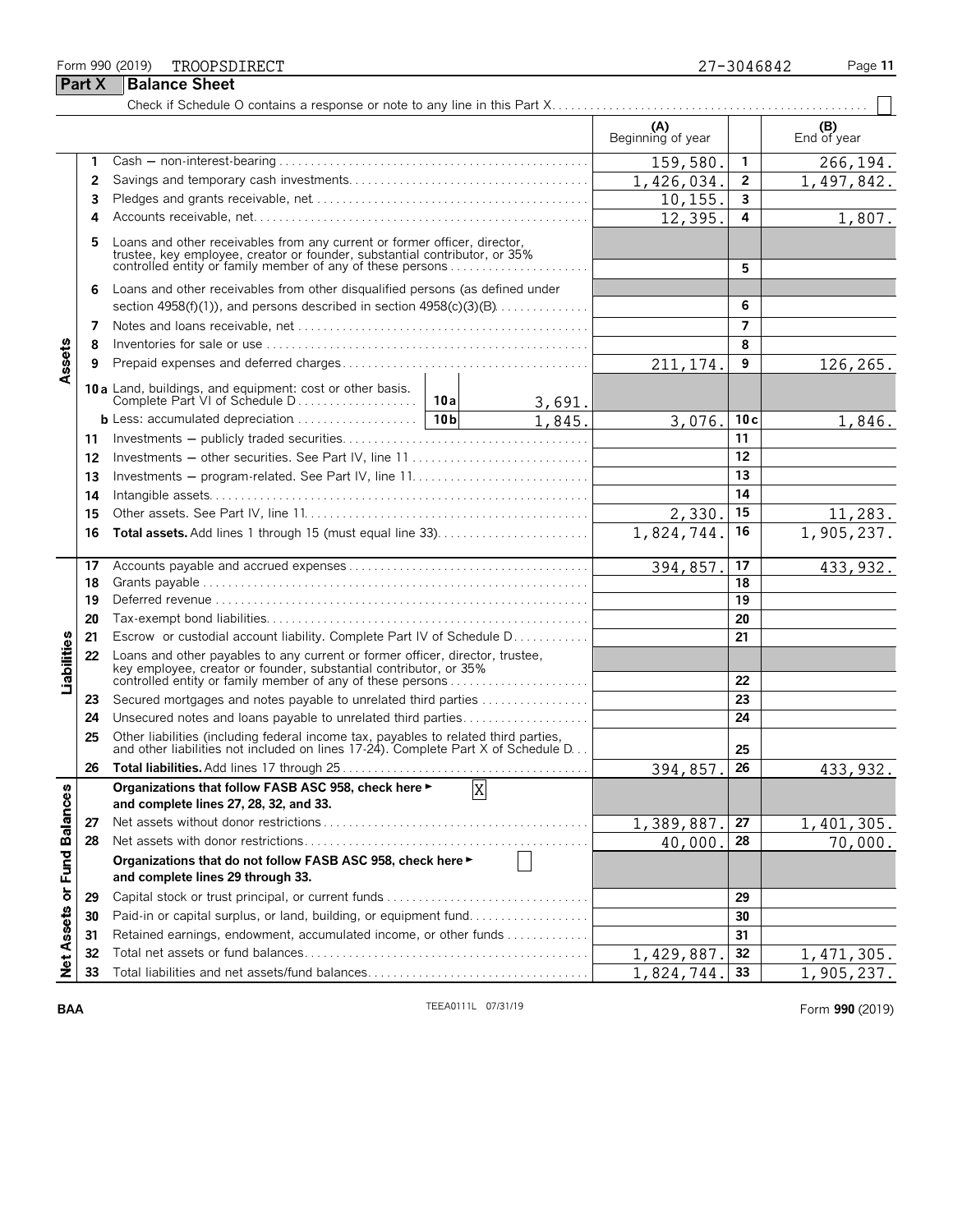Form 990 (2019) TROOPSDIRECT 27-3046842

## Part X Balance Sheet

Check if Schedule O contains a response or note to any line in this Part X . . . . . ☐

| | | | | (A) Beginning of year | | (B) End of year |
|---|---|---|---|---|---|---|
| **Assets** | 1 | Cash — non-interest-bearing | | 159,580. | 1 | 266,194. |
| | 2 | Savings and temporary cash investments | | 1,426,034. | 2 | 1,497,842. |
| | 3 | Pledges and grants receivable, net | | 10,155. | 3 | |
| | 4 | Accounts receivable, net | | 12,395. | 4 | 1,807. |
| | 5 | Loans and other receivables from any current or former officer, director, trustee, key employee, creator or founder, substantial contributor, or 35% controlled entity or family member of any of these persons | | | 5 | |
| | 6 | Loans and other receivables from other disqualified persons (as defined under section 4958(f)(1)), and persons described in section 4958(c)(3)(B) | | | 6 | |
| | 7 | Notes and loans receivable, net | | | 7 | |
| | 8 | Inventories for sale or use | | | 8 | |
| | 9 | Prepaid expenses and deferred charges | | 211,174. | 9 | 126,265. |
| | 10a | Land, buildings, and equipment: cost or other basis. Complete Part VI of Schedule D | 10a 3,691. | | | |
| | b | Less: accumulated depreciation | 10b 1,845. | 3,076. | 10c | 1,846. |
| | 11 | Investments — publicly traded securities | | | 11 | |
| | 12 | Investments — other securities. See Part IV, line 11 | | | 12 | |
| | 13 | Investments — program-related. See Part IV, line 11 | | | 13 | |
| | 14 | Intangible assets | | | 14 | |
| | 15 | Other assets. See Part IV, line 11 | | 2,330. | 15 | 11,283. |
| | 16 | **Total assets.** Add lines 1 through 15 (must equal line 33) | | 1,824,744. | 16 | 1,905,237. |
| **Liabilities** | 17 | Accounts payable and accrued expenses | | 394,857. | 17 | 433,932. |
| | 18 | Grants payable | | | 18 | |
| | 19 | Deferred revenue | | | 19 | |
| | 20 | Tax-exempt bond liabilities | | | 20 | |
| | 21 | Escrow or custodial account liability. Complete Part IV of Schedule D | | | 21 | |
| | 22 | Loans and other payables to any current or former officer, director, trustee, key employee, creator or founder, substantial contributor, or 35% controlled entity or family member of any of these persons | | | 22 | |
| | 23 | Secured mortgages and notes payable to unrelated third parties | | | 23 | |
| | 24 | Unsecured notes and loans payable to unrelated third parties | | | 24 | |
| | 25 | Other liabilities (including federal income tax, payables to related third parties, and other liabilities not included on lines 17-24). Complete Part X of Schedule D | | | 25 | |
| | 26 | **Total liabilities.** Add lines 17 through 25 | | 394,857. | 26 | 433,932. |
| **Net Assets or Fund Balances** | | **Organizations that follow FASB ASC 958, check here ►** ☒ **and complete lines 27, 28, 32, and 33.** | | | | |
| | 27 | Net assets without donor restrictions | | 1,389,887. | 27 | 1,401,305. |
| | 28 | Net assets with donor restrictions | | 40,000. | 28 | 70,000. |
| | | **Organizations that do not follow FASB ASC 958, check here ►** ☐ **and complete lines 29 through 33.** | | | | |
| | 29 | Capital stock or trust principal, or current funds | | | 29 | |
| | 30 | Paid-in or capital surplus, or land, building, or equipment fund | | | 30 | |
| | 31 | Retained earnings, endowment, accumulated income, or other funds | | | 31 | |
| | 32 | Total net assets or fund balances | | 1,429,887. | 32 | 1,471,305. |
| | 33 | Total liabilities and net assets/fund balances | | 1,824,744. | 33 | 1,905,237. |

BAA TEEA0111L 07/31/19 Form **990** (2019)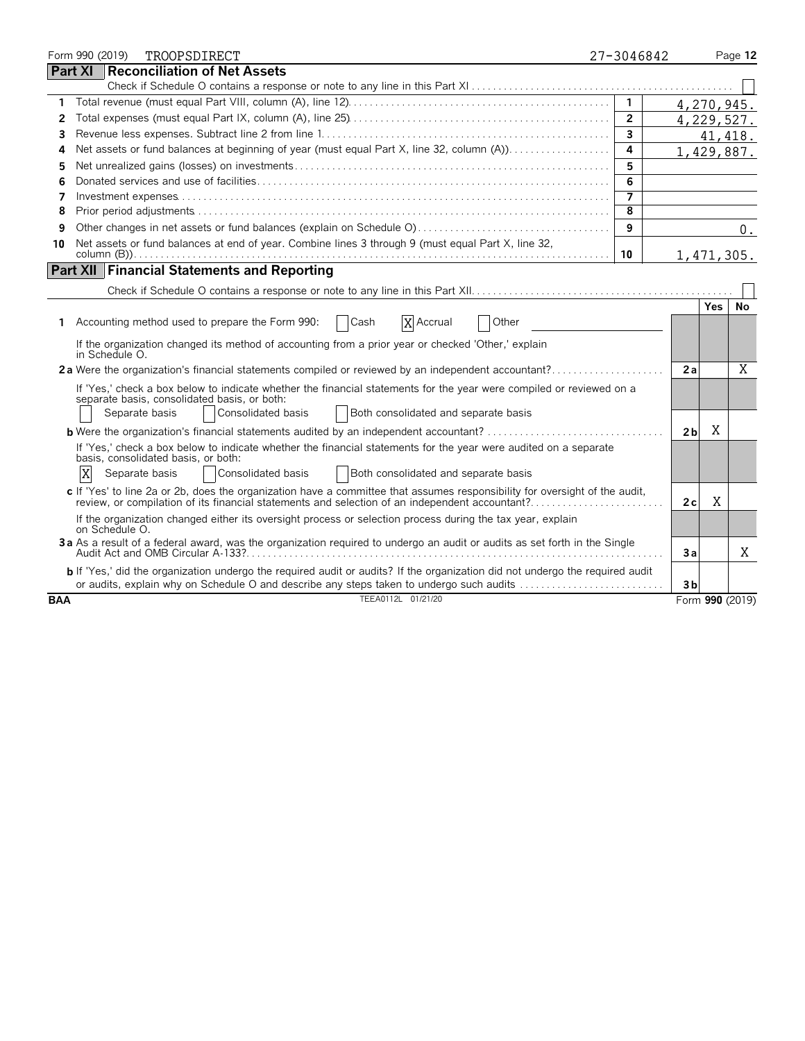Form 990 (2019) TROOPSDIRECT 27-3046842

## Part XI Reconciliation of Net Assets

Check if Schedule O contains a response or note to any line in this Part XI . . . . ☐

| | | | |
|---|---|---|---|
| 1 | Total revenue (must equal Part VIII, column (A), line 12) | 1 | 4,270,945. |
| 2 | Total expenses (must equal Part IX, column (A), line 25) | 2 | 4,229,527. |
| 3 | Revenue less expenses. Subtract line 2 from line 1 | 3 | 41,418. |
| 4 | Net assets or fund balances at beginning of year (must equal Part X, line 32, column (A)) | 4 | 1,429,887. |
| 5 | Net unrealized gains (losses) on investments | 5 | |
| 6 | Donated services and use of facilities | 6 | |
| 7 | Investment expenses | 7 | |
| 8 | Prior period adjustments | 8 | |
| 9 | Other changes in net assets or fund balances (explain on Schedule O) | 9 | 0. |
| 10 | Net assets or fund balances at end of year. Combine lines 3 through 9 (must equal Part X, line 32, column (B)) | 10 | 1,471,305. |

## Part XII Financial Statements and Reporting

Check if Schedule O contains a response or note to any line in this Part XII . . . . ☐

| | | | Yes | No |
|---|---|---|---|---|
| 1 | Accounting method used to prepare the Form 990: ☐ Cash ☒ Accrual ☐ Other | | | |
| | If the organization changed its method of accounting from a prior year or checked 'Other,' explain in Schedule O. | | | |
| 2a | Were the organization's financial statements compiled or reviewed by an independent accountant? | 2a | | X |
| | If 'Yes,' check a box below to indicate whether the financial statements for the year were compiled or reviewed on a separate basis, consolidated basis, or both: ☐ Separate basis ☐ Consolidated basis ☐ Both consolidated and separate basis | | | |
| b | Were the organization's financial statements audited by an independent accountant? | 2b | X | |
| | If 'Yes,' check a box below to indicate whether the financial statements for the year were audited on a separate basis, consolidated basis, or both: ☒ Separate basis ☐ Consolidated basis ☐ Both consolidated and separate basis | | | |
| c | If 'Yes' to line 2a or 2b, does the organization have a committee that assumes responsibility for oversight of the audit, review, or compilation of its financial statements and selection of an independent accountant? | 2c | X | |
| | If the organization changed either its oversight process or selection process during the tax year, explain on Schedule O. | | | |
| 3a | As a result of a federal award, was the organization required to undergo an audit or audits as set forth in the Single Audit Act and OMB Circular A-133? | 3a | | X |
| b | If 'Yes,' did the organization undergo the required audit or audits? If the organization did not undergo the required audit or audits, explain why on Schedule O and describe any steps taken to undergo such audits | 3b | | |

BAA TEEA0112L 01/21/20 Form **990** (2019)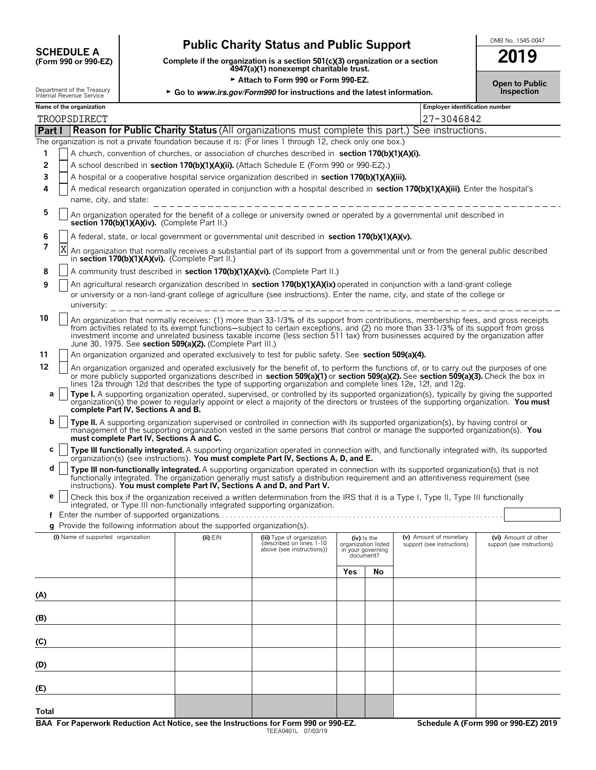**SCHEDULE A**
**(Form 990 or 990-EZ)**

Department of the Treasury
Internal Revenue Service

# Public Charity Status and Public Support

**Complete if the organization is a section 501(c)(3) organization or a section 4947(a)(1) nonexempt charitable trust.**

► **Attach to Form 990 or Form 990-EZ.**

► **Go to *www.irs.gov/Form990* for instructions and the latest information.**

OMB No. 1545-0047

**2019**

**Open to Public Inspection**

**Name of the organization:** TROOPSDIRECT

**Employer identification number:** 27-3046842

## Part I — Reason for Public Charity Status (All organizations must complete this part.) See instructions.

The organization is not a private foundation because it is: (For lines 1 through 12, check only one box.)

1. [ ] A church, convention of churches, or association of churches described in **section 170(b)(1)(A)(i).**
2. [ ] A school described in **section 170(b)(1)(A)(ii).** (Attach Schedule E (Form 990 or 990-EZ).)
3. [ ] A hospital or a cooperative hospital service organization described in **section 170(b)(1)(A)(iii).**
4. [ ] A medical research organization operated in conjunction with a hospital described in **section 170(b)(1)(A)(iii)**. Enter the hospital's name, city, and state: ____________
5. [ ] An organization operated for the benefit of a college or university owned or operated by a governmental unit described in **section 170(b)(1)(A)(iv).** (Complete Part II.)
6. [ ] A federal, state, or local government or governmental unit described in **section 170(b)(1)(A)(v).**
7. [X] An organization that normally receives a substantial part of its support from a governmental unit or from the general public described in **section 170(b)(1)(A)(vi).** (Complete Part II.)
8. [ ] A community trust described in **section 170(b)(1)(A)(vi).** (Complete Part II.)
9. [ ] An agricultural research organization described in **section 170(b)(1)(A)(ix)** operated in conjunction with a land-grant college or university or a non-land-grant college of agriculture (see instructions). Enter the name, city, and state of the college or university: ____________
10. [ ] An organization that normally receives: (1) more than 33-1/3% of its support from contributions, membership fees, and gross receipts from activities related to its exempt functions—subject to certain exceptions, and (2) no more than 33-1/3% of its support from gross investment income and unrelated business taxable income (less section 511 tax) from businesses acquired by the organization after June 30, 1975. See **section 509(a)(2).** (Complete Part III.)
11. [ ] An organization organized and operated exclusively to test for public safety. See **section 509(a)(4).**
12. [ ] An organization organized and operated exclusively for the benefit of, to perform the functions of, or to carry out the purposes of one or more publicly supported organizations described in **section 509(a)(1)** or **section 509(a)(2).** See **section 509(a)(3).** Check the box in lines 12a through 12d that describes the type of supporting organization and complete lines 12e, 12f, and 12g.
   - **a** [ ] **Type I.** A supporting organization operated, supervised, or controlled by its supported organization(s), typically by giving the supported organization(s) the power to regularly appoint or elect a majority of the directors or trustees of the supporting organization. **You must complete Part IV, Sections A and B.**
   - **b** [ ] **Type II.** A supporting organization supervised or controlled in connection with its supported organization(s), by having control or management of the supporting organization vested in the same persons that control or manage the supported organization(s). **You must complete Part IV, Sections A and C.**
   - **c** [ ] **Type III functionally integrated.** A supporting organization operated in connection with, and functionally integrated with, its supported organization(s) (see instructions). **You must complete Part IV, Sections A, D, and E.**
   - **d** [ ] **Type III non-functionally integrated.** A supporting organization operated in connection with its supported organization(s) that is not functionally integrated. The organization generally must satisfy a distribution requirement and an attentiveness requirement (see instructions). **You must complete Part IV, Sections A and D, and Part V.**
   - **e** [ ] Check this box if the organization received a written determination from the IRS that it is a Type I, Type II, Type III functionally integrated, or Type III non-functionally integrated supporting organization.
   - **f** Enter the number of supported organizations ____
   - **g** Provide the following information about the supported organization(s).

| | (i) Name of supported organization | (ii) EIN | (iii) Type of organization (described on lines 1-10 above (see instructions)) | (iv) Is the organization listed in your governing document? Yes | No | (v) Amount of monetary support (see instructions) | (vi) Amount of other support (see instructions) |
|---|---|---|---|---|---|---|---|
| (A) | | | | | | | |
| (B) | | | | | | | |
| (C) | | | | | | | |
| (D) | | | | | | | |
| (E) | | | | | | | |
| Total | | | | | | | |

**BAA For Paperwork Reduction Act Notice, see the Instructions for Form 990 or 990-EZ.**

TEEA0401L 07/03/19

**Schedule A (Form 990 or 990-EZ) 2019**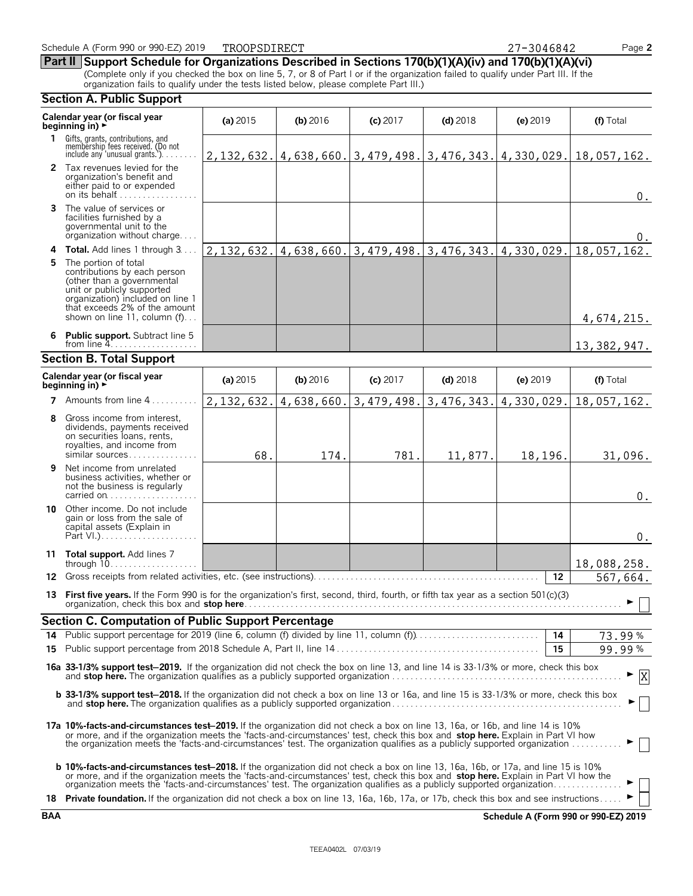Schedule A (Form 990 or 990-EZ) 2019 TROOPSDIRECT 27-3046842

## Part II Support Schedule for Organizations Described in Sections 170(b)(1)(A)(iv) and 170(b)(1)(A)(vi)

(Complete only if you checked the box on line 5, 7, or 8 of Part I or if the organization failed to qualify under Part III. If the organization fails to qualify under the tests listed below, please complete Part III.)

### Section A. Public Support

| Calendar year (or fiscal year beginning in) ► | (a) 2015 | (b) 2016 | (c) 2017 | (d) 2018 | (e) 2019 | (f) Total |
|---|---|---|---|---|---|---|
| **1** Gifts, grants, contributions, and membership fees received. (Do not include any 'unusual grants.') | 2,132,632. | 4,638,660. | 3,479,498. | 3,476,343. | 4,330,029. | 18,057,162. |
| **2** Tax revenues levied for the organization's benefit and either paid to or expended on its behalf | | | | | | 0. |
| **3** The value of services or facilities furnished by a governmental unit to the organization without charge | | | | | | 0. |
| **4 Total.** Add lines 1 through 3 | 2,132,632. | 4,638,660. | 3,479,498. | 3,476,343. | 4,330,029. | 18,057,162. |
| **5** The portion of total contributions by each person (other than a governmental unit or publicly supported organization) included on line 1 that exceeds 2% of the amount shown on line 11, column (f) | | | | | | 4,674,215. |
| **6 Public support.** Subtract line 5 from line 4 | | | | | | 13,382,947. |

### Section B. Total Support

| Calendar year (or fiscal year beginning in) ► | (a) 2015 | (b) 2016 | (c) 2017 | (d) 2018 | (e) 2019 | (f) Total |
|---|---|---|---|---|---|---|
| **7** Amounts from line 4 | 2,132,632. | 4,638,660. | 3,479,498. | 3,476,343. | 4,330,029. | 18,057,162. |
| **8** Gross income from interest, dividends, payments received on securities loans, rents, royalties, and income from similar sources | 68. | 174. | 781. | 11,877. | 18,196. | 31,096. |
| **9** Net income from unrelated business activities, whether or not the business is regularly carried on | | | | | | 0. |
| **10** Other income. Do not include gain or loss from the sale of capital assets (Explain in Part VI.) | | | | | | 0. |
| **11 Total support.** Add lines 7 through 10 | | | | | | 18,088,258. |
| **12** Gross receipts from related activities, etc. (see instructions) | | | | | 12 | 567,664. |

**13 First five years.** If the Form 990 is for the organization's first, second, third, fourth, or fifth tax year as a section 501(c)(3) organization, check this box and **stop here** ► ☐

### Section C. Computation of Public Support Percentage

| | | | |
|---|---|---|---|
| **14** | Public support percentage for 2019 (line 6, column (f) divided by line 11, column (f)) | 14 | 73.99 % |
| **15** | Public support percentage from 2018 Schedule A, Part II, line 14 | 15 | 99.99 % |

**16a 33-1/3% support test–2019.** If the organization did not check the box on line 13, and line 14 is 33-1/3% or more, check this box and **stop here.** The organization qualifies as a publicly supported organization ► ☒

**b 33-1/3% support test–2018.** If the organization did not check a box on line 13 or 16a, and line 15 is 33-1/3% or more, check this box and **stop here.** The organization qualifies as a publicly supported organization ► ☐

**17a 10%-facts-and-circumstances test–2019.** If the organization did not check a box on line 13, 16a, or 16b, and line 14 is 10% or more, and if the organization meets the 'facts-and-circumstances' test, check this box and **stop here.** Explain in Part VI how the organization meets the 'facts-and-circumstances' test. The organization qualifies as a publicly supported organization ► ☐

**b 10%-facts-and-circumstances test–2018.** If the organization did not check a box on line 13, 16a, 16b, or 17a, and line 15 is 10% or more, and if the organization meets the 'facts-and-circumstances' test, check this box and **stop here.** Explain in Part VI how the organization meets the 'facts-and-circumstances' test. The organization qualifies as a publicly supported organization ► ☐

**18 Private foundation.** If the organization did not check a box on line 13, 16a, 16b, 17a, or 17b, check this box and see instructions ► ☐

BAA Schedule A (Form 990 or 990-EZ) 2019

TEEA0402L 07/03/19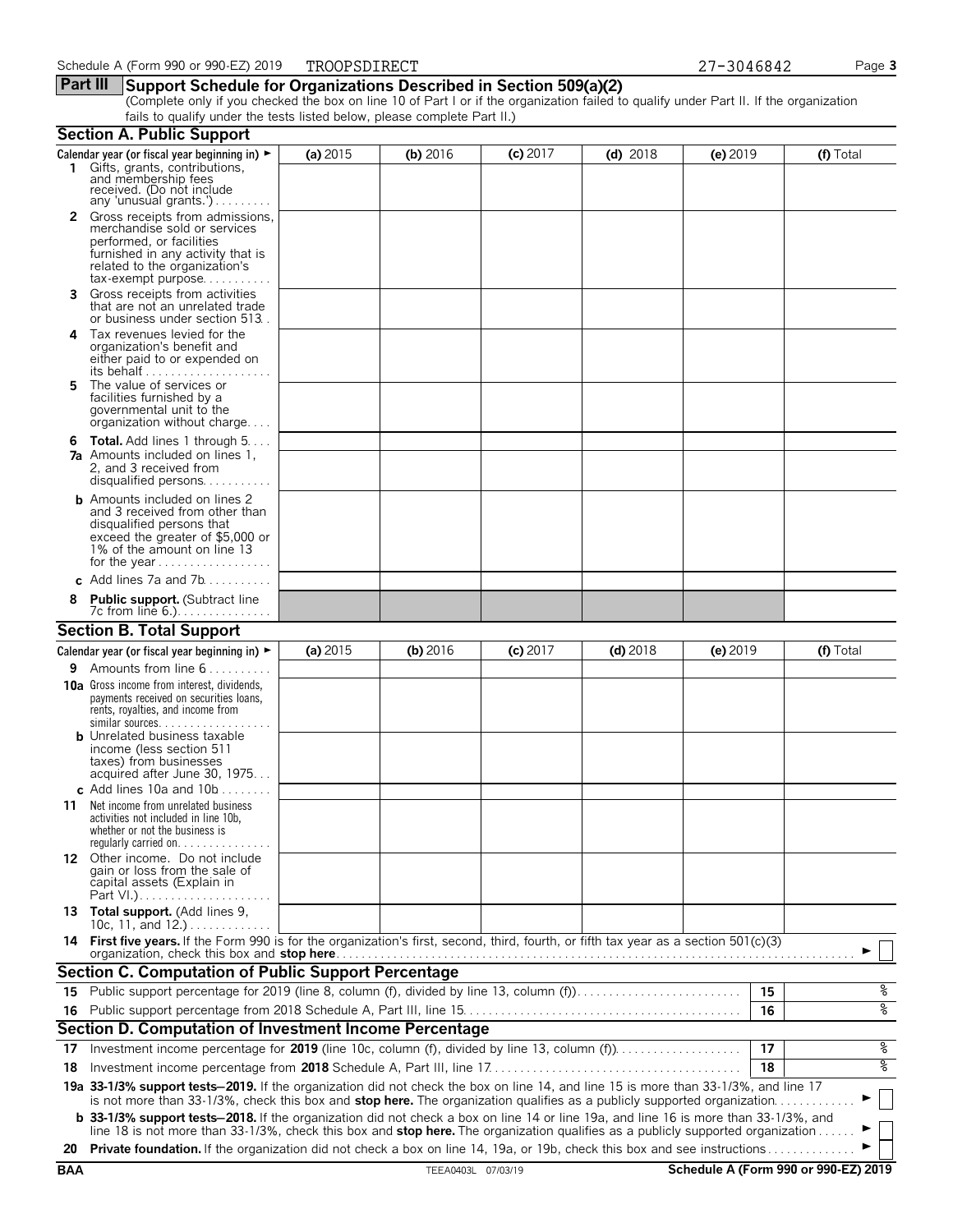Schedule A (Form 990 or 990-EZ) 2019 TROOPSDIRECT 27-3046842

## Part III Support Schedule for Organizations Described in Section 509(a)(2)

(Complete only if you checked the box on line 10 of Part I or if the organization failed to qualify under Part II. If the organization fails to qualify under the tests listed below, please complete Part II.)

### Section A. Public Support

| Calendar year (or fiscal year beginning in) ► | (a) 2015 | (b) 2016 | (c) 2017 | (d) 2018 | (e) 2019 | (f) Total |
|---|---|---|---|---|---|---|
| **1** Gifts, grants, contributions, and membership fees received. (Do not include any 'unusual grants.') | | | | | | |
| **2** Gross receipts from admissions, merchandise sold or services performed, or facilities furnished in any activity that is related to the organization's tax-exempt purpose | | | | | | |
| **3** Gross receipts from activities that are not an unrelated trade or business under section 513 | | | | | | |
| **4** Tax revenues levied for the organization's benefit and either paid to or expended on its behalf | | | | | | |
| **5** The value of services or facilities furnished by a governmental unit to the organization without charge | | | | | | |
| **6 Total.** Add lines 1 through 5 | | | | | | |
| **7a** Amounts included on lines 1, 2, and 3 received from disqualified persons | | | | | | |
| **b** Amounts included on lines 2 and 3 received from other than disqualified persons that exceed the greater of $5,000 or 1% of the amount on line 13 for the year | | | | | | |
| **c** Add lines 7a and 7b | | | | | | |
| **8 Public support.** (Subtract line 7c from line 6.) | | | | | | |

### Section B. Total Support

| Calendar year (or fiscal year beginning in) ► | (a) 2015 | (b) 2016 | (c) 2017 | (d) 2018 | (e) 2019 | (f) Total |
|---|---|---|---|---|---|---|
| **9** Amounts from line 6 | | | | | | |
| **10a** Gross income from interest, dividends, payments received on securities loans, rents, royalties, and income from similar sources | | | | | | |
| **b** Unrelated business taxable income (less section 511 taxes) from businesses acquired after June 30, 1975 | | | | | | |
| **c** Add lines 10a and 10b | | | | | | |
| **11** Net income from unrelated business activities not included in line 10b, whether or not the business is regularly carried on | | | | | | |
| **12** Other income. Do not include gain or loss from the sale of capital assets (Explain in Part VI.) | | | | | | |
| **13 Total support.** (Add lines 9, 10c, 11, and 12.) | | | | | | |

**14 First five years.** If the Form 990 is for the organization's first, second, third, fourth, or fifth tax year as a section 501(c)(3) organization, check this box and **stop here** ► ☐

### Section C. Computation of Public Support Percentage

| | | | |
|---|---|---|---|
| **15** | Public support percentage for 2019 (line 8, column (f), divided by line 13, column (f)) | 15 | % |
| **16** | Public support percentage from 2018 Schedule A, Part III, line 15 | 16 | % |

### Section D. Computation of Investment Income Percentage

| | | | |
|---|---|---|---|
| **17** | Investment income percentage for **2019** (line 10c, column (f), divided by line 13, column (f)) | 17 | % |
| **18** | Investment income percentage from **2018** Schedule A, Part III, line 17 | 18 | % |

**19a 33-1/3% support tests–2019.** If the organization did not check the box on line 14, and line 15 is more than 33-1/3%, and line 17 is not more than 33-1/3%, check this box and **stop here.** The organization qualifies as a publicly supported organization ► ☐

**b 33-1/3% support tests–2018.** If the organization did not check a box on line 14 or line 19a, and line 16 is more than 33-1/3%, and line 18 is not more than 33-1/3%, check this box and **stop here.** The organization qualifies as a publicly supported organization ► ☐

**20 Private foundation.** If the organization did not check a box on line 14, 19a, or 19b, check this box and see instructions ► ☐

BAA TEEA0403L 07/03/19 Schedule A (Form 990 or 990-EZ) 2019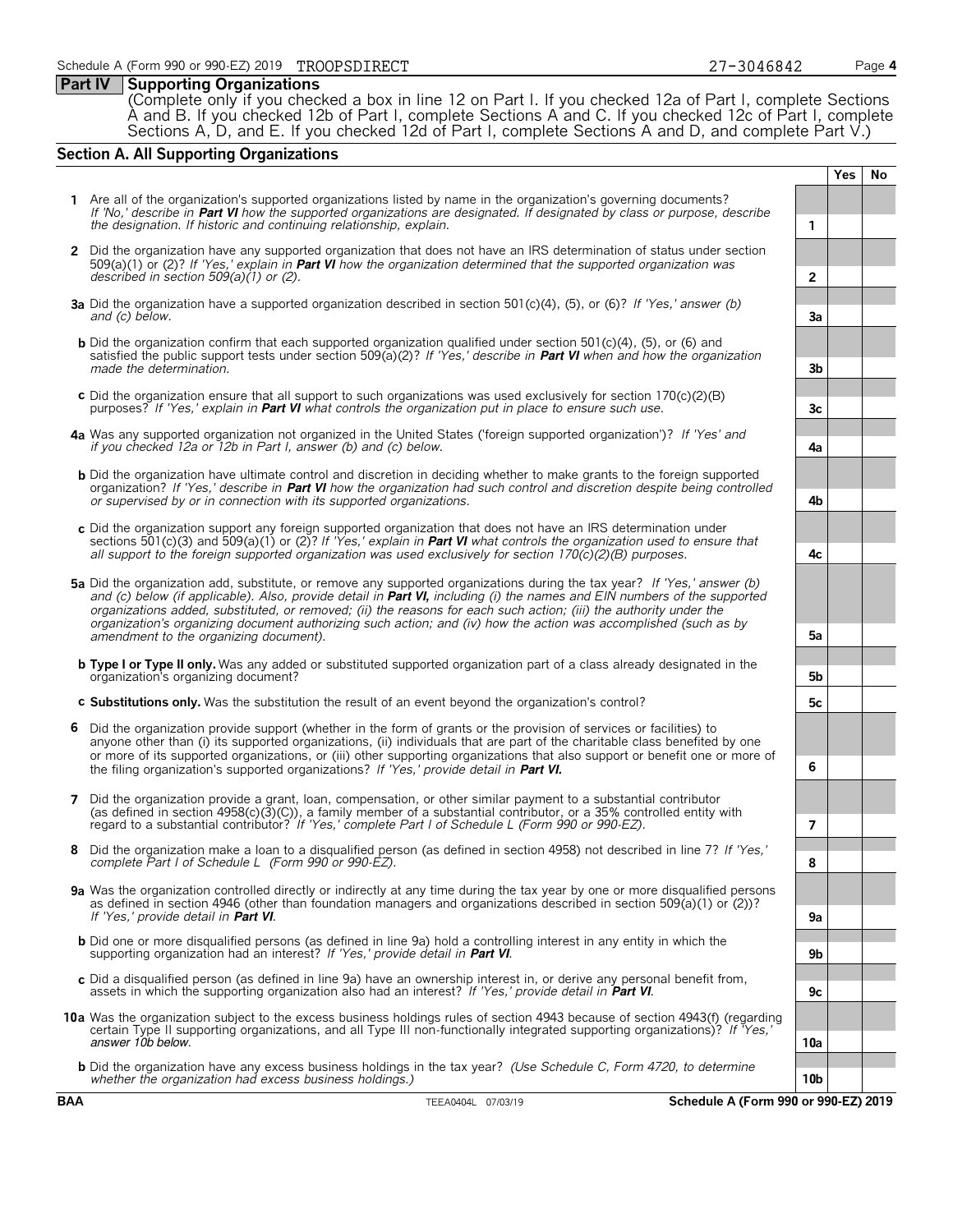## Part IV Supporting Organizations

(Complete only if you checked a box in line 12 on Part I. If you checked 12a of Part I, complete Sections A and B. If you checked 12b of Part I, complete Sections A and C. If you checked 12c of Part I, complete Sections A, D, and E. If you checked 12d of Part I, complete Sections A and D, and complete Part V.)

### Section A. All Supporting Organizations

| | | | Yes | No |
|---|---|---|---|---|
| **1** | Are all of the organization's supported organizations listed by name in the organization's governing documents? *If 'No,' describe in* ***Part VI*** *how the supported organizations are designated. If designated by class or purpose, describe the designation. If historic and continuing relationship, explain.* | 1 | | |
| **2** | Did the organization have any supported organization that does not have an IRS determination of status under section 509(a)(1) or (2)? *If 'Yes,' explain in* ***Part VI*** *how the organization determined that the supported organization was described in section 509(a)(1) or (2).* | 2 | | |
| **3a** | Did the organization have a supported organization described in section 501(c)(4), (5), or (6)? *If 'Yes,' answer (b) and (c) below.* | 3a | | |
| **b** | Did the organization confirm that each supported organization qualified under section 501(c)(4), (5), or (6) and satisfied the public support tests under section 509(a)(2)? *If 'Yes,' describe in* ***Part VI*** *when and how the organization made the determination.* | 3b | | |
| **c** | Did the organization ensure that all support to such organizations was used exclusively for section 170(c)(2)(B) purposes? *If 'Yes,' explain in* ***Part VI*** *what controls the organization put in place to ensure such use.* | 3c | | |
| **4a** | Was any supported organization not organized in the United States ('foreign supported organization')? *If 'Yes' and if you checked 12a or 12b in Part I, answer (b) and (c) below.* | 4a | | |
| **b** | Did the organization have ultimate control and discretion in deciding whether to make grants to the foreign supported organization? *If 'Yes,' describe in* ***Part VI*** *how the organization had such control and discretion despite being controlled or supervised by or in connection with its supported organizations.* | 4b | | |
| **c** | Did the organization support any foreign supported organization that does not have an IRS determination under sections 501(c)(3) and 509(a)(1) or (2)? *If 'Yes,' explain in* ***Part VI*** *what controls the organization used to ensure that all support to the foreign supported organization was used exclusively for section 170(c)(2)(B) purposes.* | 4c | | |
| **5a** | Did the organization add, substitute, or remove any supported organizations during the tax year? *If 'Yes,' answer (b) and (c) below (if applicable). Also, provide detail in* ***Part VI,*** *including (i) the names and EIN numbers of the supported organizations added, substituted, or removed; (ii) the reasons for each such action; (iii) the authority under the organization's organizing document authorizing such action; and (iv) how the action was accomplished (such as by amendment to the organizing document).* | 5a | | |
| **b** | **Type I or Type II only.** Was any added or substituted supported organization part of a class already designated in the organization's organizing document? | 5b | | |
| **c** | **Substitutions only.** Was the substitution the result of an event beyond the organization's control? | 5c | | |
| **6** | Did the organization provide support (whether in the form of grants or the provision of services or facilities) to anyone other than (i) its supported organizations, (ii) individuals that are part of the charitable class benefited by one or more of its supported organizations, or (iii) other supporting organizations that also support or benefit one or more of the filing organization's supported organizations? *If 'Yes,' provide detail in* ***Part VI.*** | 6 | | |
| **7** | Did the organization provide a grant, loan, compensation, or other similar payment to a substantial contributor (as defined in section 4958(c)(3)(C)), a family member of a substantial contributor, or a 35% controlled entity with regard to a substantial contributor? *If 'Yes,' complete Part I of Schedule L (Form 990 or 990-EZ).* | 7 | | |
| **8** | Did the organization make a loan to a disqualified person (as defined in section 4958) not described in line 7? *If 'Yes,' complete Part I of Schedule L (Form 990 or 990-EZ).* | 8 | | |
| **9a** | Was the organization controlled directly or indirectly at any time during the tax year by one or more disqualified persons as defined in section 4946 (other than foundation managers and organizations described in section 509(a)(1) or (2))? *If 'Yes,' provide detail in* ***Part VI***. | 9a | | |
| **b** | Did one or more disqualified persons (as defined in line 9a) hold a controlling interest in any entity in which the supporting organization had an interest? *If 'Yes,' provide detail in* ***Part VI***. | 9b | | |
| **c** | Did a disqualified person (as defined in line 9a) have an ownership interest in, or derive any personal benefit from, assets in which the supporting organization also had an interest? *If 'Yes,' provide detail in* ***Part VI***. | 9c | | |
| **10a** | Was the organization subject to the excess business holdings rules of section 4943 because of section 4943(f) (regarding certain Type II supporting organizations, and all Type III non-functionally integrated supporting organizations)? *If 'Yes,' answer 10b below.* | 10a | | |
| **b** | Did the organization have any excess business holdings in the tax year? *(Use Schedule C, Form 4720, to determine whether the organization had excess business holdings.)* | 10b | | |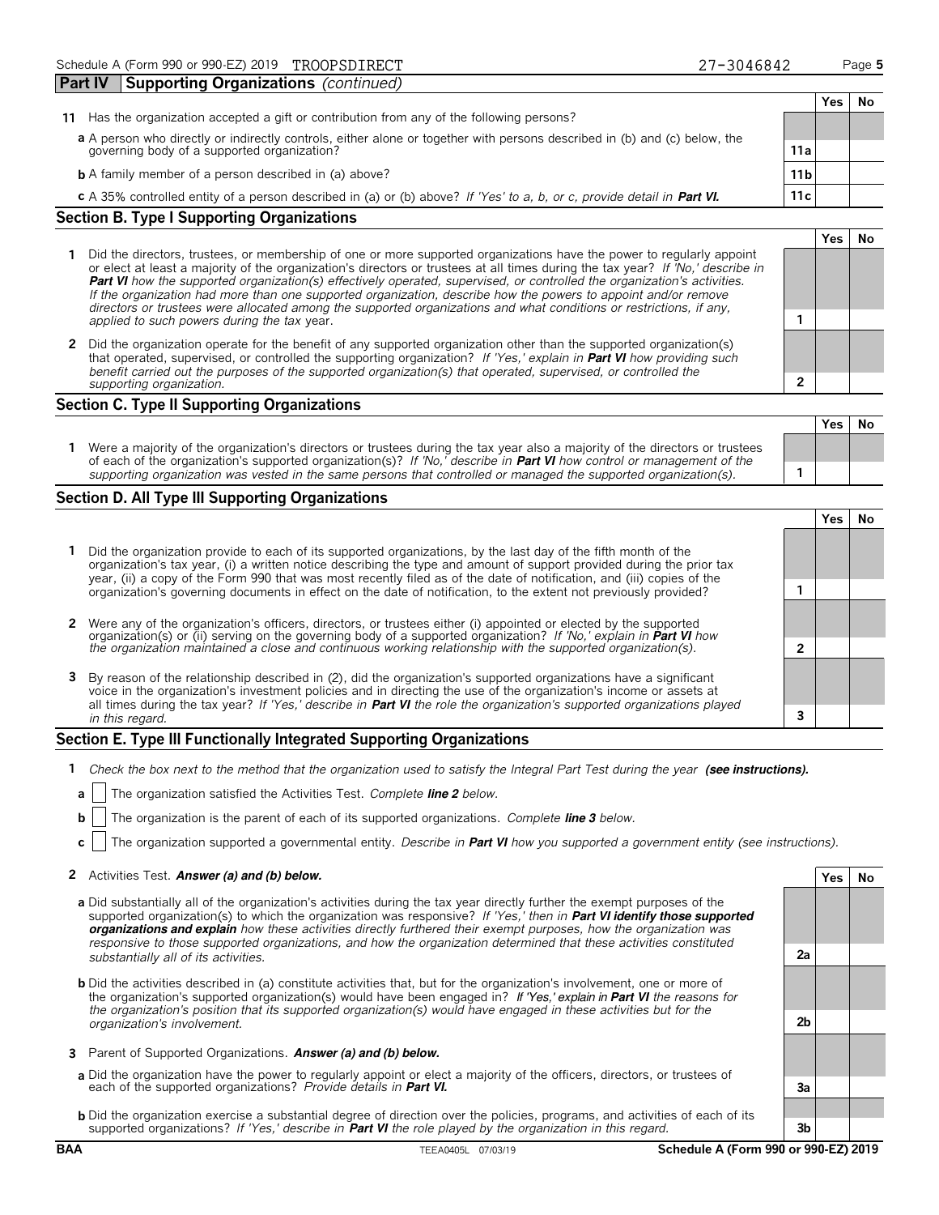Schedule A (Form 990 or 990-EZ) 2019 TROOPSDIRECT 27-3046842

## Part IV Supporting Organizations *(continued)*

| | | Yes | No |
|---|---|---|---|
| **11** Has the organization accepted a gift or contribution from any of the following persons? | | | |
| **a** A person who directly or indirectly controls, either alone or together with persons described in (b) and (c) below, the governing body of a supported organization? | 11a | | |
| **b** A family member of a person described in (a) above? | 11b | | |
| **c** A 35% controlled entity of a person described in (a) or (b) above? *If 'Yes' to a, b, or c, provide detail in* ***Part VI.*** | 11c | | |

### Section B. Type I Supporting Organizations

| | | Yes | No |
|---|---|---|---|
| **1** Did the directors, trustees, or membership of one or more supported organizations have the power to regularly appoint or elect at least a majority of the organization's directors or trustees at all times during the tax year? *If 'No,' describe in* ***Part VI*** *how the supported organization(s) effectively operated, supervised, or controlled the organization's activities. If the organization had more than one supported organization, describe how the powers to appoint and/or remove directors or trustees were allocated among the supported organizations and what conditions or restrictions, if any, applied to such powers during the tax* year. | 1 | | |
| **2** Did the organization operate for the benefit of any supported organization other than the supported organization(s) that operated, supervised, or controlled the supporting organization? *If 'Yes,' explain in* ***Part VI*** *how providing such benefit carried out the purposes of the supported organization(s) that operated, supervised, or controlled the supporting organization.* | 2 | | |

### Section C. Type II Supporting Organizations

| | | Yes | No |
|---|---|---|---|
| **1** Were a majority of the organization's directors or trustees during the tax year also a majority of the directors or trustees of each of the organization's supported organization(s)? *If 'No,' describe in* ***Part VI*** *how control or management of the supporting organization was vested in the same persons that controlled or managed the supported organization(s).* | 1 | | |

### Section D. All Type III Supporting Organizations

| | | Yes | No |
|---|---|---|---|
| **1** Did the organization provide to each of its supported organizations, by the last day of the fifth month of the organization's tax year, (i) a written notice describing the type and amount of support provided during the prior tax year, (ii) a copy of the Form 990 that was most recently filed as of the date of notification, and (iii) copies of the organization's governing documents in effect on the date of notification, to the extent not previously provided? | 1 | | |
| **2** Were any of the organization's officers, directors, or trustees either (i) appointed or elected by the supported organization(s) or (ii) serving on the governing body of a supported organization? *If 'No,' explain in* ***Part VI*** *how the organization maintained a close and continuous working relationship with the supported organization(s).* | 2 | | |
| **3** By reason of the relationship described in (2), did the organization's supported organizations have a significant voice in the organization's investment policies and in directing the use of the organization's income or assets at all times during the tax year? *If 'Yes,' describe in* ***Part VI*** *the role the organization's supported organizations played in this regard.* | 3 | | |

### Section E. Type III Functionally Integrated Supporting Organizations

**1** *Check the box next to the method that the organization used to satisfy the Integral Part Test during the year* ***(see instructions).***

**a** ☐ The organization satisfied the Activities Test. *Complete* ***line 2*** *below.*

**b** ☐ The organization is the parent of each of its supported organizations. *Complete* ***line 3*** *below.*

**c** ☐ The organization supported a governmental entity. *Describe in* ***Part VI*** *how you supported a government entity (see instructions).*

| | | Yes | No |
|---|---|---|---|
| **2** Activities Test. ***Answer (a) and (b) below.*** | | | |
| **a** Did substantially all of the organization's activities during the tax year directly further the exempt purposes of the supported organization(s) to which the organization was responsive? *If 'Yes,' then in* ***Part VI identify those supported organizations and explain*** *how these activities directly furthered their exempt purposes, how the organization was responsive to those supported organizations, and how the organization determined that these activities constituted substantially all of its activities.* | 2a | | |
| **b** Did the activities described in (a) constitute activities that, but for the organization's involvement, one or more of the organization's supported organization(s) would have been engaged in? *If 'Yes,' explain in* ***Part VI*** *the reasons for the organization's position that its supported organization(s) would have engaged in these activities but for the organization's involvement.* | 2b | | |
| **3** Parent of Supported Organizations. ***Answer (a) and (b) below.*** | | | |
| **a** Did the organization have the power to regularly appoint or elect a majority of the officers, directors, or trustees of each of the supported organizations? *Provide details in* ***Part VI.*** | 3a | | |
| **b** Did the organization exercise a substantial degree of direction over the policies, programs, and activities of each of its supported organizations? *If 'Yes,' describe in* ***Part VI*** *the role played by the organization in this regard.* | 3b | | |

BAA TEEA0405L 07/03/19 Schedule A (Form 990 or 990-EZ) 2019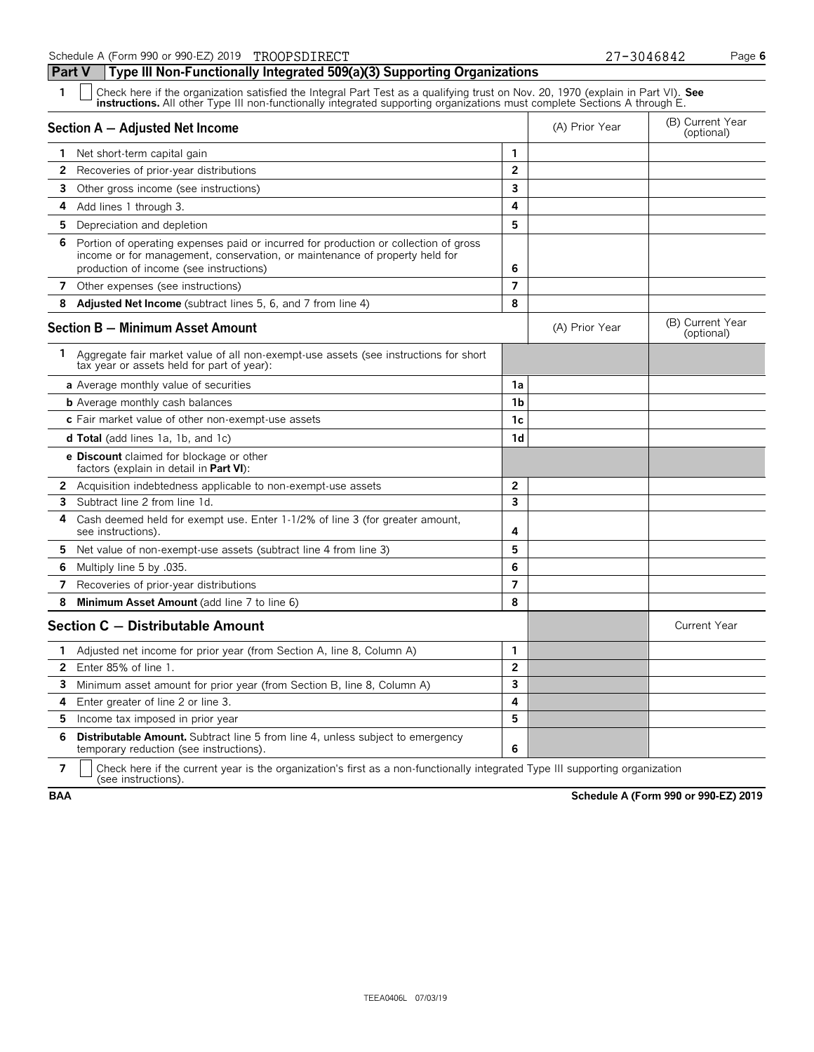Schedule A (Form 990 or 990-EZ) 2019 TROOPSDIRECT 27-3046842

## Part V Type III Non-Functionally Integrated 509(a)(3) Supporting Organizations

1 ☐ Check here if the organization satisfied the Integral Part Test as a qualifying trust on Nov. 20, 1970 (explain in Part VI). **See instructions.** All other Type III non-functionally integrated supporting organizations must complete Sections A through E.

| Section A — Adjusted Net Income | | (A) Prior Year | (B) Current Year (optional) |
|---|---|---|---|
| 1 Net short-term capital gain | 1 | | |
| 2 Recoveries of prior-year distributions | 2 | | |
| 3 Other gross income (see instructions) | 3 | | |
| 4 Add lines 1 through 3. | 4 | | |
| 5 Depreciation and depletion | 5 | | |
| 6 Portion of operating expenses paid or incurred for production or collection of gross income or for management, conservation, or maintenance of property held for production of income (see instructions) | 6 | | |
| 7 Other expenses (see instructions) | 7 | | |
| 8 **Adjusted Net Income** (subtract lines 5, 6, and 7 from line 4) | 8 | | |

| Section B — Minimum Asset Amount | | (A) Prior Year | (B) Current Year (optional) |
|---|---|---|---|
| 1 Aggregate fair market value of all non-exempt-use assets (see instructions for short tax year or assets held for part of year): | | | |
| a Average monthly value of securities | 1a | | |
| b Average monthly cash balances | 1b | | |
| c Fair market value of other non-exempt-use assets | 1c | | |
| d **Total** (add lines 1a, 1b, and 1c) | 1d | | |
| e **Discount** claimed for blockage or other factors (explain in detail in **Part VI**): | | | |
| 2 Acquisition indebtedness applicable to non-exempt-use assets | 2 | | |
| 3 Subtract line 2 from line 1d. | 3 | | |
| 4 Cash deemed held for exempt use. Enter 1-1/2% of line 3 (for greater amount, see instructions). | 4 | | |
| 5 Net value of non-exempt-use assets (subtract line 4 from line 3) | 5 | | |
| 6 Multiply line 5 by .035. | 6 | | |
| 7 Recoveries of prior-year distributions | 7 | | |
| 8 **Minimum Asset Amount** (add line 7 to line 6) | 8 | | |

| Section C — Distributable Amount | | | Current Year |
|---|---|---|---|
| 1 Adjusted net income for prior year (from Section A, line 8, Column A) | 1 | | |
| 2 Enter 85% of line 1. | 2 | | |
| 3 Minimum asset amount for prior year (from Section B, line 8, Column A) | 3 | | |
| 4 Enter greater of line 2 or line 3. | 4 | | |
| 5 Income tax imposed in prior year | 5 | | |
| 6 **Distributable Amount.** Subtract line 5 from line 4, unless subject to emergency temporary reduction (see instructions). | 6 | | |

7 ☐ Check here if the current year is the organization's first as a non-functionally integrated Type III supporting organization (see instructions).

BAA Schedule A (Form 990 or 990-EZ) 2019

TEEA0406L 07/03/19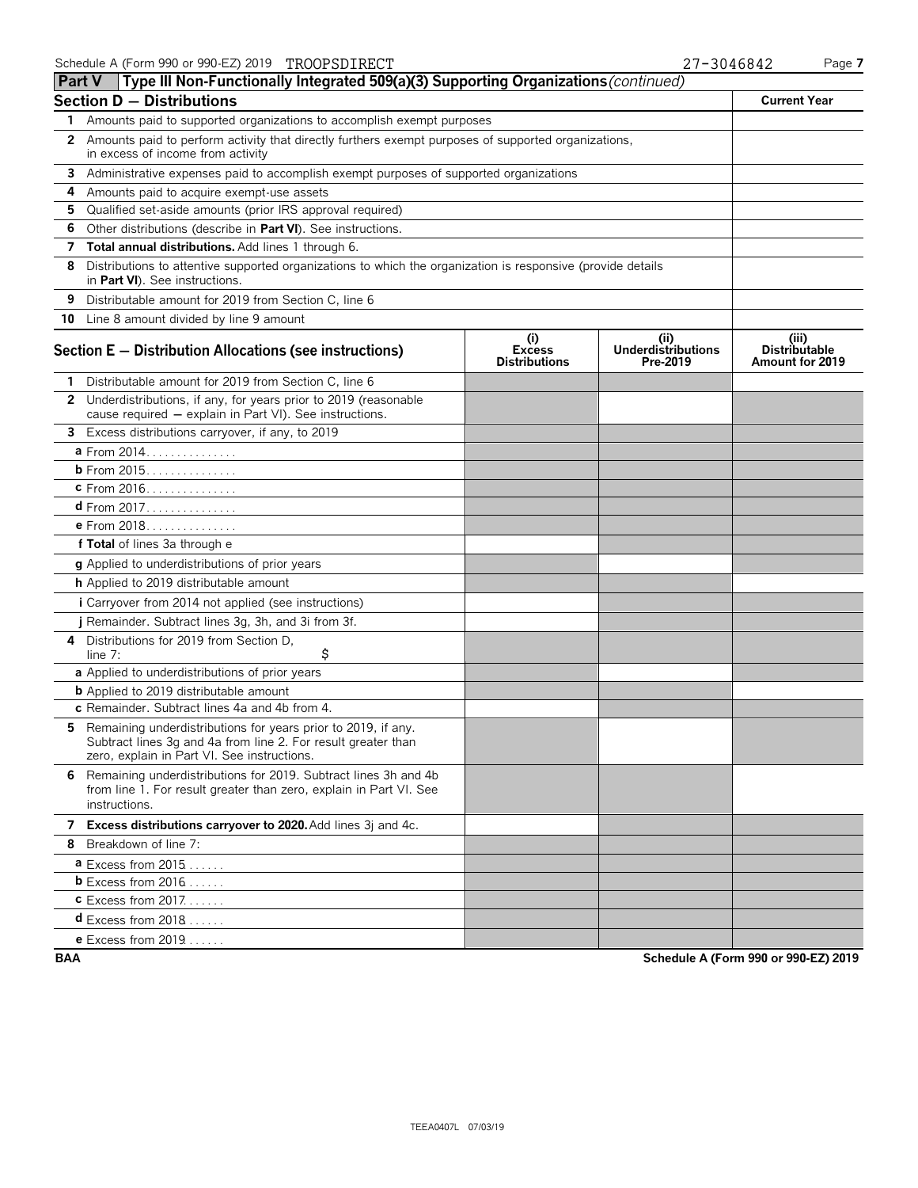Schedule A (Form 990 or 990-EZ) 2019 TROOPSDIRECT 27-3046842

## Part V Type III Non-Functionally Integrated 509(a)(3) Supporting Organizations *(continued)*

| Section D — Distributions | | Current Year |
|---|---|---|
| 1 | Amounts paid to supported organizations to accomplish exempt purposes | |
| 2 | Amounts paid to perform activity that directly furthers exempt purposes of supported organizations, in excess of income from activity | |
| 3 | Administrative expenses paid to accomplish exempt purposes of supported organizations | |
| 4 | Amounts paid to acquire exempt-use assets | |
| 5 | Qualified set-aside amounts (prior IRS approval required) | |
| 6 | Other distributions (describe in **Part VI**). See instructions. | |
| 7 | **Total annual distributions.** Add lines 1 through 6. | |
| 8 | Distributions to attentive supported organizations to which the organization is responsive (provide details in **Part VI**). See instructions. | |
| 9 | Distributable amount for 2019 from Section C, line 6 | |
| 10 | Line 8 amount divided by line 9 amount | |

| Section E — Distribution Allocations (see instructions) | (i) Excess Distributions | (ii) Underdistributions Pre-2019 | (iii) Distributable Amount for 2019 |
|---|---|---|---|
| 1 Distributable amount for 2019 from Section C, line 6 | | | |
| 2 Underdistributions, if any, for years prior to 2019 (reasonable cause required — explain in Part VI). See instructions. | | | |
| 3 Excess distributions carryover, if any, to 2019 | | | |
| a From 2014 | | | |
| b From 2015 | | | |
| c From 2016 | | | |
| d From 2017 | | | |
| e From 2018 | | | |
| f **Total** of lines 3a through e | | | |
| g Applied to underdistributions of prior years | | | |
| h Applied to 2019 distributable amount | | | |
| i Carryover from 2014 not applied (see instructions) | | | |
| j Remainder. Subtract lines 3g, 3h, and 3i from 3f. | | | |
| 4 Distributions for 2019 from Section D, line 7: $ | | | |
| a Applied to underdistributions of prior years | | | |
| b Applied to 2019 distributable amount | | | |
| c Remainder. Subtract lines 4a and 4b from 4. | | | |
| 5 Remaining underdistributions for years prior to 2019, if any. Subtract lines 3g and 4a from line 2. For result greater than zero, explain in Part VI. See instructions. | | | |
| 6 Remaining underdistributions for 2019. Subtract lines 3h and 4b from line 1. For result greater than zero, explain in Part VI. See instructions. | | | |
| 7 **Excess distributions carryover to 2020.** Add lines 3j and 4c. | | | |
| 8 Breakdown of line 7: | | | |
| a Excess from 2015 | | | |
| b Excess from 2016 | | | |
| c Excess from 2017 | | | |
| d Excess from 2018 | | | |
| e Excess from 2019 | | | |

BAA **Schedule A (Form 990 or 990-EZ) 2019**

TEEA0407L 07/03/19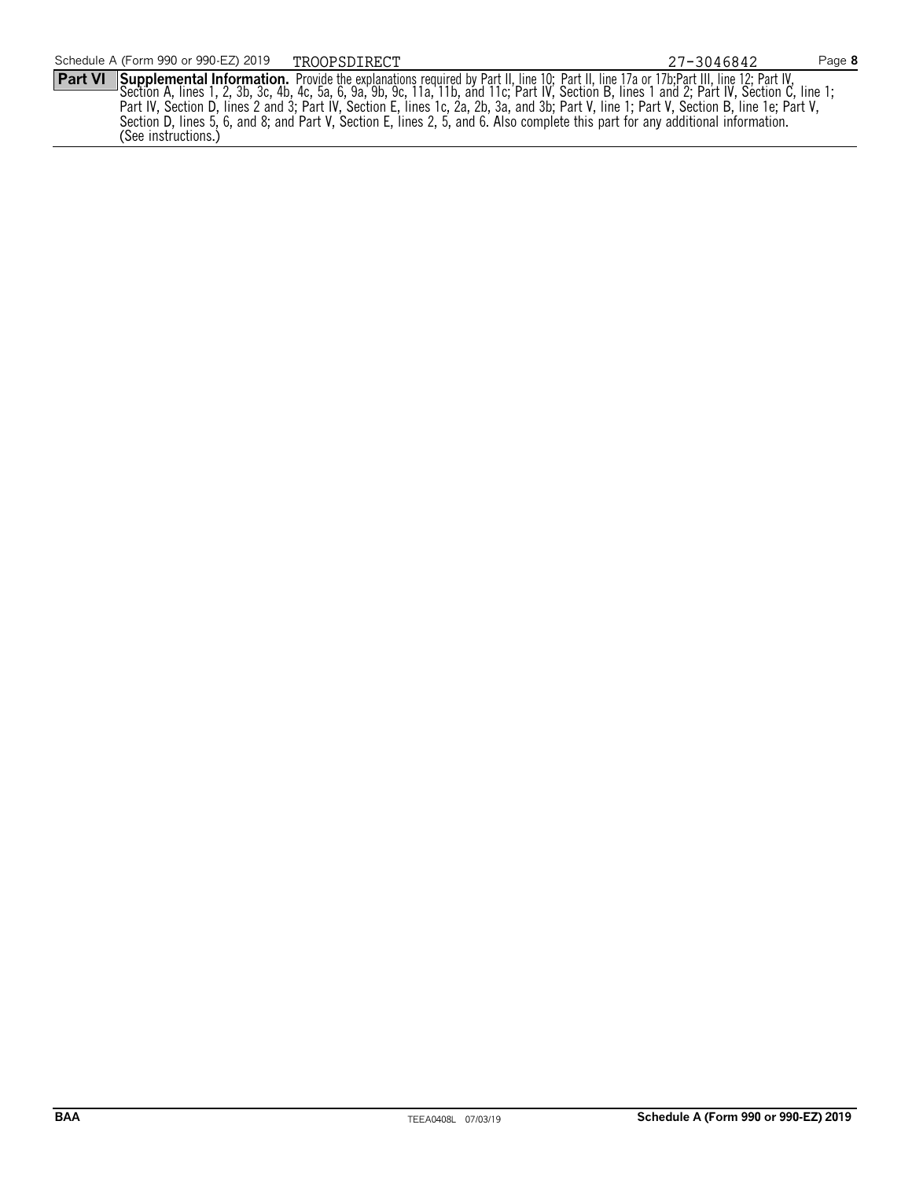Schedule A (Form 990 or 990-EZ) 2019 TROOPSDIRECT 27-3046842

**Part VI Supplemental Information.** Provide the explanations required by Part II, line 10; Part II, line 17a or 17b;Part III, line 12; Part IV, Section A, lines 1, 2, 3b, 3c, 4b, 4c, 5a, 6, 9a, 9b, 9c, 11a, 11b, and 11c; Part IV, Section B, lines 1 and 2; Part IV, Section C, line 1; Part IV, Section D, lines 2 and 3; Part IV, Section E, lines 1c, 2a, 2b, 3a, and 3b; Part V, line 1; Part V, Section B, line 1e; Part V, Section D, lines 5, 6, and 8; and Part V, Section E, lines 2, 5, and 6. Also complete this part for any additional information. (See instructions.)

BAA TEEA0408L 07/03/19 **Schedule A (Form 990 or 990-EZ) 2019**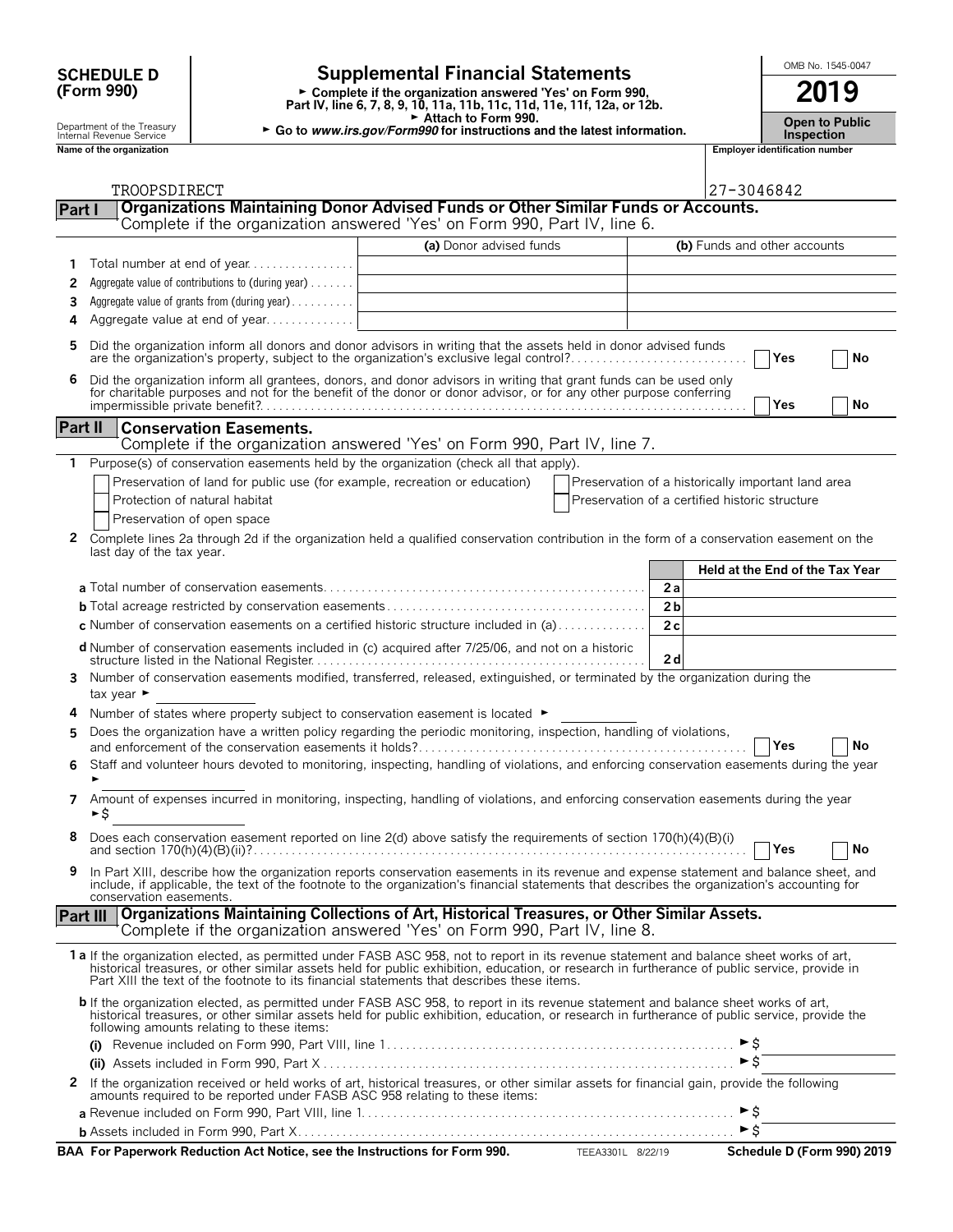**SCHEDULE D (Form 990)**

Department of the Treasury
Internal Revenue Service

# Supplemental Financial Statements

► Complete if the organization answered 'Yes' on Form 990, Part IV, line 6, 7, 8, 9, 10, 11a, 11b, 11c, 11d, 11e, 11f, 12a, or 12b.
► Attach to Form 990.
► Go to *www.irs.gov/Form990* for instructions and the latest information.

OMB No. 1545-0047

**2019**

**Open to Public Inspection**

**Name of the organization**: TROOPSDIRECT

**Employer identification number**: 27-3046842

## Part I Organizations Maintaining Donor Advised Funds or Other Similar Funds or Accounts.

Complete if the organization answered 'Yes' on Form 990, Part IV, line 6.

| | | (a) Donor advised funds | (b) Funds and other accounts |
|---|---|---|---|
| 1 | Total number at end of year | | |
| 2 | Aggregate value of contributions to (during year) | | |
| 3 | Aggregate value of grants from (during year) | | |
| 4 | Aggregate value at end of year | | |

5 Did the organization inform all donors and donor advisors in writing that the assets held in donor advised funds are the organization's property, subject to the organization's exclusive legal control? ☐ Yes ☐ No

6 Did the organization inform all grantees, donors, and donor advisors in writing that grant funds can be used only for charitable purposes and not for the benefit of the donor or donor advisor, or for any other purpose conferring impermissible private benefit? ☐ Yes ☐ No

## Part II Conservation Easements.

Complete if the organization answered 'Yes' on Form 990, Part IV, line 7.

1 Purpose(s) of conservation easements held by the organization (check all that apply).

- ☐ Preservation of land for public use (for example, recreation or education)
- ☐ Protection of natural habitat
- ☐ Preservation of open space
- ☐ Preservation of a historically important land area
- ☐ Preservation of a certified historic structure

2 Complete lines 2a through 2d if the organization held a qualified conservation contribution in the form of a conservation easement on the last day of the tax year.

| | | Held at the End of the Tax Year |
|---|---|---|
| **a** Total number of conservation easements | 2a | |
| **b** Total acreage restricted by conservation easements | 2b | |
| **c** Number of conservation easements on a certified historic structure included in (a) | 2c | |
| **d** Number of conservation easements included in (c) acquired after 7/25/06, and not on a historic structure listed in the National Register | 2d | |

3 Number of conservation easements modified, transferred, released, extinguished, or terminated by the organization during the tax year ►

4 Number of states where property subject to conservation easement is located ►

5 Does the organization have a written policy regarding the periodic monitoring, inspection, handling of violations, and enforcement of the conservation easements it holds? ☐ Yes ☐ No

6 Staff and volunteer hours devoted to monitoring, inspecting, handling of violations, and enforcing conservation easements during the year ►

7 Amount of expenses incurred in monitoring, inspecting, handling of violations, and enforcing conservation easements during the year ►$

8 Does each conservation easement reported on line 2(d) above satisfy the requirements of section 170(h)(4)(B)(i) and section 170(h)(4)(B)(ii)? ☐ Yes ☐ No

9 In Part XIII, describe how the organization reports conservation easements in its revenue and expense statement and balance sheet, and include, if applicable, the text of the footnote to the organization's financial statements that describes the organization's accounting for conservation easements.

## Part III Organizations Maintaining Collections of Art, Historical Treasures, or Other Similar Assets.

Complete if the organization answered 'Yes' on Form 990, Part IV, line 8.

**1a** If the organization elected, as permitted under FASB ASC 958, not to report in its revenue statement and balance sheet works of art, historical treasures, or other similar assets held for public exhibition, education, or research in furtherance of public service, provide in Part XIII the text of the footnote to its financial statements that describes these items.

**b** If the organization elected, as permitted under FASB ASC 958, to report in its revenue statement and balance sheet works of art, historical treasures, or other similar assets held for public exhibition, education, or research in furtherance of public service, provide the following amounts relating to these items:

(i) Revenue included on Form 990, Part VIII, line 1 ►$

(ii) Assets included in Form 990, Part X ►$

2 If the organization received or held works of art, historical treasures, or other similar assets for financial gain, provide the following amounts required to be reported under FASB ASC 958 relating to these items:

**a** Revenue included on Form 990, Part VIII, line 1 ►$

**b** Assets included in Form 990, Part X ►$

**BAA For Paperwork Reduction Act Notice, see the Instructions for Form 990.** TEEA3301L 8/22/19 **Schedule D (Form 990) 2019**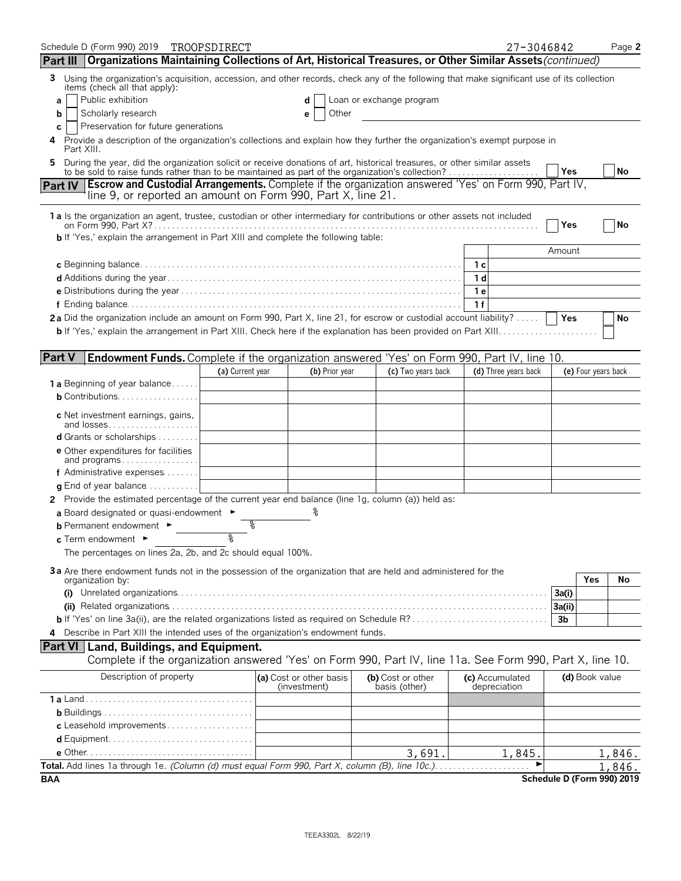Schedule D (Form 990) 2019 TROOPSDIRECT 27-3046842

## Part III Organizations Maintaining Collections of Art, Historical Treasures, or Other Similar Assets *(continued)*

**3** Using the organization's acquisition, accession, and other records, check any of the following that make significant use of its collection items (check all that apply):

- **a** ☐ Public exhibition
- **b** ☐ Scholarly research
- **c** ☐ Preservation for future generations
- **d** ☐ Loan or exchange program
- **e** ☐ Other

**4** Provide a description of the organization's collections and explain how they further the organization's exempt purpose in Part XIII.

**5** During the year, did the organization solicit or receive donations of art, historical treasures, or other similar assets to be sold to raise funds rather than to be maintained as part of the organization's collection? ☐ Yes ☐ No

## Part IV Escrow and Custodial Arrangements. Complete if the organization answered 'Yes' on Form 990, Part IV, line 9, or reported an amount on Form 990, Part X, line 21.

**1a** Is the organization an agent, trustee, custodian or other intermediary for contributions or other assets not included on Form 990, Part X? ☐ Yes ☐ No

**b** If 'Yes,' explain the arrangement in Part XIII and complete the following table:

| | | Amount |
|---|---|---|
| **c** Beginning balance | 1c | |
| **d** Additions during the year | 1d | |
| **e** Distributions during the year | 1e | |
| **f** Ending balance | 1f | |

**2a** Did the organization include an amount on Form 990, Part X, line 21, for escrow or custodial account liability? ☐ Yes ☐ No

**b** If 'Yes,' explain the arrangement in Part XIII. Check here if the explanation has been provided on Part XIII ☐

## Part V Endowment Funds. Complete if the organization answered 'Yes' on Form 990, Part IV, line 10.

| | (a) Current year | (b) Prior year | (c) Two years back | (d) Three years back | (e) Four years back |
|---|---|---|---|---|---|
| **1a** Beginning of year balance | | | | | |
| **b** Contributions | | | | | |
| **c** Net investment earnings, gains, and losses | | | | | |
| **d** Grants or scholarships | | | | | |
| **e** Other expenditures for facilities and programs | | | | | |
| **f** Administrative expenses | | | | | |
| **g** End of year balance | | | | | |

**2** Provide the estimated percentage of the current year end balance (line 1g, column (a)) held as:

**a** Board designated or quasi-endowment ► %

**b** Permanent endowment ► %

**c** Term endowment ► %

The percentages on lines 2a, 2b, and 2c should equal 100%.

**3a** Are there endowment funds not in the possession of the organization that are held and administered for the organization by:

| | | Yes | No |
|---|---|---|---|
| **(i)** Unrelated organizations | 3a(i) | | |
| **(ii)** Related organizations | 3a(ii) | | |
| **b** If 'Yes' on line 3a(ii), are the related organizations listed as required on Schedule R? | 3b | | |

**4** Describe in Part XIII the intended uses of the organization's endowment funds.

## Part VI Land, Buildings, and Equipment.

Complete if the organization answered 'Yes' on Form 990, Part IV, line 11a. See Form 990, Part X, line 10.

| Description of property | (a) Cost or other basis (investment) | (b) Cost or other basis (other) | (c) Accumulated depreciation | (d) Book value |
|---|---|---|---|---|
| **1a** Land | | | | |
| **b** Buildings | | | | |
| **c** Leasehold improvements | | | | |
| **d** Equipment | | | | |
| **e** Other | | 3,691. | 1,845. | 1,846. |

**Total.** Add lines 1a through 1e. *(Column (d) must equal Form 990, Part X, column (B), line 10c.)* ► 1,846.

BAA Schedule D (Form 990) 2019

TEEA3302L 8/22/19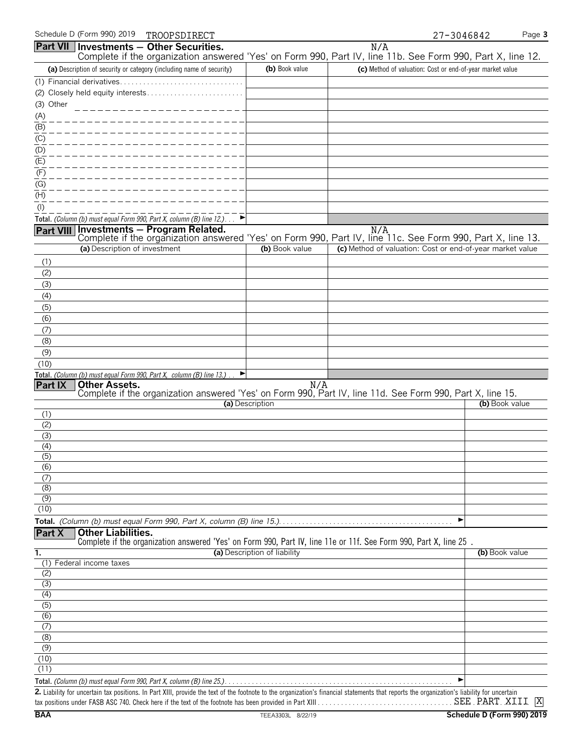Schedule D (Form 990) 2019 TROOPSDIRECT 27-3046842

## Part VII Investments — Other Securities.

N/A

Complete if the organization answered 'Yes' on Form 990, Part IV, line 11b. See Form 990, Part X, line 12.

| (a) Description of security or category (including name of security) | (b) Book value | (c) Method of valuation: Cost or end-of-year market value |
|---|---|---|
| (1) Financial derivatives | | |
| (2) Closely held equity interests | | |
| (3) Other | | |
| (A) | | |
| (B) | | |
| (C) | | |
| (D) | | |
| (E) | | |
| (F) | | |
| (G) | | |
| (H) | | |
| (I) | | |
| **Total.** *(Column (b) must equal Form 990, Part X, column (B) line 12.)* ► | | |

## Part VIII Investments — Program Related.

N/A

Complete if the organization answered 'Yes' on Form 990, Part IV, line 11c. See Form 990, Part X, line 13.

| (a) Description of investment | (b) Book value | (c) Method of valuation: Cost or end-of-year market value |
|---|---|---|
| (1) | | |
| (2) | | |
| (3) | | |
| (4) | | |
| (5) | | |
| (6) | | |
| (7) | | |
| (8) | | |
| (9) | | |
| (10) | | |
| **Total.** *(Column (b) must equal Form 990, Part X, column (B) line 13.)* ► | | |

## Part IX Other Assets.

N/A

Complete if the organization answered 'Yes' on Form 990, Part IV, line 11d. See Form 990, Part X, line 15.

| (a) Description | (b) Book value |
|---|---|
| (1) | |
| (2) | |
| (3) | |
| (4) | |
| (5) | |
| (6) | |
| (7) | |
| (8) | |
| (9) | |
| (10) | |
| **Total.** *(Column (b) must equal Form 990, Part X, column (B) line 15.)* ► | |

## Part X Other Liabilities.

Complete if the organization answered 'Yes' on Form 990, Part IV, line 11e or 11f. See Form 990, Part X, line 25 .

| 1. (a) Description of liability | (b) Book value |
|---|---|
| (1) Federal income taxes | |
| (2) | |
| (3) | |
| (4) | |
| (5) | |
| (6) | |
| (7) | |
| (8) | |
| (9) | |
| (10) | |
| (11) | |
| **Total.** *(Column (b) must equal Form 990, Part X, column (B) line 25.)* ► | |

**2.** Liability for uncertain tax positions. In Part XIII, provide the text of the footnote to the organization's financial statements that reports the organization's liability for uncertain tax positions under FASB ASC 740. Check here if the text of the footnote has been provided in Part XIII SEE PART XIII [X]

BAA TEEA3303L 8/22/19 **Schedule D (Form 990) 2019**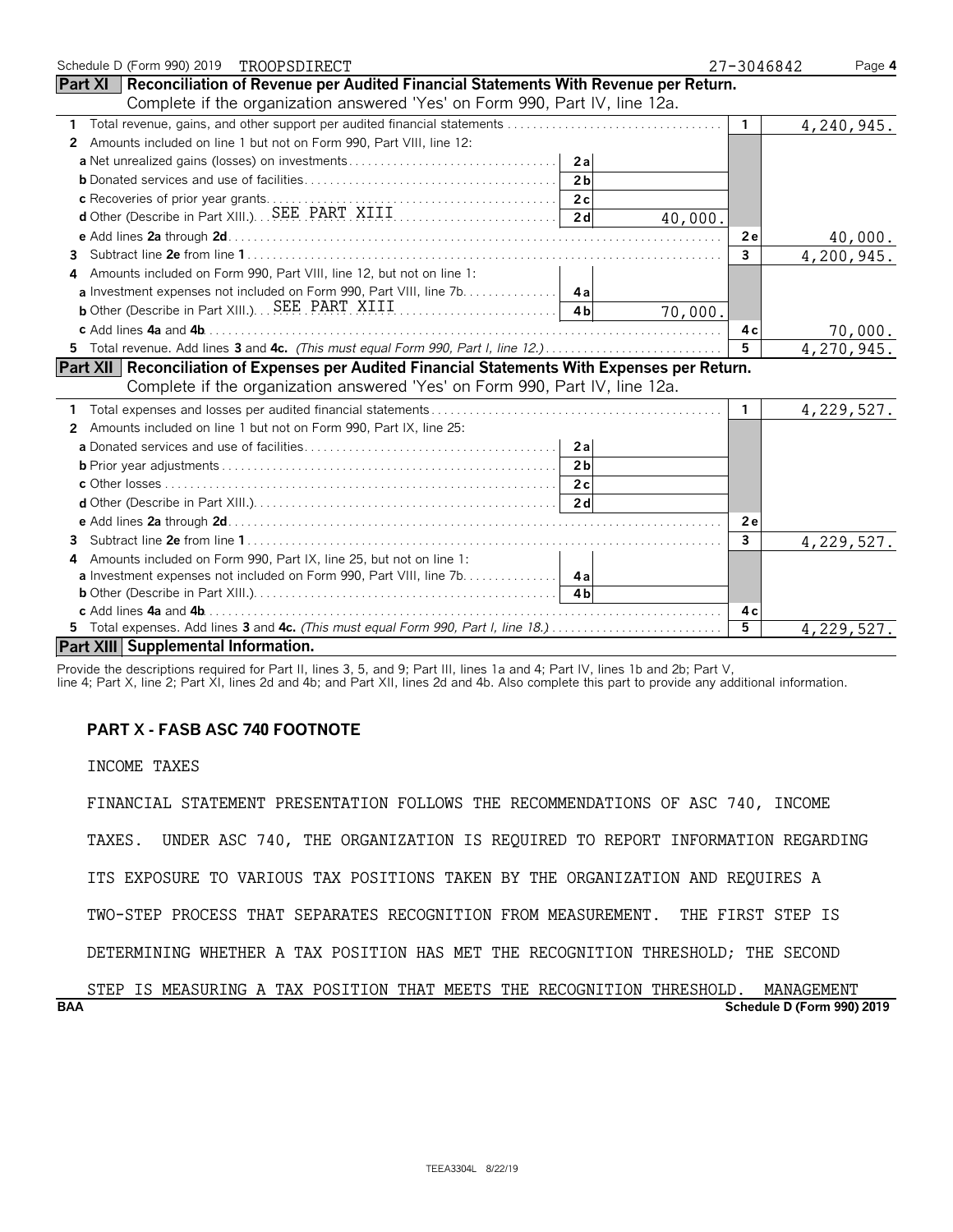Schedule D (Form 990) 2019 TROOPSDIRECT 27-3046842

## Part XI Reconciliation of Revenue per Audited Financial Statements With Revenue per Return.

Complete if the organization answered 'Yes' on Form 990, Part IV, line 12a.

| | | | | |
|---|---|---|---|---|
| **1** Total revenue, gains, and other support per audited financial statements | | | 1 | 4,240,945. |
| **2** Amounts included on line 1 but not on Form 990, Part VIII, line 12: | | | | |
| **a** Net unrealized gains (losses) on investments | 2a | | | |
| **b** Donated services and use of facilities | 2b | | | |
| **c** Recoveries of prior year grants | 2c | | | |
| **d** Other (Describe in Part XIII.) SEE PART XIII | 2d | 40,000. | | |
| **e** Add lines **2a** through **2d** | | | 2e | 40,000. |
| **3** Subtract line **2e** from line **1** | | | 3 | 4,200,945. |
| **4** Amounts included on Form 990, Part VIII, line 12, but not on line 1: | | | | |
| **a** Investment expenses not included on Form 990, Part VIII, line 7b | 4a | | | |
| **b** Other (Describe in Part XIII.) SEE PART XIII | 4b | 70,000. | | |
| **c** Add lines **4a** and **4b** | | | 4c | 70,000. |
| **5** Total revenue. Add lines **3** and **4c.** *(This must equal Form 990, Part I, line 12.)* | | | 5 | 4,270,945. |

## Part XII Reconciliation of Expenses per Audited Financial Statements With Expenses per Return.

Complete if the organization answered 'Yes' on Form 990, Part IV, line 12a.

| | | | | |
|---|---|---|---|---|
| **1** Total expenses and losses per audited financial statements | | | 1 | 4,229,527. |
| **2** Amounts included on line 1 but not on Form 990, Part IX, line 25: | | | | |
| **a** Donated services and use of facilities | 2a | | | |
| **b** Prior year adjustments | 2b | | | |
| **c** Other losses | 2c | | | |
| **d** Other (Describe in Part XIII.) | 2d | | | |
| **e** Add lines **2a** through **2d** | | | 2e | |
| **3** Subtract line **2e** from line **1** | | | 3 | 4,229,527. |
| **4** Amounts included on Form 990, Part IX, line 25, but not on line 1: | | | | |
| **a** Investment expenses not included on Form 990, Part VIII, line 7b | 4a | | | |
| **b** Other (Describe in Part XIII.) | 4b | | | |
| **c** Add lines **4a** and **4b** | | | 4c | |
| **5** Total expenses. Add lines **3** and **4c.** *(This must equal Form 990, Part I, line 18.)* | | | 5 | 4,229,527. |

## Part XIII Supplemental Information.

Provide the descriptions required for Part II, lines 3, 5, and 9; Part III, lines 1a and 4; Part IV, lines 1b and 2b; Part V, line 4; Part X, line 2; Part XI, lines 2d and 4b; and Part XII, lines 2d and 4b. Also complete this part to provide any additional information.

**PART X - FASB ASC 740 FOOTNOTE**

INCOME TAXES

FINANCIAL STATEMENT PRESENTATION FOLLOWS THE RECOMMENDATIONS OF ASC 740, INCOME TAXES. UNDER ASC 740, THE ORGANIZATION IS REQUIRED TO REPORT INFORMATION REGARDING ITS EXPOSURE TO VARIOUS TAX POSITIONS TAKEN BY THE ORGANIZATION AND REQUIRES A TWO-STEP PROCESS THAT SEPARATES RECOGNITION FROM MEASUREMENT. THE FIRST STEP IS DETERMINING WHETHER A TAX POSITION HAS MET THE RECOGNITION THRESHOLD; THE SECOND STEP IS MEASURING A TAX POSITION THAT MEETS THE RECOGNITION THRESHOLD. MANAGEMENT

BAA Schedule D (Form 990) 2019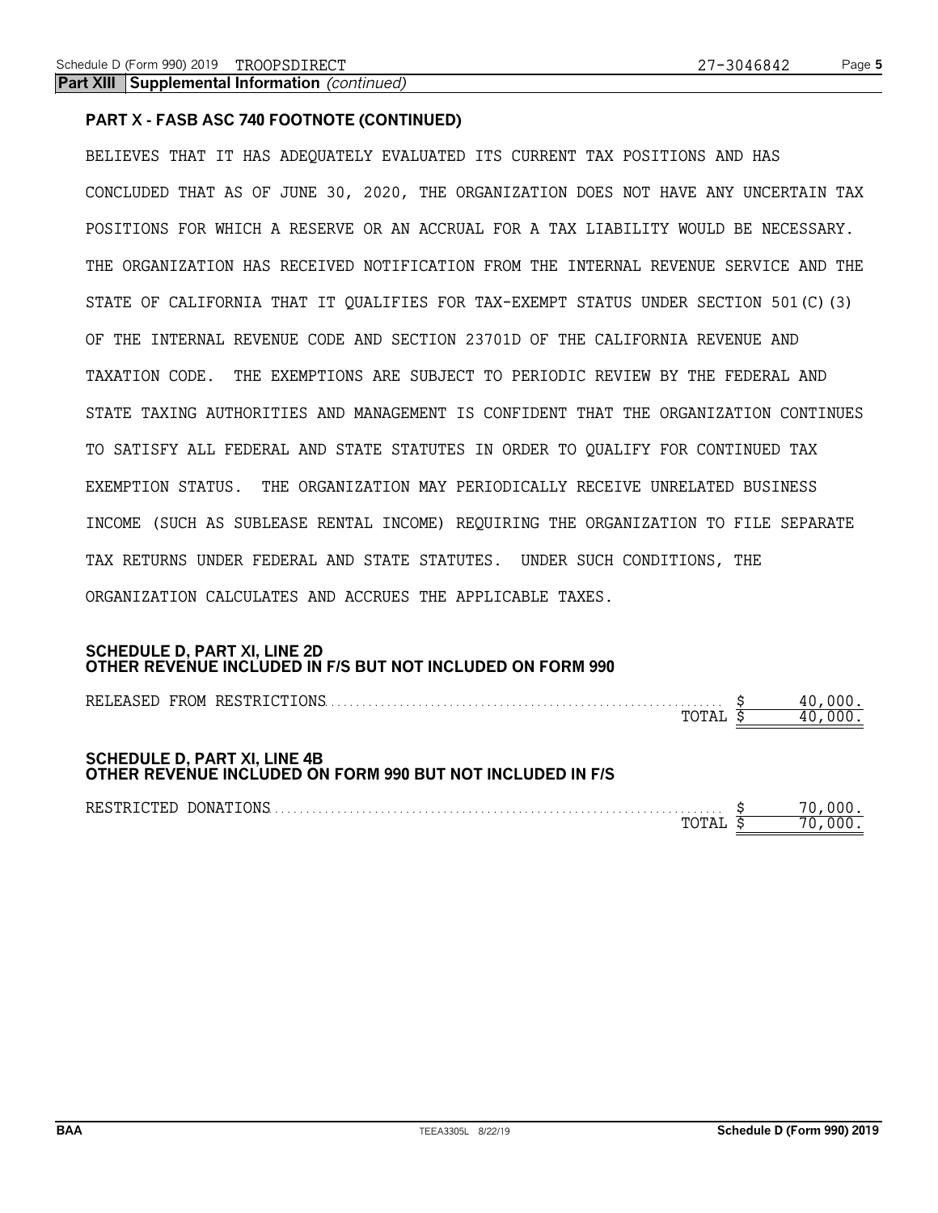**Part XIII Supplemental Information** *(continued)*

**PART X - FASB ASC 740 FOOTNOTE (CONTINUED)**

BELIEVES THAT IT HAS ADEQUATELY EVALUATED ITS CURRENT TAX POSITIONS AND HAS CONCLUDED THAT AS OF JUNE 30, 2020, THE ORGANIZATION DOES NOT HAVE ANY UNCERTAIN TAX POSITIONS FOR WHICH A RESERVE OR AN ACCRUAL FOR A TAX LIABILITY WOULD BE NECESSARY. THE ORGANIZATION HAS RECEIVED NOTIFICATION FROM THE INTERNAL REVENUE SERVICE AND THE STATE OF CALIFORNIA THAT IT QUALIFIES FOR TAX-EXEMPT STATUS UNDER SECTION 501(C)(3) OF THE INTERNAL REVENUE CODE AND SECTION 23701D OF THE CALIFORNIA REVENUE AND TAXATION CODE. THE EXEMPTIONS ARE SUBJECT TO PERIODIC REVIEW BY THE FEDERAL AND STATE TAXING AUTHORITIES AND MANAGEMENT IS CONFIDENT THAT THE ORGANIZATION CONTINUES TO SATISFY ALL FEDERAL AND STATE STATUTES IN ORDER TO QUALIFY FOR CONTINUED TAX EXEMPTION STATUS. THE ORGANIZATION MAY PERIODICALLY RECEIVE UNRELATED BUSINESS INCOME (SUCH AS SUBLEASE RENTAL INCOME) REQUIRING THE ORGANIZATION TO FILE SEPARATE TAX RETURNS UNDER FEDERAL AND STATE STATUTES. UNDER SUCH CONDITIONS, THE ORGANIZATION CALCULATES AND ACCRUES THE APPLICABLE TAXES.

**SCHEDULE D, PART XI, LINE 2D**
**OTHER REVENUE INCLUDED IN F/S BUT NOT INCLUDED ON FORM 990**

| | | |
|---|---|---|
| RELEASED FROM RESTRICTIONS | $ | 40,000. |
| TOTAL | $ | 40,000. |

**SCHEDULE D, PART XI, LINE 4B**
**OTHER REVENUE INCLUDED ON FORM 990 BUT NOT INCLUDED IN F/S**

| | | |
|---|---|---|
| RESTRICTED DONATIONS | $ | 70,000. |
| TOTAL | $ | 70,000. |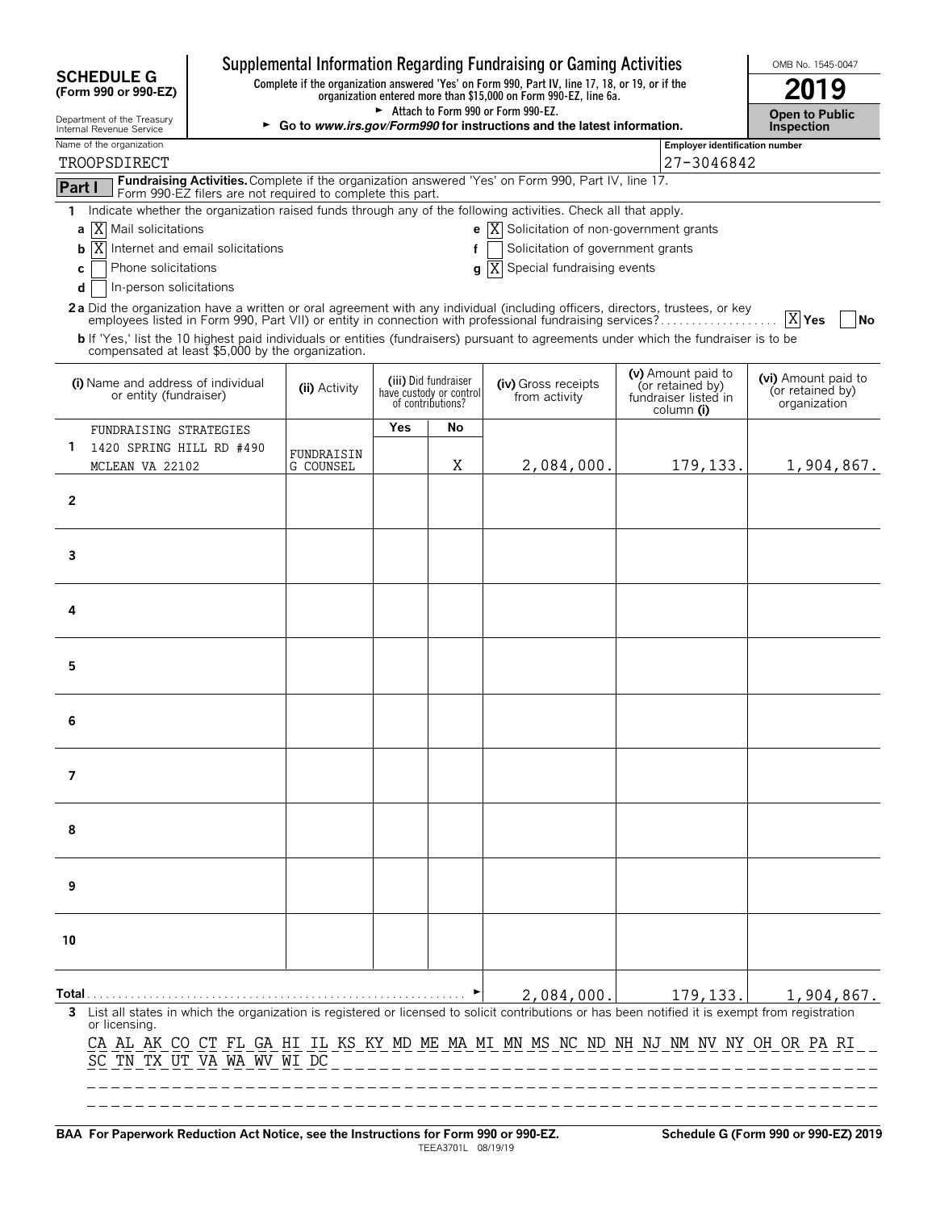**SCHEDULE G (Form 990 or 990-EZ)**

Department of the Treasury
Internal Revenue Service

# Supplemental Information Regarding Fundraising or Gaming Activities

**Complete if the organization answered 'Yes' on Form 990, Part IV, line 17, 18, or 19, or if the organization entered more than $15,000 on Form 990-EZ, line 6a.**

► Attach to Form 990 or Form 990-EZ.

► **Go to *www.irs.gov/Form990* for instructions and the latest information.**

OMB No. 1545-0047

**2019**

**Open to Public Inspection**

Name of the organization: TROOPSDIRECT

Employer identification number: 27-3046842

**Part I** **Fundraising Activities.** Complete if the organization answered 'Yes' on Form 990, Part IV, line 17. Form 990-EZ filers are not required to complete this part.

**1** Indicate whether the organization raised funds through any of the following activities. Check all that apply.

- **a** [X] Mail solicitations
- **b** [X] Internet and email solicitations
- **c** [ ] Phone solicitations
- **d** [ ] In-person solicitations
- **e** [X] Solicitation of non-government grants
- **f** [ ] Solicitation of government grants
- **g** [X] Special fundraising events

**2a** Did the organization have a written or oral agreement with any individual (including officers, directors, trustees, or key employees listed in Form 990, Part VII) or entity in connection with professional fundraising services? [X] **Yes** [ ] **No**

**b** If 'Yes,' list the 10 highest paid individuals or entities (fundraisers) pursuant to agreements under which the fundraiser is to be compensated at least $5,000 by the organization.

| | (i) Name and address of individual or entity (fundraiser) | (ii) Activity | (iii) Did fundraiser have custody or control of contributions? Yes | No | (iv) Gross receipts from activity | (v) Amount paid to (or retained by) fundraiser listed in column (i) | (vi) Amount paid to (or retained by) organization |
|---|---|---|---|---|---|---|---|
| 1 | FUNDRAISING STRATEGIES 1420 SPRING HILL RD #490 MCLEAN VA 22102 | FUNDRAISING COUNSEL | | X | 2,084,000. | 179,133. | 1,904,867. |
| 2 | | | | | | | |
| 3 | | | | | | | |
| 4 | | | | | | | |
| 5 | | | | | | | |
| 6 | | | | | | | |
| 7 | | | | | | | |
| 8 | | | | | | | |
| 9 | | | | | | | |
| 10 | | | | | | | |
| **Total** | | | | | 2,084,000. | 179,133. | 1,904,867. |

**3** List all states in which the organization is registered or licensed to solicit contributions or has been notified it is exempt from registration or licensing.

CA AL AK CO CT FL GA HI IL KS KY MD ME MA MI MN MS NC ND NH NJ NM NV NY OH OR PA RI SC TN TX UT VA WA WV WI DC

**BAA For Paperwork Reduction Act Notice, see the Instructions for Form 990 or 990-EZ.** TEEA3701L 08/19/19 **Schedule G (Form 990 or 990-EZ) 2019**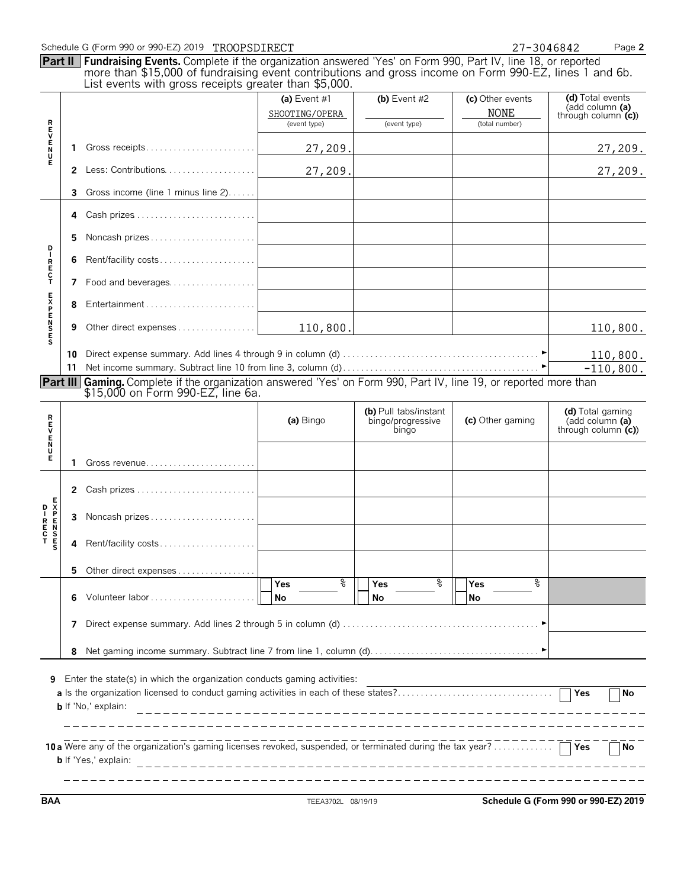Schedule G (Form 990 or 990-EZ) 2019 TROOPSDIRECT 27-3046842 Page **2**

**Part II** **Fundraising Events.** Complete if the organization answered 'Yes' on Form 990, Part IV, line 18, or reported more than $15,000 of fundraising event contributions and gross income on Form 990-EZ, lines 1 and 6b. List events with gross receipts greater than $5,000.

| | | (a) Event #1 | (b) Event #2 | (c) Other events | (d) Total events (add column (a) through column (c)) |
|---|---|---|---|---|---|
| | | SHOOTING/OPERA (event type) | (event type) | NONE (total number) | |
| REVENUE | 1 Gross receipts | 27,209. | | | 27,209. |
| | 2 Less: Contributions | 27,209. | | | 27,209. |
| | 3 Gross income (line 1 minus line 2) | | | | |
| DIRECT EXPENSES | 4 Cash prizes | | | | |
| | 5 Noncash prizes | | | | |
| | 6 Rent/facility costs | | | | |
| | 7 Food and beverages | | | | |
| | 8 Entertainment | | | | |
| | 9 Other direct expenses | 110,800. | | | 110,800. |
| | 10 Direct expense summary. Add lines 4 through 9 in column (d) | | | | 110,800. |
| | 11 Net income summary. Subtract line 10 from line 3, column (d) | | | | -110,800. |

**Part III** **Gaming.** Complete if the organization answered 'Yes' on Form 990, Part IV, line 19, or reported more than $15,000 on Form 990-EZ, line 6a.

| | | (a) Bingo | (b) Pull tabs/instant bingo/progressive bingo | (c) Other gaming | (d) Total gaming (add column (a) through column (c)) |
|---|---|---|---|---|---|
| REVENUE | 1 Gross revenue | | | | |
| DIRECT EXPENSES | 2 Cash prizes | | | | |
| | 3 Noncash prizes | | | | |
| | 4 Rent/facility costs | | | | |
| | 5 Other direct expenses | | | | |
| | 6 Volunteer labor | Yes ___ % No | Yes ___ % No | Yes ___ % No | |
| | 7 Direct expense summary. Add lines 2 through 5 in column (d) | | | | |
| | 8 Net gaming income summary. Subtract line 7 from line 1, column (d) | | | | |

**9** Enter the state(s) in which the organization conducts gaming activities:

**a** Is the organization licensed to conduct gaming activities in each of these states? Yes No

**b** If 'No,' explain:

**10a** Were any of the organization's gaming licenses revoked, suspended, or terminated during the tax year? Yes No

**b** If 'Yes,' explain:

BAA TEEA3702L 08/19/19 **Schedule G (Form 990 or 990-EZ) 2019**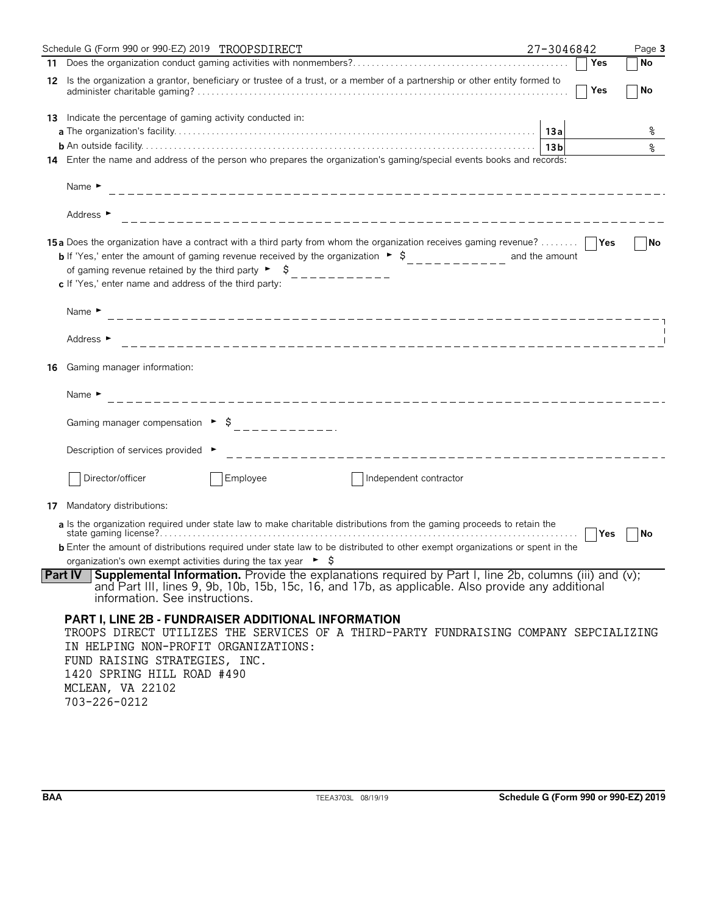Schedule G (Form 990 or 990-EZ) 2019 TROOPSDIRECT 27-3046842 Page 3

**11** Does the organization conduct gaming activities with nonmembers? ☐ Yes ☐ No

**12** Is the organization a grantor, beneficiary or trustee of a trust, or a member of a partnership or other entity formed to administer charitable gaming? ☐ Yes ☐ No

**13** Indicate the percentage of gaming activity conducted in:

**a** The organization's facility. **13a** %

**b** An outside facility. **13b** %

**14** Enter the name and address of the person who prepares the organization's gaming/special events books and records:

Name ►

Address ►

**15a** Does the organization have a contract with a third party from whom the organization receives gaming revenue? ☐ Yes ☐ No

**b** If 'Yes,' enter the amount of gaming revenue received by the organization ► $ ____________ and the amount of gaming revenue retained by the third party ► $ ____________

**c** If 'Yes,' enter name and address of the third party:

Name ►

Address ►

**16** Gaming manager information:

Name ►

Gaming manager compensation ► $ ____________

Description of services provided ►

☐ Director/officer ☐ Employee ☐ Independent contractor

**17** Mandatory distributions:

**a** Is the organization required under state law to make charitable distributions from the gaming proceeds to retain the state gaming license? ☐ Yes ☐ No

**b** Enter the amount of distributions required under state law to be distributed to other exempt organizations or spent in the organization's own exempt activities during the tax year ► $

**Part IV Supplemental Information.** Provide the explanations required by Part I, line 2b, columns (iii) and (v); and Part III, lines 9, 9b, 10b, 15b, 15c, 16, and 17b, as applicable. Also provide any additional information. See instructions.

**PART I, LINE 2B - FUNDRAISER ADDITIONAL INFORMATION**

TROOPS DIRECT UTILIZES THE SERVICES OF A THIRD-PARTY FUNDRAISING COMPANY SEPCIALIZING IN HELPING NON-PROFIT ORGANIZATIONS:

FUND RAISING STRATEGIES, INC.
1420 SPRING HILL ROAD #490
MCLEAN, VA 22102
703-226-0212

BAA TEEA3703L 08/19/19 Schedule G (Form 990 or 990-EZ) 2019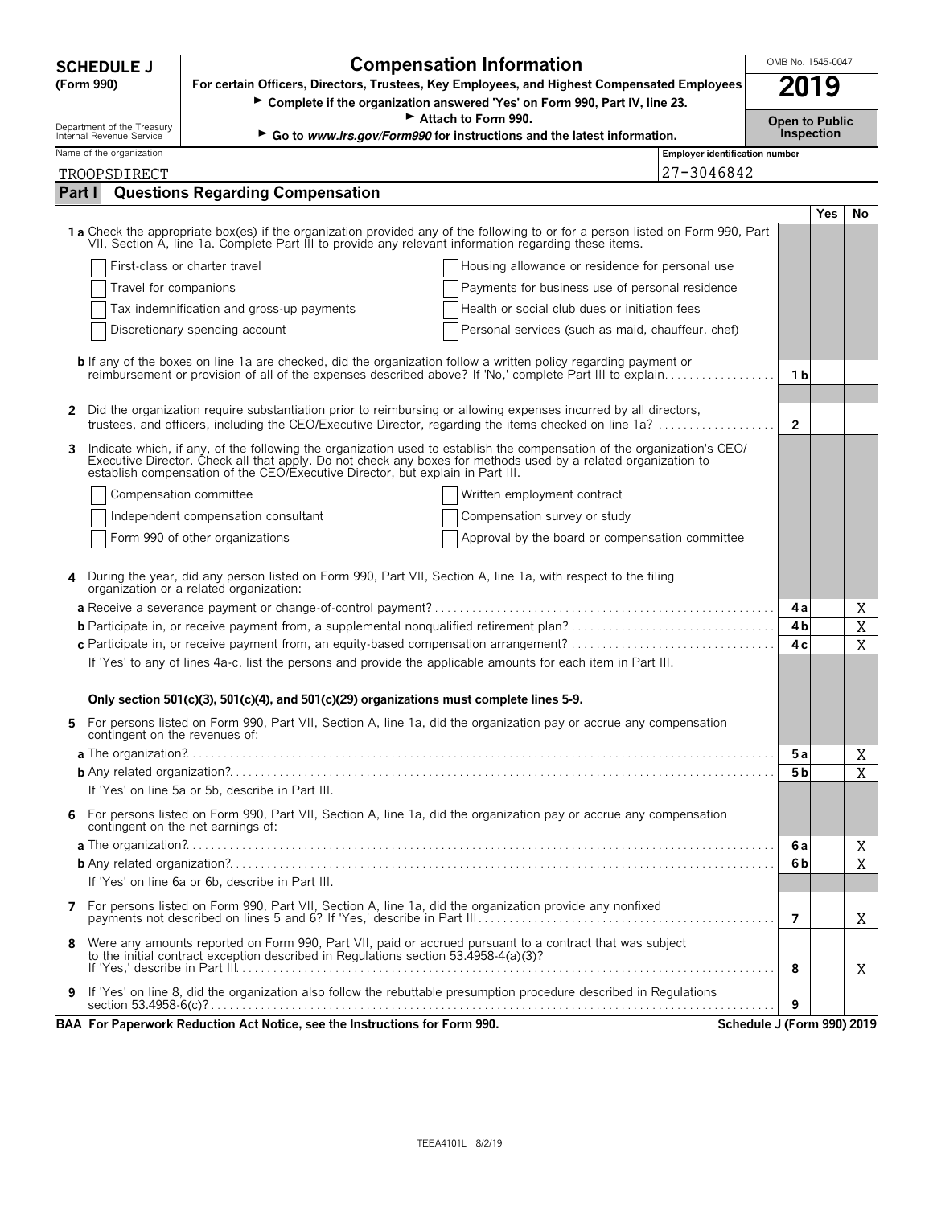# SCHEDULE J (Form 990)

Department of the Treasury
Internal Revenue Service

## Compensation Information

**For certain Officers, Directors, Trustees, Key Employees, and Highest Compensated Employees**

► **Complete if the organization answered 'Yes' on Form 990, Part IV, line 23.**

► **Attach to Form 990.**

► **Go to *www.irs.gov/Form990* for instructions and the latest information.**

OMB No. 1545-0047

**2019**

**Open to Public Inspection**

| Name of the organization | Employer identification number |
|---|---|
| TROOPSDIRECT | 27-3046842 |

## Part I — Questions Regarding Compensation

| | | | Yes | No |
|---|---|---|---|---|
| **1a** | Check the appropriate box(es) if the organization provided any of the following to or for a person listed on Form 990, Part VII, Section A, line 1a. Complete Part III to provide any relevant information regarding these items. | | | |
| | ☐ First-class or charter travel ☐ Housing allowance or residence for personal use | | | |
| | ☐ Travel for companions ☐ Payments for business use of personal residence | | | |
| | ☐ Tax indemnification and gross-up payments ☐ Health or social club dues or initiation fees | | | |
| | ☐ Discretionary spending account ☐ Personal services (such as maid, chauffeur, chef) | | | |
| **b** | If any of the boxes on line 1a are checked, did the organization follow a written policy regarding payment or reimbursement or provision of all of the expenses described above? If 'No,' complete Part III to explain | 1b | | |
| **2** | Did the organization require substantiation prior to reimbursing or allowing expenses incurred by all directors, trustees, and officers, including the CEO/Executive Director, regarding the items checked on line 1a? | 2 | | |
| **3** | Indicate which, if any, of the following the organization used to establish the compensation of the organization's CEO/Executive Director. Check all that apply. Do not check any boxes for methods used by a related organization to establish compensation of the CEO/Executive Director, but explain in Part III. | | | |
| | ☐ Compensation committee ☐ Written employment contract | | | |
| | ☐ Independent compensation consultant ☐ Compensation survey or study | | | |
| | ☐ Form 990 of other organizations ☐ Approval by the board or compensation committee | | | |
| **4** | During the year, did any person listed on Form 990, Part VII, Section A, line 1a, with respect to the filing organization or a related organization: | | | |
| **a** | Receive a severance payment or change-of-control payment? | 4a | | X |
| **b** | Participate in, or receive payment from, a supplemental nonqualified retirement plan? | 4b | | X |
| **c** | Participate in, or receive payment from, an equity-based compensation arrangement? | 4c | | X |
| | If 'Yes' to any of lines 4a-c, list the persons and provide the applicable amounts for each item in Part III. | | | |
| | **Only section 501(c)(3), 501(c)(4), and 501(c)(29) organizations must complete lines 5-9.** | | | |
| **5** | For persons listed on Form 990, Part VII, Section A, line 1a, did the organization pay or accrue any compensation contingent on the revenues of: | | | |
| **a** | The organization? | 5a | | X |
| **b** | Any related organization? | 5b | | X |
| | If 'Yes' on line 5a or 5b, describe in Part III. | | | |
| **6** | For persons listed on Form 990, Part VII, Section A, line 1a, did the organization pay or accrue any compensation contingent on the net earnings of: | | | |
| **a** | The organization? | 6a | | X |
| **b** | Any related organization? | 6b | | X |
| | If 'Yes' on line 6a or 6b, describe in Part III. | | | |
| **7** | For persons listed on Form 990, Part VII, Section A, line 1a, did the organization provide any nonfixed payments not described on lines 5 and 6? If 'Yes,' describe in Part III | 7 | | X |
| **8** | Were any amounts reported on Form 990, Part VII, paid or accrued pursuant to a contract that was subject to the initial contract exception described in Regulations section 53.4958-4(a)(3)? If 'Yes,' describe in Part III | 8 | | X |
| **9** | If 'Yes' on line 8, did the organization also follow the rebuttable presumption procedure described in Regulations section 53.4958-6(c)? | 9 | | |

**BAA For Paperwork Reduction Act Notice, see the Instructions for Form 990.** **Schedule J (Form 990) 2019**

TEEA4101L 8/2/19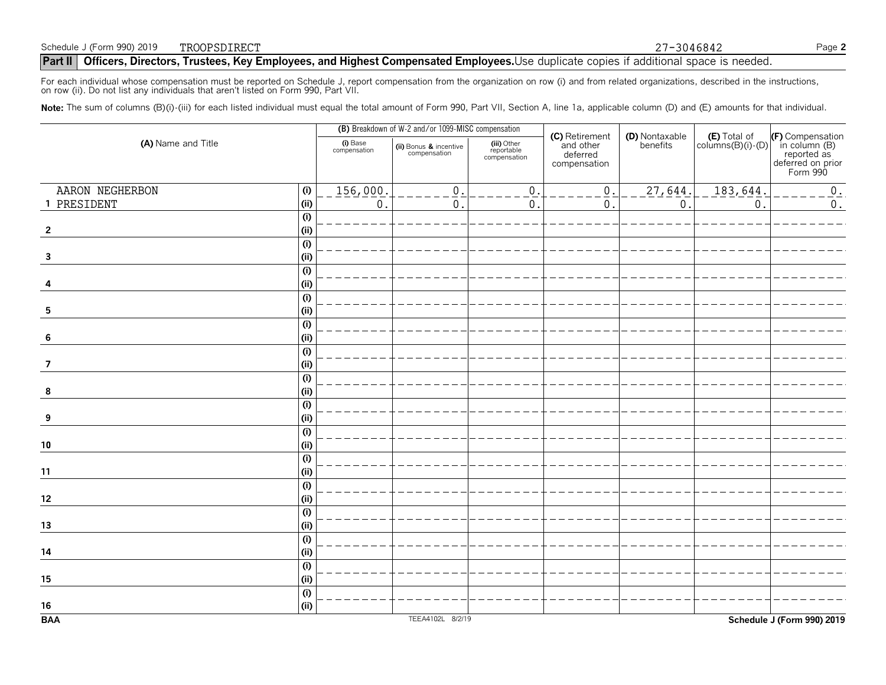Schedule J (Form 990) 2019 TROOPSDIRECT 27-3046842 Page **2**

## Part II Officers, Directors, Trustees, Key Employees, and Highest Compensated Employees. Use duplicate copies if additional space is needed.

For each individual whose compensation must be reported on Schedule J, report compensation from the organization on row (i) and from related organizations, described in the instructions, on row (ii). Do not list any individuals that aren't listed on Form 990, Part VII.

**Note:** The sum of columns (B)(i)-(iii) for each listed individual must equal the total amount of Form 990, Part VII, Section A, line 1a, applicable column (D) and (E) amounts for that individual.

| (A) Name and Title | | (B) Breakdown of W-2 and/or 1099-MISC compensation | | | (C) Retirement and other deferred compensation | (D) Nontaxable benefits | (E) Total of columns(B)(i)-(D) | (F) Compensation in column (B) reported as deferred on prior Form 990 |
|---|---|---|---|---|---|---|---|---|
| | | (i) Base compensation | (ii) Bonus & incentive compensation | (iii) Other reportable compensation | | | | |
| 1 AARON NEGHERBON PRESIDENT | (i) | 156,000. | 0. | 0. | 0. | 27,644. | 183,644. | 0. |
| | (ii) | 0. | 0. | 0. | 0. | 0. | 0. | 0. |
| 2 | (i) | | | | | | | |
| | (ii) | | | | | | | |
| 3 | (i) | | | | | | | |
| | (ii) | | | | | | | |
| 4 | (i) | | | | | | | |
| | (ii) | | | | | | | |
| 5 | (i) | | | | | | | |
| | (ii) | | | | | | | |
| 6 | (i) | | | | | | | |
| | (ii) | | | | | | | |
| 7 | (i) | | | | | | | |
| | (ii) | | | | | | | |
| 8 | (i) | | | | | | | |
| | (ii) | | | | | | | |
| 9 | (i) | | | | | | | |
| | (ii) | | | | | | | |
| 10 | (i) | | | | | | | |
| | (ii) | | | | | | | |
| 11 | (i) | | | | | | | |
| | (ii) | | | | | | | |
| 12 | (i) | | | | | | | |
| | (ii) | | | | | | | |
| 13 | (i) | | | | | | | |
| | (ii) | | | | | | | |
| 14 | (i) | | | | | | | |
| | (ii) | | | | | | | |
| 15 | (i) | | | | | | | |
| | (ii) | | | | | | | |
| 16 | (i) | | | | | | | |
| | (ii) | | | | | | | |

BAA TEEA4102L 8/2/19 **Schedule J (Form 990) 2019**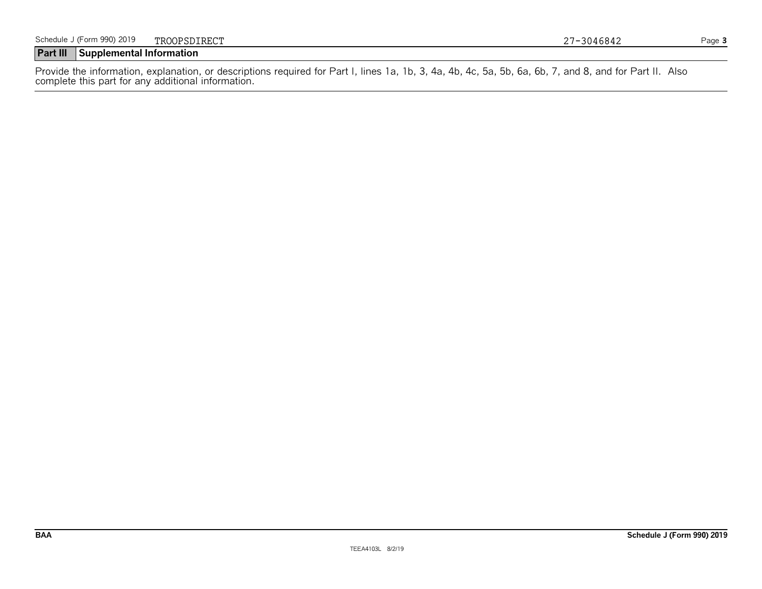Schedule J (Form 990) 2019 TROOPSDIRECT 27-3046842

## Part III Supplemental Information

Provide the information, explanation, or descriptions required for Part I, lines 1a, 1b, 3, 4a, 4b, 4c, 5a, 5b, 6a, 6b, 7, and 8, and for Part II. Also complete this part for any additional information.

BAA Schedule J (Form 990) 2019

TEEA4103L 8/2/19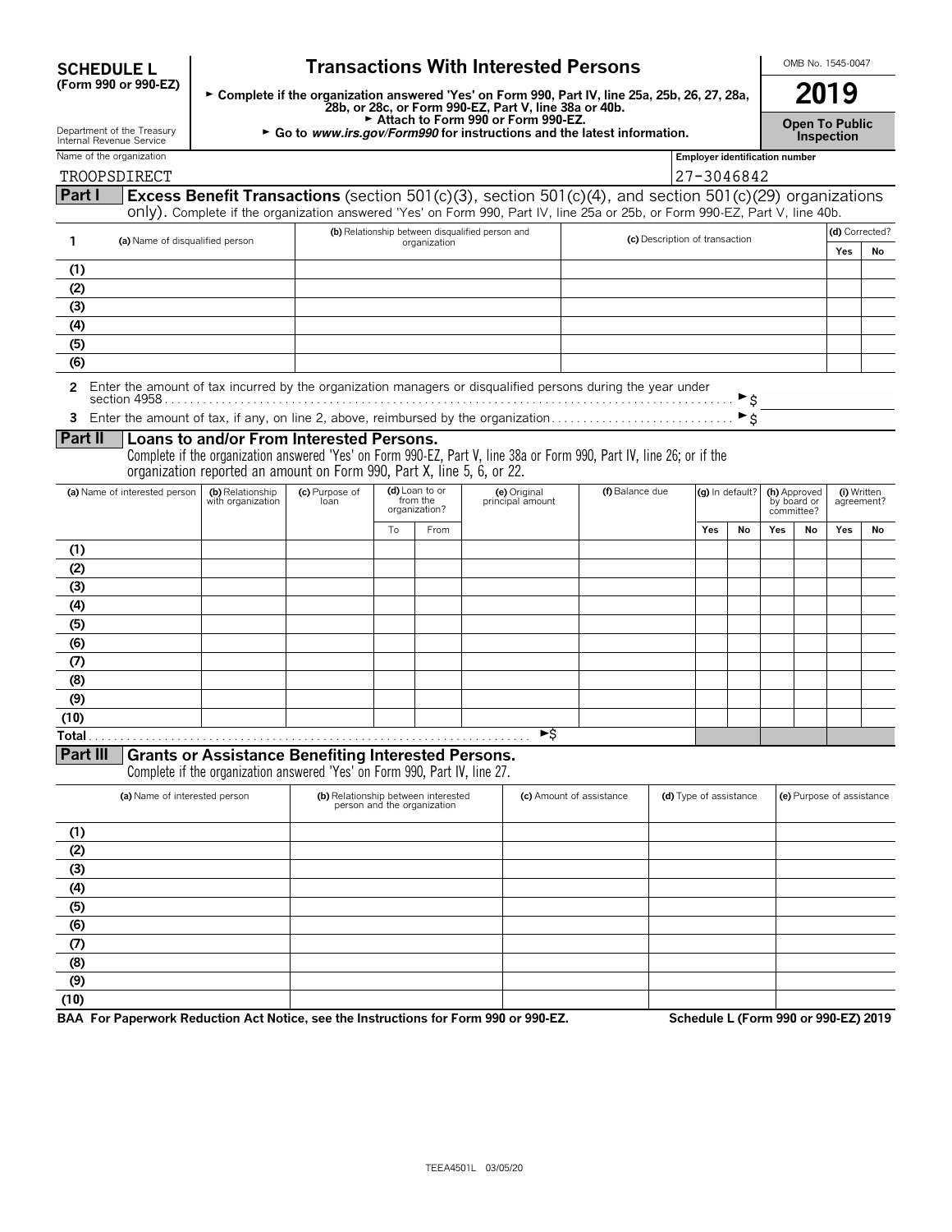**SCHEDULE L**
**(Form 990 or 990-EZ)**

Department of the Treasury
Internal Revenue Service

# Transactions With Interested Persons

► **Complete if the organization answered 'Yes' on Form 990, Part IV, line 25a, 25b, 26, 27, 28a, 28b, or 28c, or Form 990-EZ, Part V, line 38a or 40b.**
► **Attach to Form 990 or Form 990-EZ.**
► **Go to *www.irs.gov/Form990* for instructions and the latest information.**

OMB No. 1545-0047

**2019**

**Open To Public Inspection**

Name of the organization: TROOPSDIRECT

Employer identification number: 27-3046842

## Part I Excess Benefit Transactions (section 501(c)(3), section 501(c)(4), and section 501(c)(29) organizations only).

Complete if the organization answered 'Yes' on Form 990, Part IV, line 25a or 25b, or Form 990-EZ, Part V, line 40b.

| 1 | (a) Name of disqualified person | (b) Relationship between disqualified person and organization | (c) Description of transaction | (d) Corrected? Yes | No |
|---|---|---|---|---|---|
| (1) | | | | | |
| (2) | | | | | |
| (3) | | | | | |
| (4) | | | | | |
| (5) | | | | | |
| (6) | | | | | |

2 Enter the amount of tax incurred by the organization managers or disqualified persons during the year under section 4958 . . . ► $

3 Enter the amount of tax, if any, on line 2, above, reimbursed by the organization . . . ► $

## Part II Loans to and/or From Interested Persons.

Complete if the organization answered 'Yes' on Form 990-EZ, Part V, line 38a or Form 990, Part IV, line 26; or if the organization reported an amount on Form 990, Part X, line 5, 6, or 22.

| | (a) Name of interested person | (b) Relationship with organization | (c) Purpose of loan | (d) Loan to or from the organization? | | (e) Original principal amount | (f) Balance due | (g) In default? | | (h) Approved by board or committee? | | (i) Written agreement? | |
|---|---|---|---|---|---|---|---|---|---|---|---|---|---|
| | | | | To | From | | | Yes | No | Yes | No | Yes | No |
| (1) | | | | | | | | | | | | | |
| (2) | | | | | | | | | | | | | |
| (3) | | | | | | | | | | | | | |
| (4) | | | | | | | | | | | | | |
| (5) | | | | | | | | | | | | | |
| (6) | | | | | | | | | | | | | |
| (7) | | | | | | | | | | | | | |
| (8) | | | | | | | | | | | | | |
| (9) | | | | | | | | | | | | | |
| (10) | | | | | | | | | | | | | |
| Total | | | | | | ►$ | | | | | | | |

## Part III Grants or Assistance Benefiting Interested Persons.

Complete if the organization answered 'Yes' on Form 990, Part IV, line 27.

| | (a) Name of interested person | (b) Relationship between interested person and the organization | (c) Amount of assistance | (d) Type of assistance | (e) Purpose of assistance |
|---|---|---|---|---|---|
| (1) | | | | | |
| (2) | | | | | |
| (3) | | | | | |
| (4) | | | | | |
| (5) | | | | | |
| (6) | | | | | |
| (7) | | | | | |
| (8) | | | | | |
| (9) | | | | | |
| (10) | | | | | |

**BAA For Paperwork Reduction Act Notice, see the Instructions for Form 990 or 990-EZ.** **Schedule L (Form 990 or 990-EZ) 2019**

TEEA4501L 03/05/20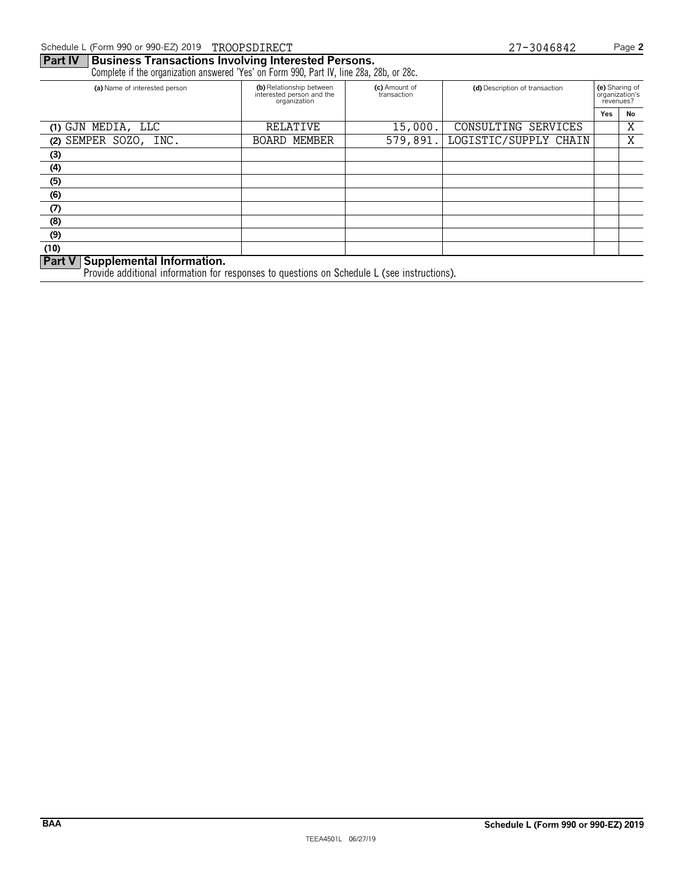## Part IV Business Transactions Involving Interested Persons.

Complete if the organization answered 'Yes' on Form 990, Part IV, line 28a, 28b, or 28c.

| (a) Name of interested person | (b) Relationship between interested person and the organization | (c) Amount of transaction | (d) Description of transaction | (e) Sharing of organization's revenues? | |
|---|---|---|---|---|---|
| | | | | Yes | No |
| (1) GJN MEDIA, LLC | RELATIVE | 15,000. | CONSULTING SERVICES | | X |
| (2) SEMPER SOZO, INC. | BOARD MEMBER | 579,891. | LOGISTIC/SUPPLY CHAIN | | X |
| (3) | | | | | |
| (4) | | | | | |
| (5) | | | | | |
| (6) | | | | | |
| (7) | | | | | |
| (8) | | | | | |
| (9) | | | | | |
| (10) | | | | | |

## Part V Supplemental Information.

Provide additional information for responses to questions on Schedule L (see instructions).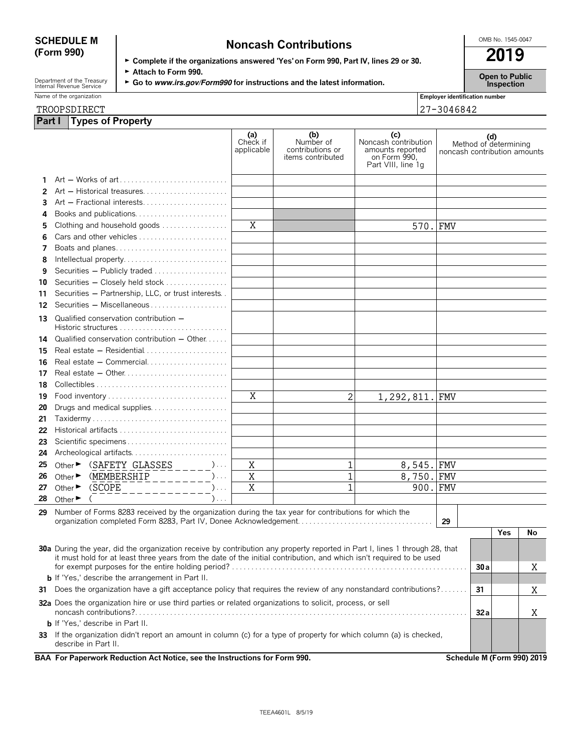**SCHEDULE M (Form 990)**

Department of the Treasury
Internal Revenue Service

# Noncash Contributions

► Complete if the organizations answered 'Yes' on Form 990, Part IV, lines 29 or 30.
► Attach to Form 990.
► Go to *www.irs.gov/Form990* for instructions and the latest information.

OMB No. 1545-0047

**2019**

**Open to Public Inspection**

Name of the organization: TROOPSDIRECT

Employer identification number: 27-3046842

## Part I Types of Property

| | | (a) Check if applicable | (b) Number of contributions or items contributed | (c) Noncash contribution amounts reported on Form 990, Part VIII, line 1g | (d) Method of determining noncash contribution amounts |
|---|---|---|---|---|---|
| 1 | Art — Works of art | | | | |
| 2 | Art — Historical treasures | | | | |
| 3 | Art — Fractional interests | | | | |
| 4 | Books and publications | | | | |
| 5 | Clothing and household goods | X | | 570. | FMV |
| 6 | Cars and other vehicles | | | | |
| 7 | Boats and planes | | | | |
| 8 | Intellectual property | | | | |
| 9 | Securities — Publicly traded | | | | |
| 10 | Securities — Closely held stock | | | | |
| 11 | Securities — Partnership, LLC, or trust interests | | | | |
| 12 | Securities — Miscellaneous | | | | |
| 13 | Qualified conservation contribution — Historic structures | | | | |
| 14 | Qualified conservation contribution — Other | | | | |
| 15 | Real estate — Residential | | | | |
| 16 | Real estate — Commercial | | | | |
| 17 | Real estate — Other | | | | |
| 18 | Collectibles | | | | |
| 19 | Food inventory | X | 2 | 1,292,811. | FMV |
| 20 | Drugs and medical supplies | | | | |
| 21 | Taxidermy | | | | |
| 22 | Historical artifacts | | | | |
| 23 | Scientific specimens | | | | |
| 24 | Archeological artifacts | | | | |
| 25 | Other ► (SAFETY GLASSES) | X | 1 | 8,545. | FMV |
| 26 | Other ► (MEMBERSHIP) | X | 1 | 8,750. | FMV |
| 27 | Other ► (SCOPE) | X | 1 | 900. | FMV |
| 28 | Other ► ( ) | | | | |

29 Number of Forms 8283 received by the organization during the tax year for contributions for which the organization completed Form 8283, Part IV, Donee Acknowledgement | 29 |

| | | | Yes | No |
|---|---|---|---|---|
| 30a | During the year, did the organization receive by contribution any property reported in Part I, lines 1 through 28, that it must hold for at least three years from the date of the initial contribution, and which isn't required to be used for exempt purposes for the entire holding period? | 30a | | X |
| b | If 'Yes,' describe the arrangement in Part II. | | | |
| 31 | Does the organization have a gift acceptance policy that requires the review of any nonstandard contributions? | 31 | | X |
| 32a | Does the organization hire or use third parties or related organizations to solicit, process, or sell noncash contributions? | 32a | | X |
| b | If 'Yes,' describe in Part II. | | | |
| 33 | If the organization didn't report an amount in column (c) for a type of property for which column (a) is checked, describe in Part II. | | | |

**BAA For Paperwork Reduction Act Notice, see the Instructions for Form 990.** **Schedule M (Form 990) 2019**

TEEA4601L 8/5/19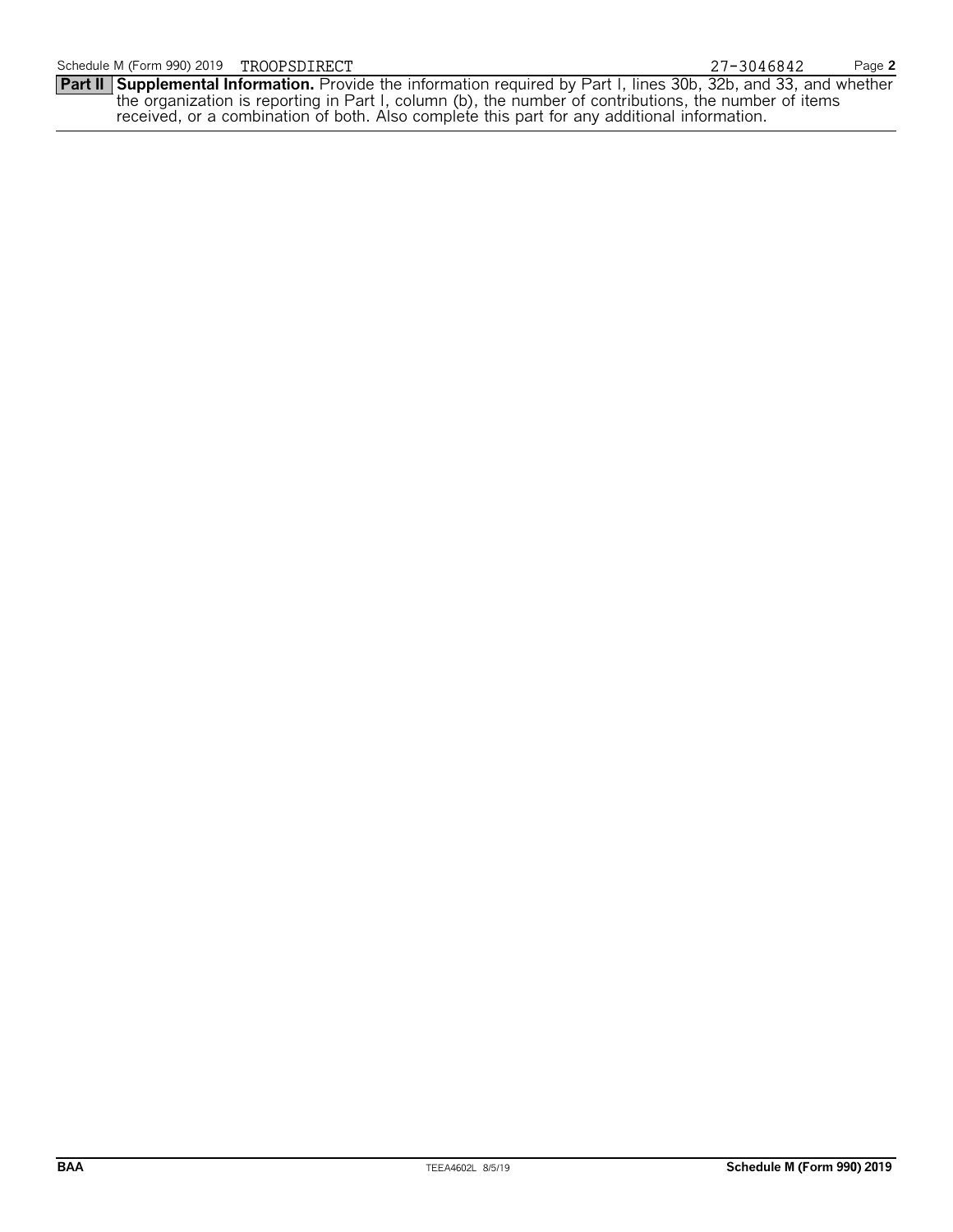Schedule M (Form 990) 2019 TROOPSDIRECT 27-3046842

**Part II** **Supplemental Information.** Provide the information required by Part I, lines 30b, 32b, and 33, and whether the organization is reporting in Part I, column (b), the number of contributions, the number of items received, or a combination of both. Also complete this part for any additional information.

BAA TEEA4602L 8/5/19 Schedule M (Form 990) 2019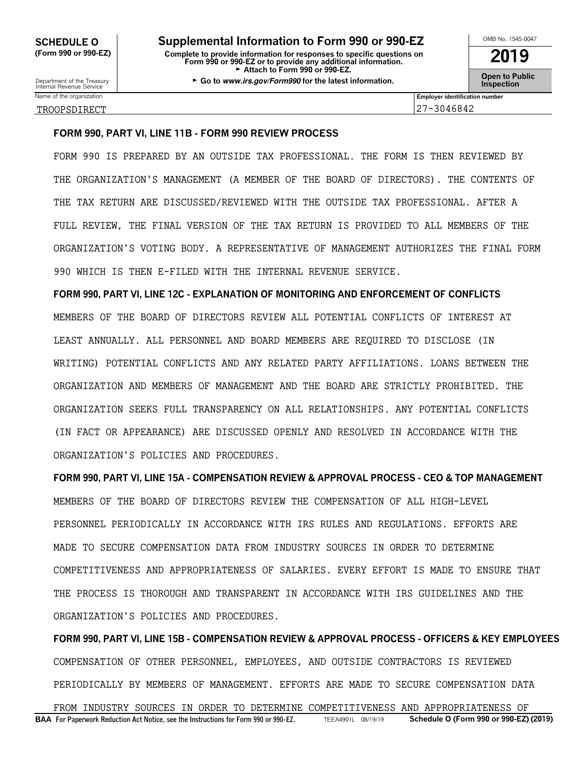**SCHEDULE O (Form 990 or 990-EZ)**

Department of the Treasury
Internal Revenue Service

# Supplemental Information to Form 990 or 990-EZ

**Complete to provide information for responses to specific questions on Form 990 or 990-EZ or to provide any additional information.**
► **Attach to Form 990 or 990-EZ.**
► **Go to *www.irs.gov/Form990* for the latest information.**

OMB No. 1545-0047

**2019**

**Open to Public Inspection**

| Name of the organization | Employer identification number |
|---|---|
| TROOPSDIRECT | 27-3046842 |

**FORM 990, PART VI, LINE 11B - FORM 990 REVIEW PROCESS**

FORM 990 IS PREPARED BY AN OUTSIDE TAX PROFESSIONAL. THE FORM IS THEN REVIEWED BY THE ORGANIZATION'S MANAGEMENT (A MEMBER OF THE BOARD OF DIRECTORS). THE CONTENTS OF THE TAX RETURN ARE DISCUSSED/REVIEWED WITH THE OUTSIDE TAX PROFESSIONAL. AFTER A FULL REVIEW, THE FINAL VERSION OF THE TAX RETURN IS PROVIDED TO ALL MEMBERS OF THE ORGANIZATION'S VOTING BODY. A REPRESENTATIVE OF MANAGEMENT AUTHORIZES THE FINAL FORM 990 WHICH IS THEN E-FILED WITH THE INTERNAL REVENUE SERVICE.

**FORM 990, PART VI, LINE 12C - EXPLANATION OF MONITORING AND ENFORCEMENT OF CONFLICTS**

MEMBERS OF THE BOARD OF DIRECTORS REVIEW ALL POTENTIAL CONFLICTS OF INTEREST AT LEAST ANNUALLY. ALL PERSONNEL AND BOARD MEMBERS ARE REQUIRED TO DISCLOSE (IN WRITING) POTENTIAL CONFLICTS AND ANY RELATED PARTY AFFILIATIONS. LOANS BETWEEN THE ORGANIZATION AND MEMBERS OF MANAGEMENT AND THE BOARD ARE STRICTLY PROHIBITED. THE ORGANIZATION SEEKS FULL TRANSPARENCY ON ALL RELATIONSHIPS. ANY POTENTIAL CONFLICTS (IN FACT OR APPEARANCE) ARE DISCUSSED OPENLY AND RESOLVED IN ACCORDANCE WITH THE ORGANIZATION'S POLICIES AND PROCEDURES.

**FORM 990, PART VI, LINE 15A - COMPENSATION REVIEW & APPROVAL PROCESS - CEO & TOP MANAGEMENT**

MEMBERS OF THE BOARD OF DIRECTORS REVIEW THE COMPENSATION OF ALL HIGH-LEVEL PERSONNEL PERIODICALLY IN ACCORDANCE WITH IRS RULES AND REGULATIONS. EFFORTS ARE MADE TO SECURE COMPENSATION DATA FROM INDUSTRY SOURCES IN ORDER TO DETERMINE COMPETITIVENESS AND APPROPRIATENESS OF SALARIES. EVERY EFFORT IS MADE TO ENSURE THAT THE PROCESS IS THOROUGH AND TRANSPARENT IN ACCORDANCE WITH IRS GUIDELINES AND THE ORGANIZATION'S POLICIES AND PROCEDURES.

**FORM 990, PART VI, LINE 15B - COMPENSATION REVIEW & APPROVAL PROCESS - OFFICERS & KEY EMPLOYEES**

COMPENSATION OF OTHER PERSONNEL, EMPLOYEES, AND OUTSIDE CONTRACTORS IS REVIEWED PERIODICALLY BY MEMBERS OF MANAGEMENT. EFFORTS ARE MADE TO SECURE COMPENSATION DATA FROM INDUSTRY SOURCES IN ORDER TO DETERMINE COMPETITIVENESS AND APPROPRIATENESS OF

**BAA For Paperwork Reduction Act Notice, see the Instructions for Form 990 or 990-EZ.** TEEA4901L 08/19/19 **Schedule O (Form 990 or 990-EZ) (2019)**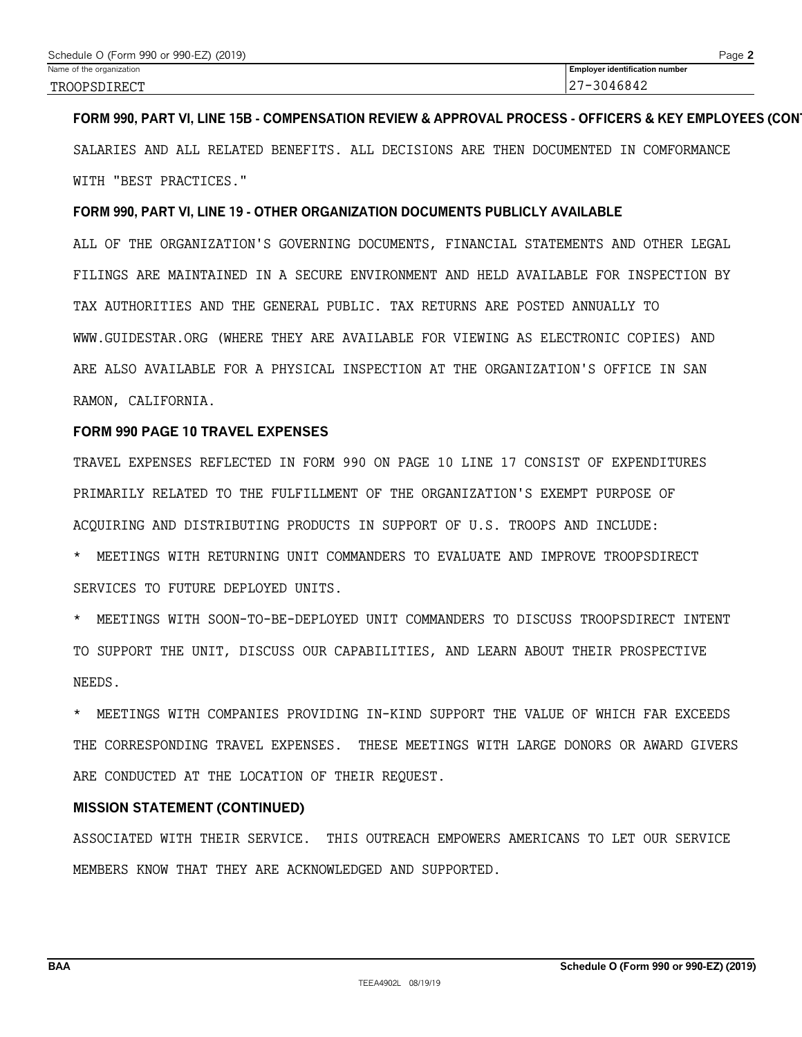Schedule O (Form 990 or 990-EZ) (2019)

| Name of the organization | Employer identification number |
| --- | --- |
| TROOPSDIRECT | 27-3046842 |

**FORM 990, PART VI, LINE 15B - COMPENSATION REVIEW & APPROVAL PROCESS - OFFICERS & KEY EMPLOYEES (CONT**

SALARIES AND ALL RELATED BENEFITS. ALL DECISIONS ARE THEN DOCUMENTED IN COMFORMANCE WITH "BEST PRACTICES."

**FORM 990, PART VI, LINE 19 - OTHER ORGANIZATION DOCUMENTS PUBLICLY AVAILABLE**

ALL OF THE ORGANIZATION'S GOVERNING DOCUMENTS, FINANCIAL STATEMENTS AND OTHER LEGAL FILINGS ARE MAINTAINED IN A SECURE ENVIRONMENT AND HELD AVAILABLE FOR INSPECTION BY TAX AUTHORITIES AND THE GENERAL PUBLIC. TAX RETURNS ARE POSTED ANNUALLY TO WWW.GUIDESTAR.ORG (WHERE THEY ARE AVAILABLE FOR VIEWING AS ELECTRONIC COPIES) AND ARE ALSO AVAILABLE FOR A PHYSICAL INSPECTION AT THE ORGANIZATION'S OFFICE IN SAN RAMON, CALIFORNIA.

**FORM 990 PAGE 10 TRAVEL EXPENSES**

TRAVEL EXPENSES REFLECTED IN FORM 990 ON PAGE 10 LINE 17 CONSIST OF EXPENDITURES PRIMARILY RELATED TO THE FULFILLMENT OF THE ORGANIZATION'S EXEMPT PURPOSE OF ACQUIRING AND DISTRIBUTING PRODUCTS IN SUPPORT OF U.S. TROOPS AND INCLUDE:

* MEETINGS WITH RETURNING UNIT COMMANDERS TO EVALUATE AND IMPROVE TROOPSDIRECT SERVICES TO FUTURE DEPLOYED UNITS.
* MEETINGS WITH SOON-TO-BE-DEPLOYED UNIT COMMANDERS TO DISCUSS TROOPSDIRECT INTENT TO SUPPORT THE UNIT, DISCUSS OUR CAPABILITIES, AND LEARN ABOUT THEIR PROSPECTIVE NEEDS.
* MEETINGS WITH COMPANIES PROVIDING IN-KIND SUPPORT THE VALUE OF WHICH FAR EXCEEDS THE CORRESPONDING TRAVEL EXPENSES. THESE MEETINGS WITH LARGE DONORS OR AWARD GIVERS ARE CONDUCTED AT THE LOCATION OF THEIR REQUEST.

**MISSION STATEMENT (CONTINUED)**

ASSOCIATED WITH THEIR SERVICE. THIS OUTREACH EMPOWERS AMERICANS TO LET OUR SERVICE MEMBERS KNOW THAT THEY ARE ACKNOWLEDGED AND SUPPORTED.